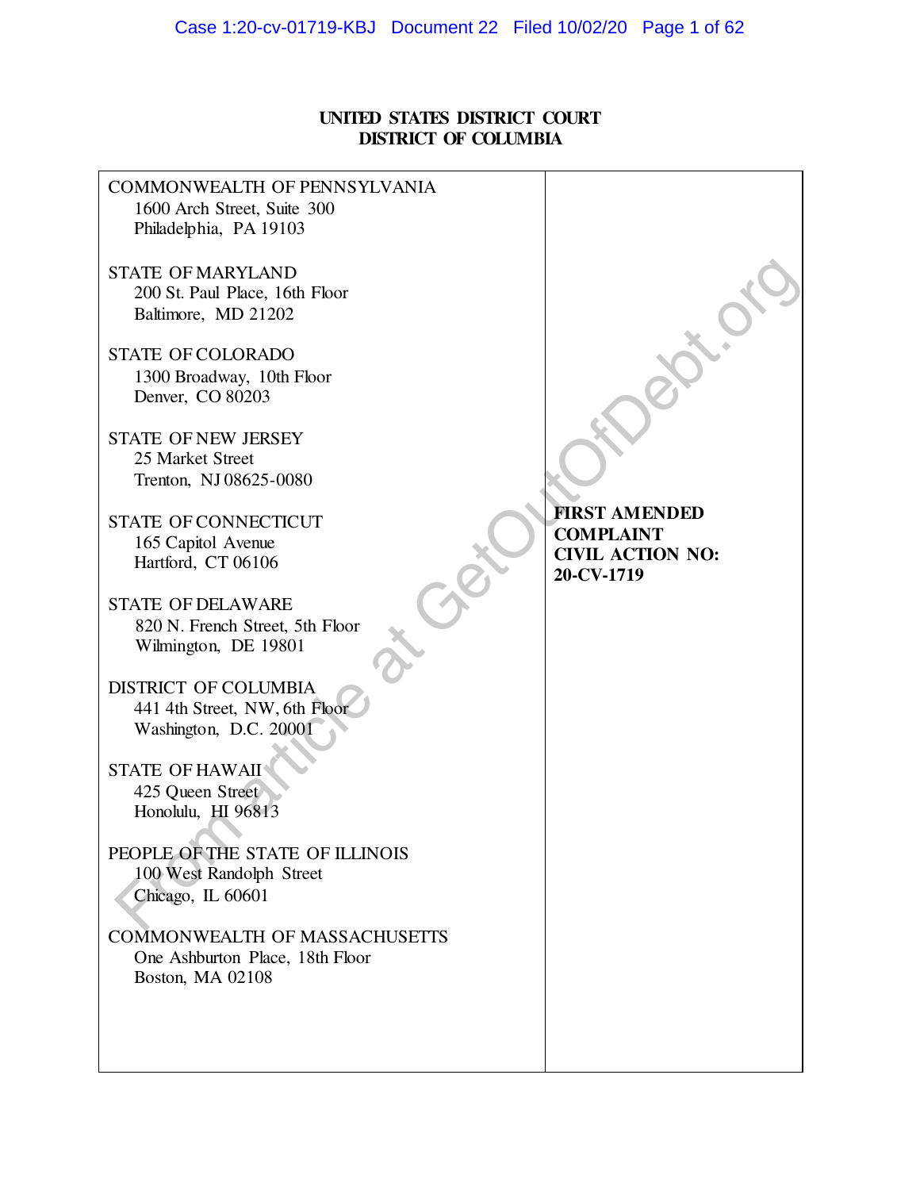**UNITED STATES DISTRICT COURT**
**DISTRICT OF COLUMBIA**

| | |
|---|---|
| COMMONWEALTH OF PENNSYLVANIA<br>1600 Arch Street, Suite 300<br>Philadelphia, PA 19103<br><br>STATE OF MARYLAND<br>200 St. Paul Place, 16th Floor<br>Baltimore, MD 21202<br><br>STATE OF COLORADO<br>1300 Broadway, 10th Floor<br>Denver, CO 80203<br><br>STATE OF NEW JERSEY<br>25 Market Street<br>Trenton, NJ 08625-0080<br><br>STATE OF CONNECTICUT<br>165 Capitol Avenue<br>Hartford, CT 06106<br><br>STATE OF DELAWARE<br>820 N. French Street, 5th Floor<br>Wilmington, DE 19801<br><br>DISTRICT OF COLUMBIA<br>441 4th Street, NW, 6th Floor<br>Washington, D.C. 20001<br><br>STATE OF HAWAII<br>425 Queen Street<br>Honolulu, HI 96813<br><br>PEOPLE OF THE STATE OF ILLINOIS<br>100 West Randolph Street<br>Chicago, IL 60601<br><br>COMMONWEALTH OF MASSACHUSETTS<br>One Ashburton Place, 18th Floor<br>Boston, MA 02108 | **FIRST AMENDED COMPLAINT**<br>**CIVIL ACTION NO: 20-CV-1719** |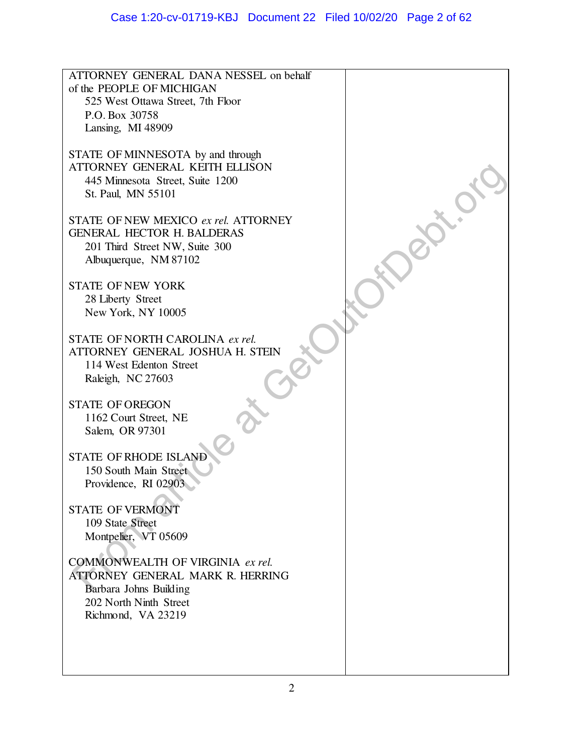ATTORNEY GENERAL DANA NESSEL on behalf of the PEOPLE OF MICHIGAN
525 West Ottawa Street, 7th Floor
P.O. Box 30758
Lansing, MI 48909

STATE OF MINNESOTA by and through ATTORNEY GENERAL KEITH ELLISON
445 Minnesota Street, Suite 1200
St. Paul, MN 55101

STATE OF NEW MEXICO *ex rel.* ATTORNEY GENERAL HECTOR H. BALDERAS
201 Third Street NW, Suite 300
Albuquerque, NM 87102

STATE OF NEW YORK
28 Liberty Street
New York, NY 10005

STATE OF NORTH CAROLINA *ex rel.* ATTORNEY GENERAL JOSHUA H. STEIN
114 West Edenton Street
Raleigh, NC 27603

STATE OF OREGON
1162 Court Street, NE
Salem, OR 97301

STATE OF RHODE ISLAND
150 South Main Street
Providence, RI 02903

STATE OF VERMONT
109 State Street
Montpelier, VT 05609

COMMONWEALTH OF VIRGINIA *ex rel.* ATTORNEY GENERAL MARK R. HERRING
Barbara Johns Building
202 North Ninth Street
Richmond, VA 23219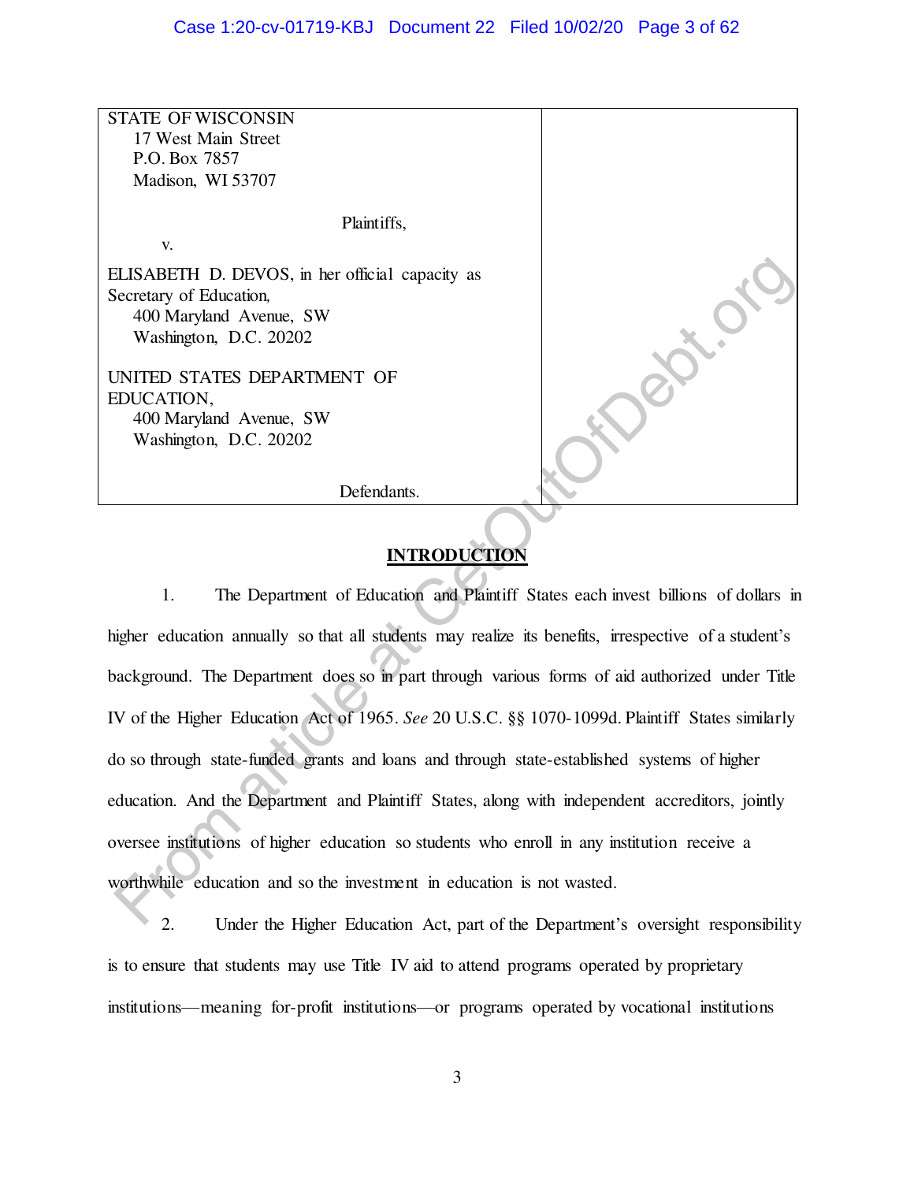| | |
|---|---|
| STATE OF WISCONSIN<br>17 West Main Street<br>P.O. Box 7857<br>Madison, WI 53707<br><br>Plaintiffs,<br><br>v.<br><br>ELISABETH D. DEVOS, in her official capacity as Secretary of Education,<br>400 Maryland Avenue, SW<br>Washington, D.C. 20202<br><br>UNITED STATES DEPARTMENT OF EDUCATION,<br>400 Maryland Avenue, SW<br>Washington, D.C. 20202<br><br>Defendants. | |

## INTRODUCTION

1. The Department of Education and Plaintiff States each invest billions of dollars in higher education annually so that all students may realize its benefits, irrespective of a student's background. The Department does so in part through various forms of aid authorized under Title IV of the Higher Education Act of 1965. *See* 20 U.S.C. §§ 1070-1099d. Plaintiff States similarly do so through state-funded grants and loans and through state-established systems of higher education. And the Department and Plaintiff States, along with independent accreditors, jointly oversee institutions of higher education so students who enroll in any institution receive a worthwhile education and so the investment in education is not wasted.

2. Under the Higher Education Act, part of the Department's oversight responsibility is to ensure that students may use Title IV aid to attend programs operated by proprietary institutions—meaning for-profit institutions—or programs operated by vocational institutions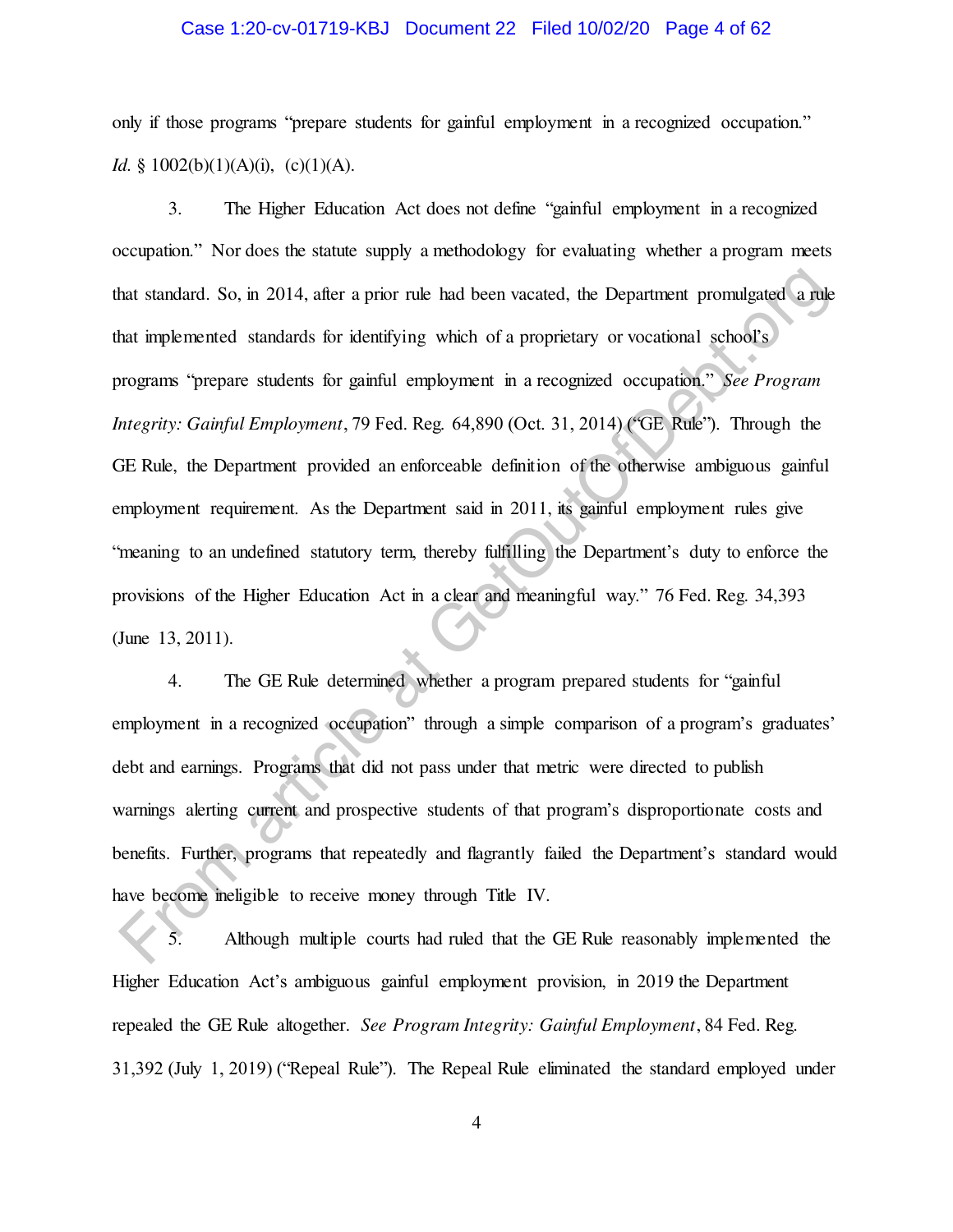only if those programs "prepare students for gainful employment in a recognized occupation." *Id.* § 1002(b)(1)(A)(i), (c)(1)(A).

3. The Higher Education Act does not define "gainful employment in a recognized occupation." Nor does the statute supply a methodology for evaluating whether a program meets that standard. So, in 2014, after a prior rule had been vacated, the Department promulgated a rule that implemented standards for identifying which of a proprietary or vocational school's programs "prepare students for gainful employment in a recognized occupation." *See Program Integrity: Gainful Employment*, 79 Fed. Reg. 64,890 (Oct. 31, 2014) ("GE Rule"). Through the GE Rule, the Department provided an enforceable definition of the otherwise ambiguous gainful employment requirement. As the Department said in 2011, its gainful employment rules give "meaning to an undefined statutory term, thereby fulfilling the Department's duty to enforce the provisions of the Higher Education Act in a clear and meaningful way." 76 Fed. Reg. 34,393 (June 13, 2011).

4. The GE Rule determined whether a program prepared students for "gainful employment in a recognized occupation" through a simple comparison of a program's graduates' debt and earnings. Programs that did not pass under that metric were directed to publish warnings alerting current and prospective students of that program's disproportionate costs and benefits. Further, programs that repeatedly and flagrantly failed the Department's standard would have become ineligible to receive money through Title IV.

5. Although multiple courts had ruled that the GE Rule reasonably implemented the Higher Education Act's ambiguous gainful employment provision, in 2019 the Department repealed the GE Rule altogether. *See Program Integrity: Gainful Employment*, 84 Fed. Reg. 31,392 (July 1, 2019) ("Repeal Rule"). The Repeal Rule eliminated the standard employed under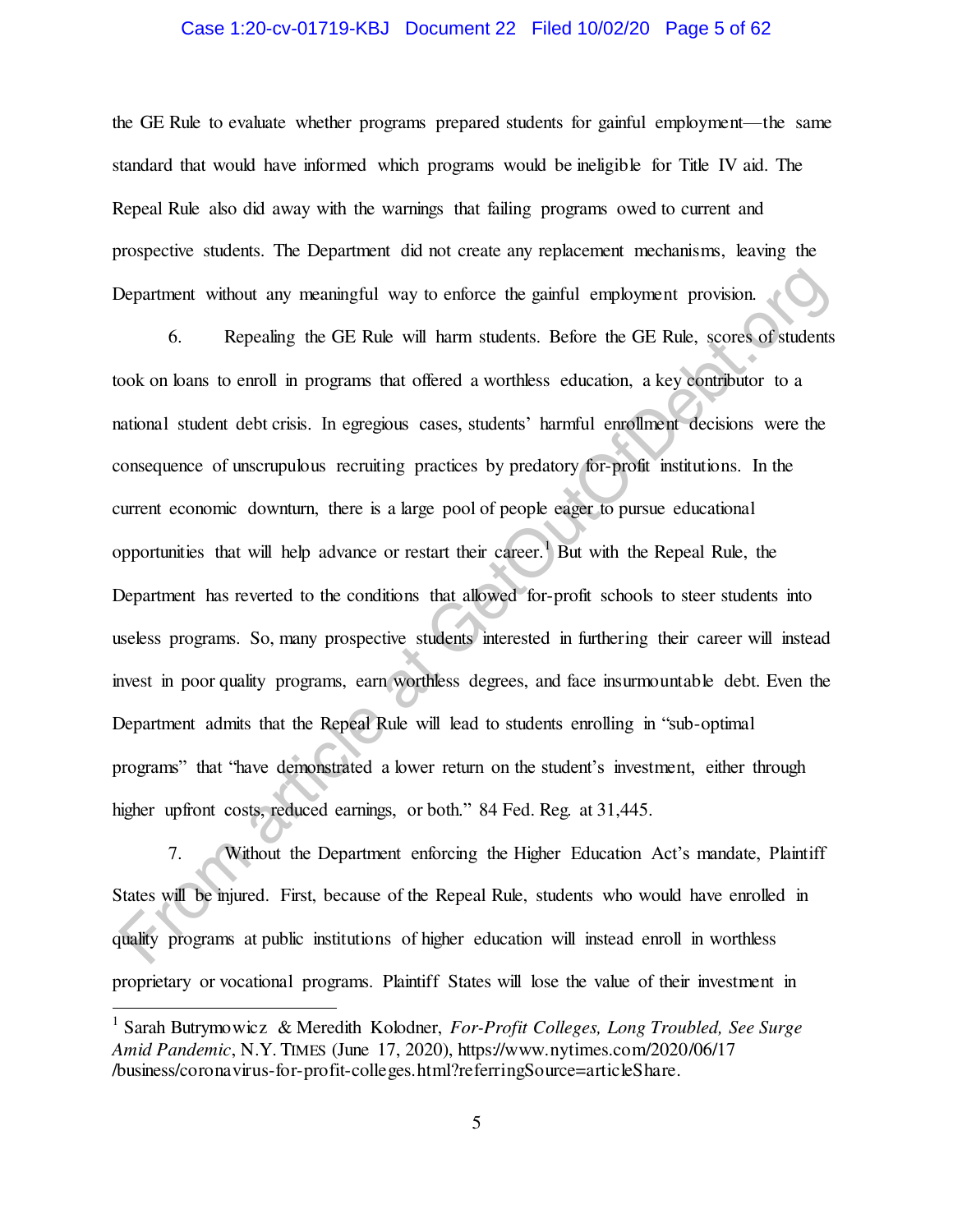the GE Rule to evaluate whether programs prepared students for gainful employment—the same standard that would have informed which programs would be ineligible for Title IV aid. The Repeal Rule also did away with the warnings that failing programs owed to current and prospective students. The Department did not create any replacement mechanisms, leaving the Department without any meaningful way to enforce the gainful employment provision.

6. Repealing the GE Rule will harm students. Before the GE Rule, scores of students took on loans to enroll in programs that offered a worthless education, a key contributor to a national student debt crisis. In egregious cases, students' harmful enrollment decisions were the consequence of unscrupulous recruiting practices by predatory for-profit institutions. In the current economic downturn, there is a large pool of people eager to pursue educational opportunities that will help advance or restart their career.[1] But with the Repeal Rule, the Department has reverted to the conditions that allowed for-profit schools to steer students into useless programs. So, many prospective students interested in furthering their career will instead invest in poor quality programs, earn worthless degrees, and face insurmountable debt. Even the Department admits that the Repeal Rule will lead to students enrolling in "sub-optimal programs" that "have demonstrated a lower return on the student's investment, either through higher upfront costs, reduced earnings, or both." 84 Fed. Reg. at 31,445.

7. Without the Department enforcing the Higher Education Act's mandate, Plaintiff States will be injured. First, because of the Repeal Rule, students who would have enrolled in quality programs at public institutions of higher education will instead enroll in worthless proprietary or vocational programs. Plaintiff States will lose the value of their investment in

---

[1] Sarah Butrymowicz & Meredith Kolodner, *For-Profit Colleges, Long Troubled, See Surge Amid Pandemic*, N.Y. TIMES (June 17, 2020), https://www.nytimes.com/2020/06/17/business/coronavirus-for-profit-colleges.html?referringSource=articleShare.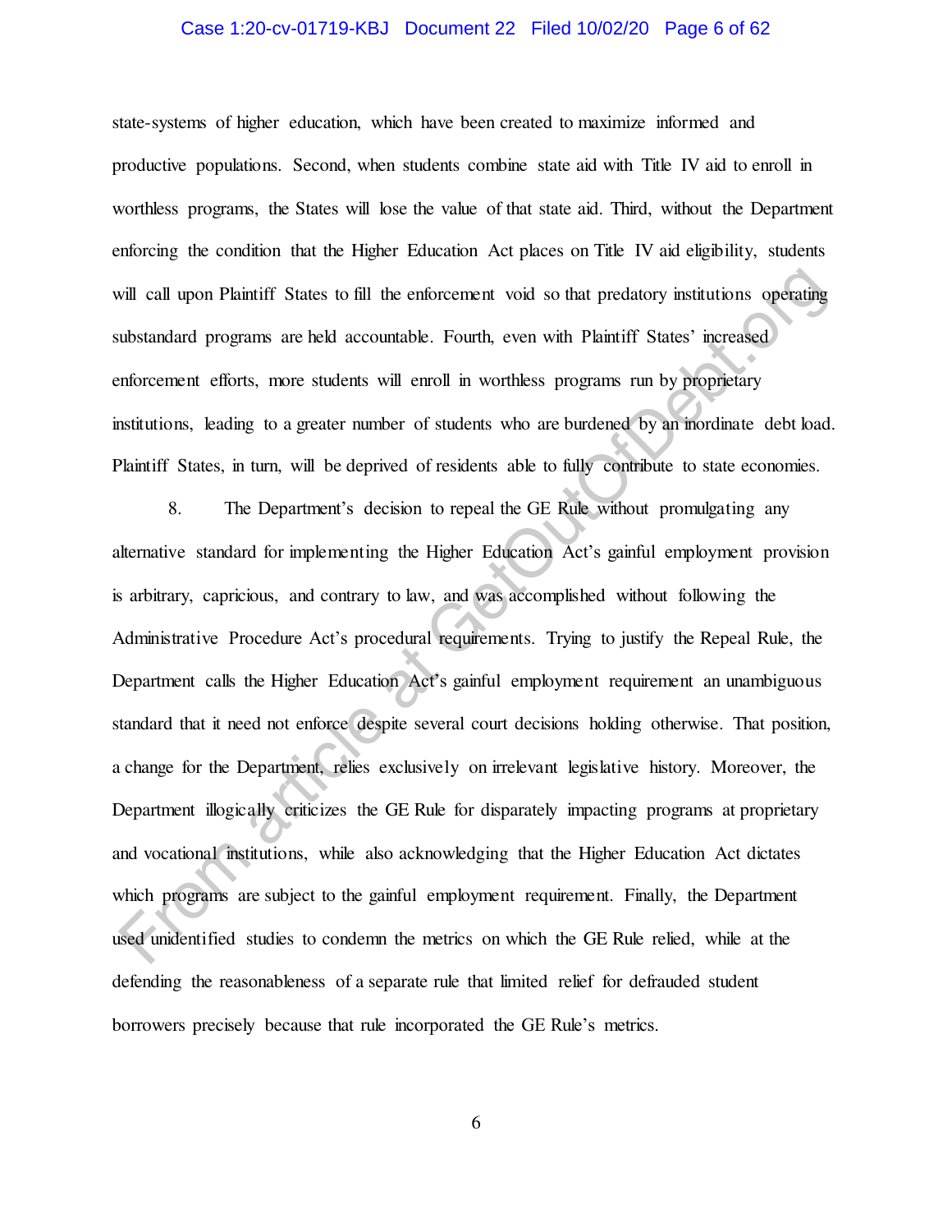state-systems of higher education, which have been created to maximize informed and productive populations. Second, when students combine state aid with Title IV aid to enroll in worthless programs, the States will lose the value of that state aid. Third, without the Department enforcing the condition that the Higher Education Act places on Title IV aid eligibility, students will call upon Plaintiff States to fill the enforcement void so that predatory institutions operating substandard programs are held accountable. Fourth, even with Plaintiff States' increased enforcement efforts, more students will enroll in worthless programs run by proprietary institutions, leading to a greater number of students who are burdened by an inordinate debt load. Plaintiff States, in turn, will be deprived of residents able to fully contribute to state economies.

8. The Department's decision to repeal the GE Rule without promulgating any alternative standard for implementing the Higher Education Act's gainful employment provision is arbitrary, capricious, and contrary to law, and was accomplished without following the Administrative Procedure Act's procedural requirements. Trying to justify the Repeal Rule, the Department calls the Higher Education Act's gainful employment requirement an unambiguous standard that it need not enforce despite several court decisions holding otherwise. That position, a change for the Department, relies exclusively on irrelevant legislative history. Moreover, the Department illogically criticizes the GE Rule for disparately impacting programs at proprietary and vocational institutions, while also acknowledging that the Higher Education Act dictates which programs are subject to the gainful employment requirement. Finally, the Department used unidentified studies to condemn the metrics on which the GE Rule relied, while at the defending the reasonableness of a separate rule that limited relief for defrauded student borrowers precisely because that rule incorporated the GE Rule's metrics.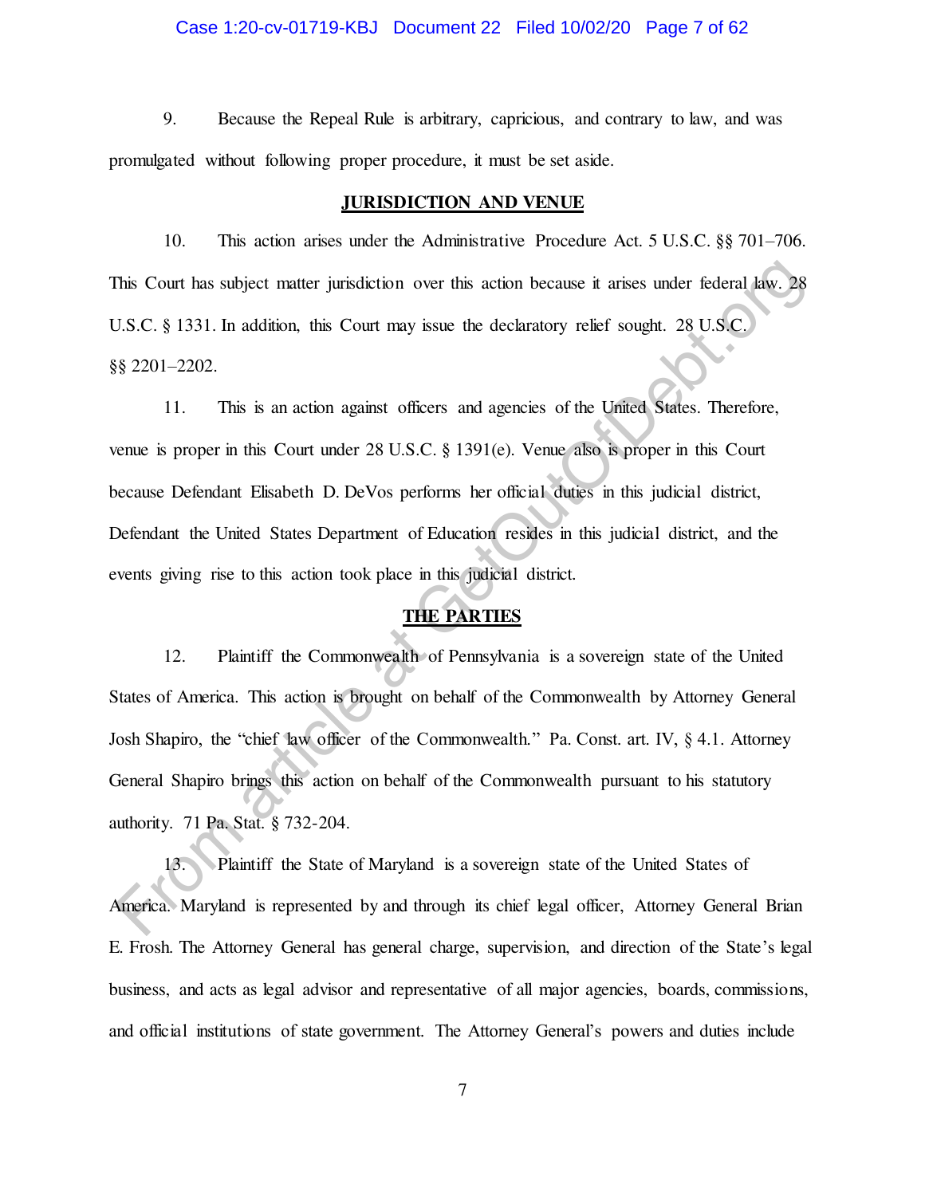9. Because the Repeal Rule is arbitrary, capricious, and contrary to law, and was promulgated without following proper procedure, it must be set aside.

## JURISDICTION AND VENUE

10. This action arises under the Administrative Procedure Act. 5 U.S.C. §§ 701–706. This Court has subject matter jurisdiction over this action because it arises under federal law. 28 U.S.C. § 1331. In addition, this Court may issue the declaratory relief sought. 28 U.S.C. §§ 2201–2202.

11. This is an action against officers and agencies of the United States. Therefore, venue is proper in this Court under 28 U.S.C. § 1391(e). Venue also is proper in this Court because Defendant Elisabeth D. DeVos performs her official duties in this judicial district, Defendant the United States Department of Education resides in this judicial district, and the events giving rise to this action took place in this judicial district.

## THE PARTIES

12. Plaintiff the Commonwealth of Pennsylvania is a sovereign state of the United States of America. This action is brought on behalf of the Commonwealth by Attorney General Josh Shapiro, the "chief law officer of the Commonwealth." Pa. Const. art. IV, § 4.1. Attorney General Shapiro brings this action on behalf of the Commonwealth pursuant to his statutory authority. 71 Pa. Stat. § 732-204.

13. Plaintiff the State of Maryland is a sovereign state of the United States of America. Maryland is represented by and through its chief legal officer, Attorney General Brian E. Frosh. The Attorney General has general charge, supervision, and direction of the State's legal business, and acts as legal advisor and representative of all major agencies, boards, commissions, and official institutions of state government. The Attorney General's powers and duties include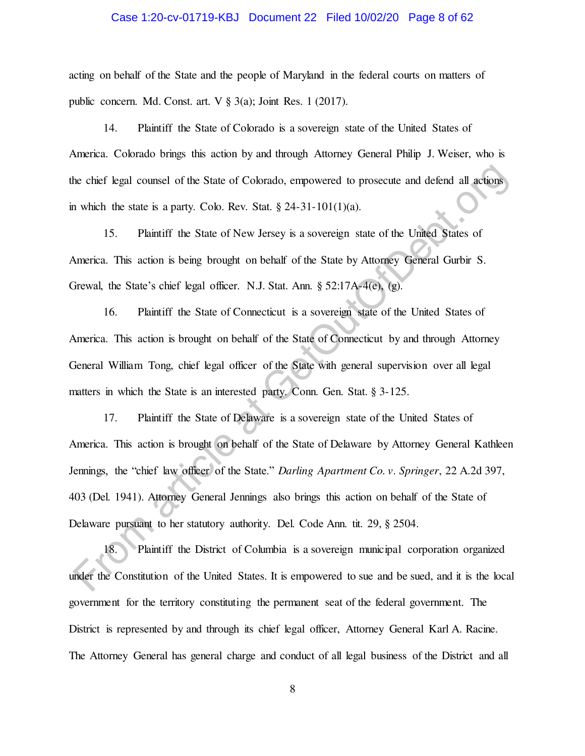acting on behalf of the State and the people of Maryland in the federal courts on matters of public concern. Md. Const. art. V § 3(a); Joint Res. 1 (2017).

14. Plaintiff the State of Colorado is a sovereign state of the United States of America. Colorado brings this action by and through Attorney General Philip J. Weiser, who is the chief legal counsel of the State of Colorado, empowered to prosecute and defend all actions in which the state is a party. Colo. Rev. Stat. § 24-31-101(1)(a).

15. Plaintiff the State of New Jersey is a sovereign state of the United States of America. This action is being brought on behalf of the State by Attorney General Gurbir S. Grewal, the State's chief legal officer. N.J. Stat. Ann. § 52:17A-4(e), (g).

16. Plaintiff the State of Connecticut is a sovereign state of the United States of America. This action is brought on behalf of the State of Connecticut by and through Attorney General William Tong, chief legal officer of the State with general supervision over all legal matters in which the State is an interested party. Conn. Gen. Stat. § 3-125.

17. Plaintiff the State of Delaware is a sovereign state of the United States of America. This action is brought on behalf of the State of Delaware by Attorney General Kathleen Jennings, the "chief law officer of the State." *Darling Apartment Co. v. Springer*, 22 A.2d 397, 403 (Del. 1941). Attorney General Jennings also brings this action on behalf of the State of Delaware pursuant to her statutory authority. Del. Code Ann. tit. 29, § 2504.

18. Plaintiff the District of Columbia is a sovereign municipal corporation organized under the Constitution of the United States. It is empowered to sue and be sued, and it is the local government for the territory constituting the permanent seat of the federal government. The District is represented by and through its chief legal officer, Attorney General Karl A. Racine. The Attorney General has general charge and conduct of all legal business of the District and all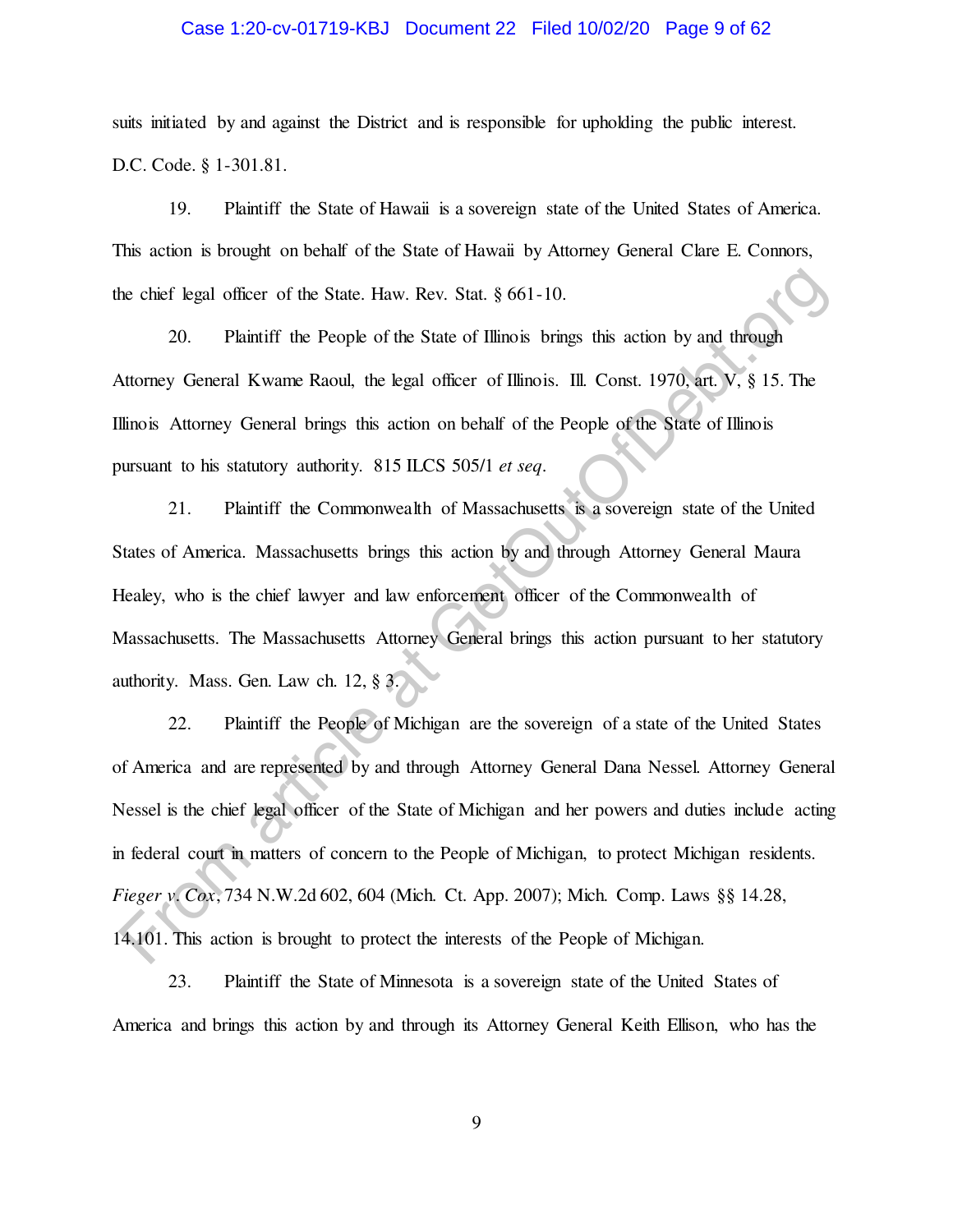suits initiated by and against the District and is responsible for upholding the public interest. D.C. Code. § 1-301.81.

19. Plaintiff the State of Hawaii is a sovereign state of the United States of America. This action is brought on behalf of the State of Hawaii by Attorney General Clare E. Connors, the chief legal officer of the State. Haw. Rev. Stat. § 661-10.

20. Plaintiff the People of the State of Illinois brings this action by and through Attorney General Kwame Raoul, the legal officer of Illinois. Ill. Const. 1970, art. V, § 15. The Illinois Attorney General brings this action on behalf of the People of the State of Illinois pursuant to his statutory authority. 815 ILCS 505/1 *et seq*.

21. Plaintiff the Commonwealth of Massachusetts is a sovereign state of the United States of America. Massachusetts brings this action by and through Attorney General Maura Healey, who is the chief lawyer and law enforcement officer of the Commonwealth of Massachusetts. The Massachusetts Attorney General brings this action pursuant to her statutory authority. Mass. Gen. Law ch. 12, § 3.

22. Plaintiff the People of Michigan are the sovereign of a state of the United States of America and are represented by and through Attorney General Dana Nessel. Attorney General Nessel is the chief legal officer of the State of Michigan and her powers and duties include acting in federal court in matters of concern to the People of Michigan, to protect Michigan residents. *Fieger v. Cox*, 734 N.W.2d 602, 604 (Mich. Ct. App. 2007); Mich. Comp. Laws §§ 14.28, 14.101. This action is brought to protect the interests of the People of Michigan.

23. Plaintiff the State of Minnesota is a sovereign state of the United States of America and brings this action by and through its Attorney General Keith Ellison, who has the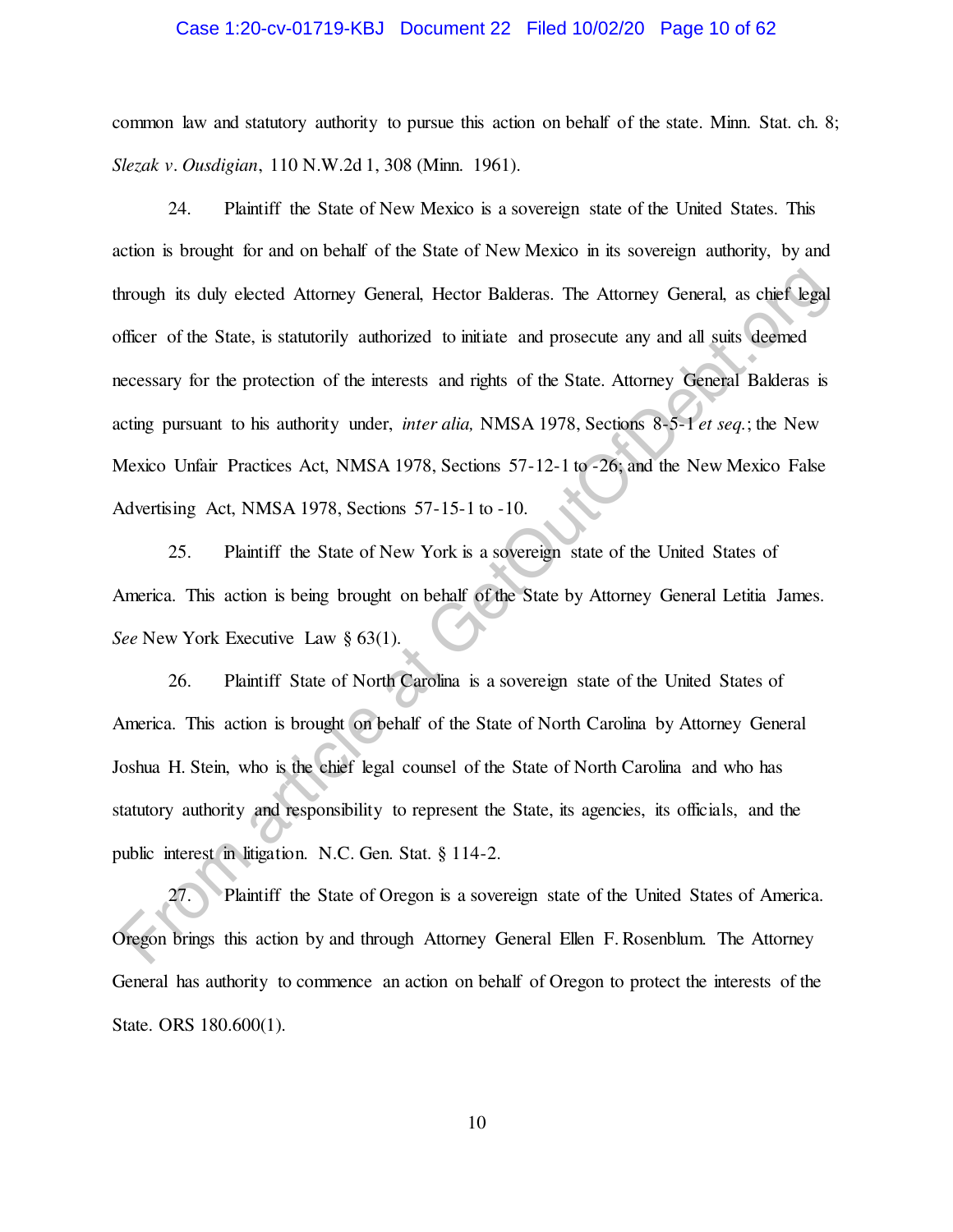common law and statutory authority to pursue this action on behalf of the state. Minn. Stat. ch. 8; *Slezak v. Ousdigian*, 110 N.W.2d 1, 308 (Minn. 1961).

24. Plaintiff the State of New Mexico is a sovereign state of the United States. This action is brought for and on behalf of the State of New Mexico in its sovereign authority, by and through its duly elected Attorney General, Hector Balderas. The Attorney General, as chief legal officer of the State, is statutorily authorized to initiate and prosecute any and all suits deemed necessary for the protection of the interests and rights of the State. Attorney General Balderas is acting pursuant to his authority under, *inter alia,* NMSA 1978, Sections 8-5-1 *et seq.*; the New Mexico Unfair Practices Act, NMSA 1978, Sections 57-12-1 to -26; and the New Mexico False Advertising Act, NMSA 1978, Sections 57-15-1 to -10.

25. Plaintiff the State of New York is a sovereign state of the United States of America. This action is being brought on behalf of the State by Attorney General Letitia James. *See* New York Executive Law § 63(1).

26. Plaintiff State of North Carolina is a sovereign state of the United States of America. This action is brought on behalf of the State of North Carolina by Attorney General Joshua H. Stein, who is the chief legal counsel of the State of North Carolina and who has statutory authority and responsibility to represent the State, its agencies, its officials, and the public interest in litigation. N.C. Gen. Stat. § 114-2.

27. Plaintiff the State of Oregon is a sovereign state of the United States of America. Oregon brings this action by and through Attorney General Ellen F. Rosenblum. The Attorney General has authority to commence an action on behalf of Oregon to protect the interests of the State. ORS 180.600(1).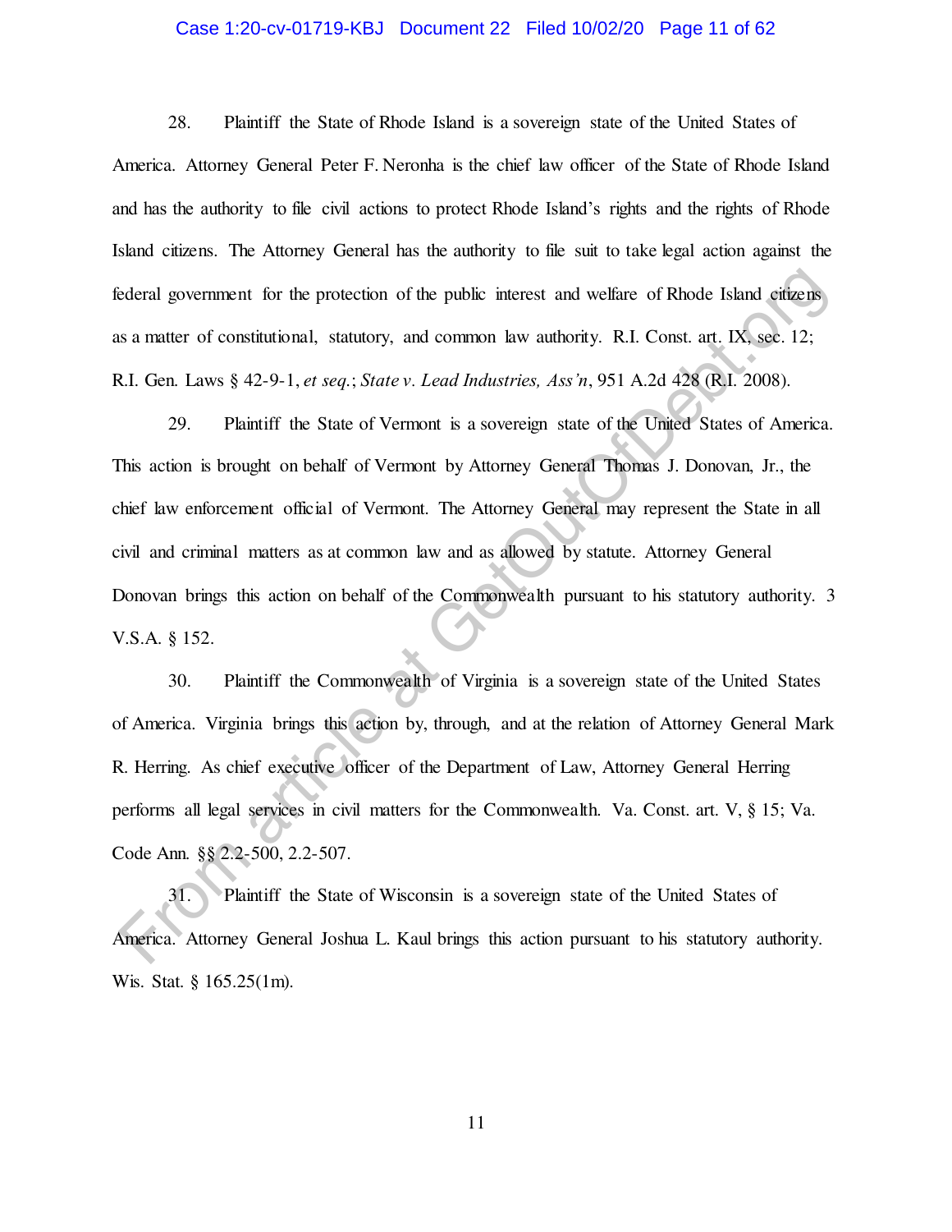28. Plaintiff the State of Rhode Island is a sovereign state of the United States of America. Attorney General Peter F. Neronha is the chief law officer of the State of Rhode Island and has the authority to file civil actions to protect Rhode Island's rights and the rights of Rhode Island citizens. The Attorney General has the authority to file suit to take legal action against the federal government for the protection of the public interest and welfare of Rhode Island citizens as a matter of constitutional, statutory, and common law authority. R.I. Const. art. IX, sec. 12; R.I. Gen. Laws § 42-9-1, *et seq.*; *State v. Lead Industries, Ass'n*, 951 A.2d 428 (R.I. 2008).

29. Plaintiff the State of Vermont is a sovereign state of the United States of America. This action is brought on behalf of Vermont by Attorney General Thomas J. Donovan, Jr., the chief law enforcement official of Vermont. The Attorney General may represent the State in all civil and criminal matters as at common law and as allowed by statute. Attorney General Donovan brings this action on behalf of the Commonwealth pursuant to his statutory authority. 3 V.S.A. § 152.

30. Plaintiff the Commonwealth of Virginia is a sovereign state of the United States of America. Virginia brings this action by, through, and at the relation of Attorney General Mark R. Herring. As chief executive officer of the Department of Law, Attorney General Herring performs all legal services in civil matters for the Commonwealth. Va. Const. art. V, § 15; Va. Code Ann. §§ 2.2-500, 2.2-507.

31. Plaintiff the State of Wisconsin is a sovereign state of the United States of America. Attorney General Joshua L. Kaul brings this action pursuant to his statutory authority. Wis. Stat. § 165.25(1m).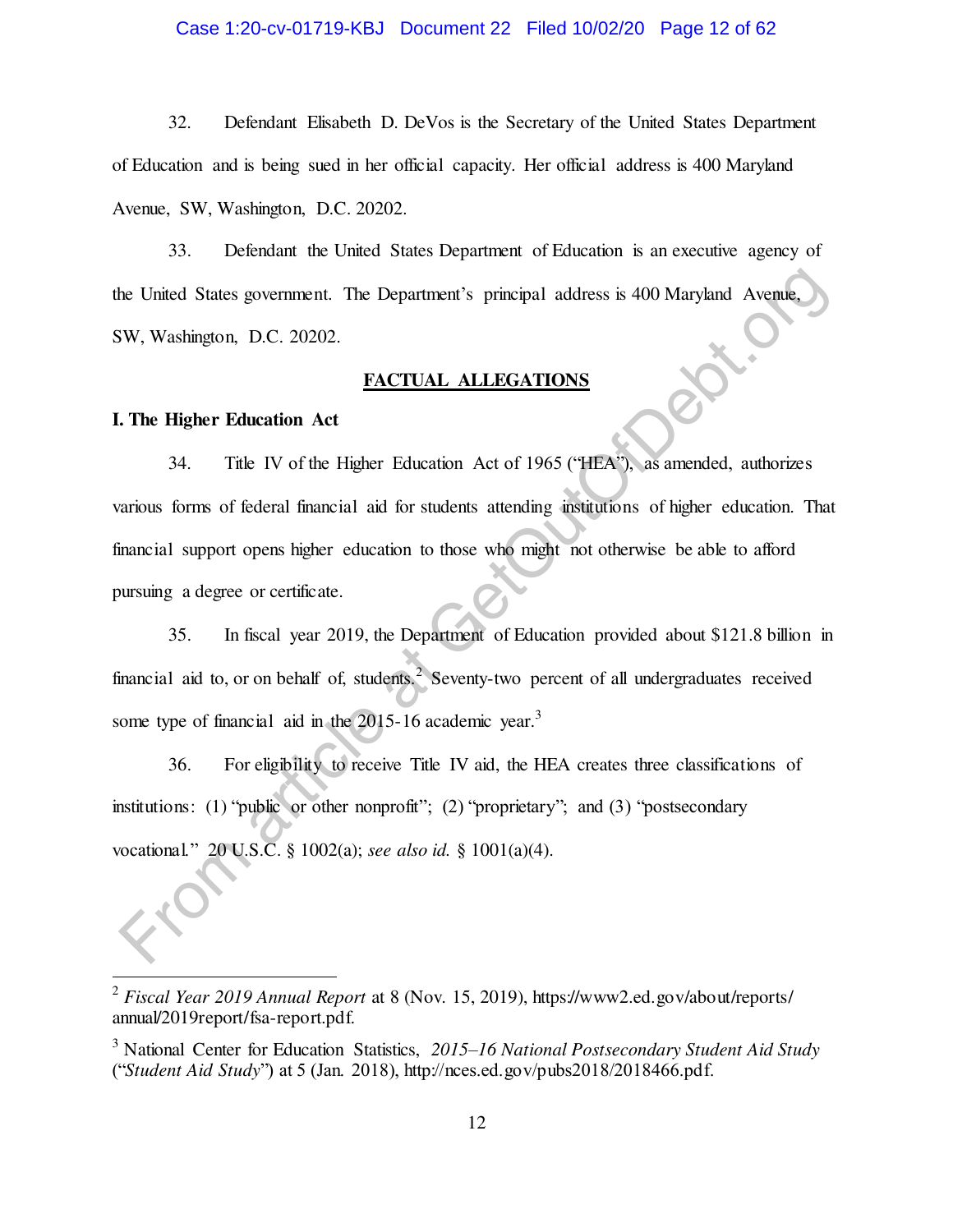32. Defendant Elisabeth D. DeVos is the Secretary of the United States Department of Education and is being sued in her official capacity. Her official address is 400 Maryland Avenue, SW, Washington, D.C. 20202.

33. Defendant the United States Department of Education is an executive agency of the United States government. The Department's principal address is 400 Maryland Avenue, SW, Washington, D.C. 20202.

## FACTUAL ALLEGATIONS

### I. The Higher Education Act

34. Title IV of the Higher Education Act of 1965 ("HEA"), as amended, authorizes various forms of federal financial aid for students attending institutions of higher education. That financial support opens higher education to those who might not otherwise be able to afford pursuing a degree or certificate.

35. In fiscal year 2019, the Department of Education provided about $121.8 billion in financial aid to, or on behalf of, students.[2] Seventy-two percent of all undergraduates received some type of financial aid in the 2015-16 academic year.[3]

36. For eligibility to receive Title IV aid, the HEA creates three classifications of institutions: (1) "public or other nonprofit"; (2) "proprietary"; and (3) "postsecondary vocational." 20 U.S.C. § 1002(a); *see also id.* § 1001(a)(4).

---

[2] *Fiscal Year 2019 Annual Report* at 8 (Nov. 15, 2019), https://www2.ed.gov/about/reports/annual/2019report/fsa-report.pdf.

[3] National Center for Education Statistics, *2015–16 National Postsecondary Student Aid Study* ("*Student Aid Study*") at 5 (Jan. 2018), http://nces.ed.gov/pubs2018/2018466.pdf.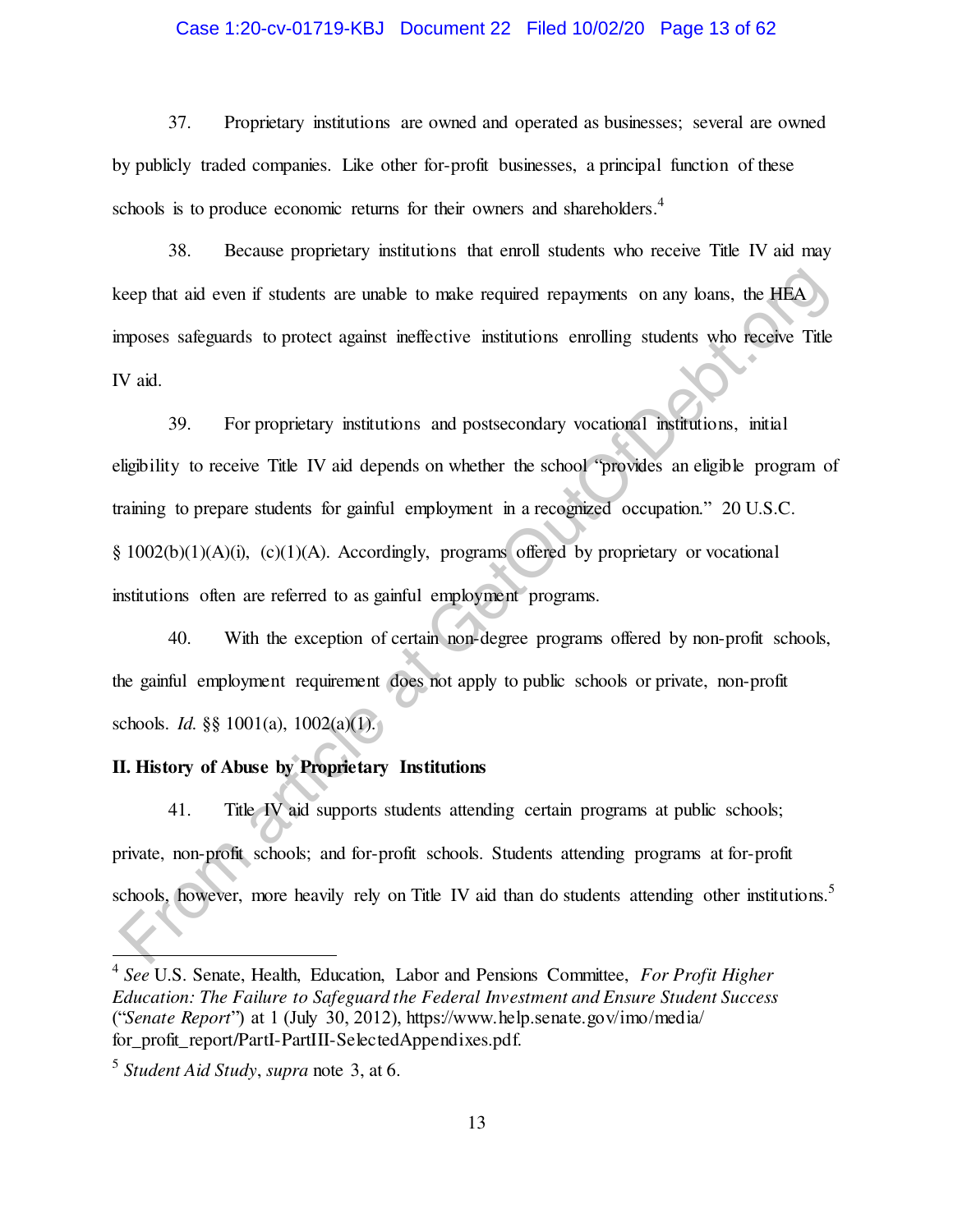37. Proprietary institutions are owned and operated as businesses; several are owned by publicly traded companies. Like other for-profit businesses, a principal function of these schools is to produce economic returns for their owners and shareholders.[4]

38. Because proprietary institutions that enroll students who receive Title IV aid may keep that aid even if students are unable to make required repayments on any loans, the HEA imposes safeguards to protect against ineffective institutions enrolling students who receive Title IV aid.

39. For proprietary institutions and postsecondary vocational institutions, initial eligibility to receive Title IV aid depends on whether the school "provides an eligible program of training to prepare students for gainful employment in a recognized occupation." 20 U.S.C. § 1002(b)(1)(A)(i), (c)(1)(A). Accordingly, programs offered by proprietary or vocational institutions often are referred to as gainful employment programs.

40. With the exception of certain non-degree programs offered by non-profit schools, the gainful employment requirement does not apply to public schools or private, non-profit schools. *Id.* §§ 1001(a), 1002(a)(1).

**II. History of Abuse by Proprietary Institutions**

41. Title IV aid supports students attending certain programs at public schools; private, non-profit schools; and for-profit schools. Students attending programs at for-profit schools, however, more heavily rely on Title IV aid than do students attending other institutions.[5]

---

[4] *See* U.S. Senate, Health, Education, Labor and Pensions Committee, *For Profit Higher Education: The Failure to Safeguard the Federal Investment and Ensure Student Success* ("*Senate Report*") at 1 (July 30, 2012), https://www.help.senate.gov/imo/media/for_profit_report/PartI-PartIII-SelectedAppendixes.pdf.

[5] *Student Aid Study*, *supra* note 3, at 6.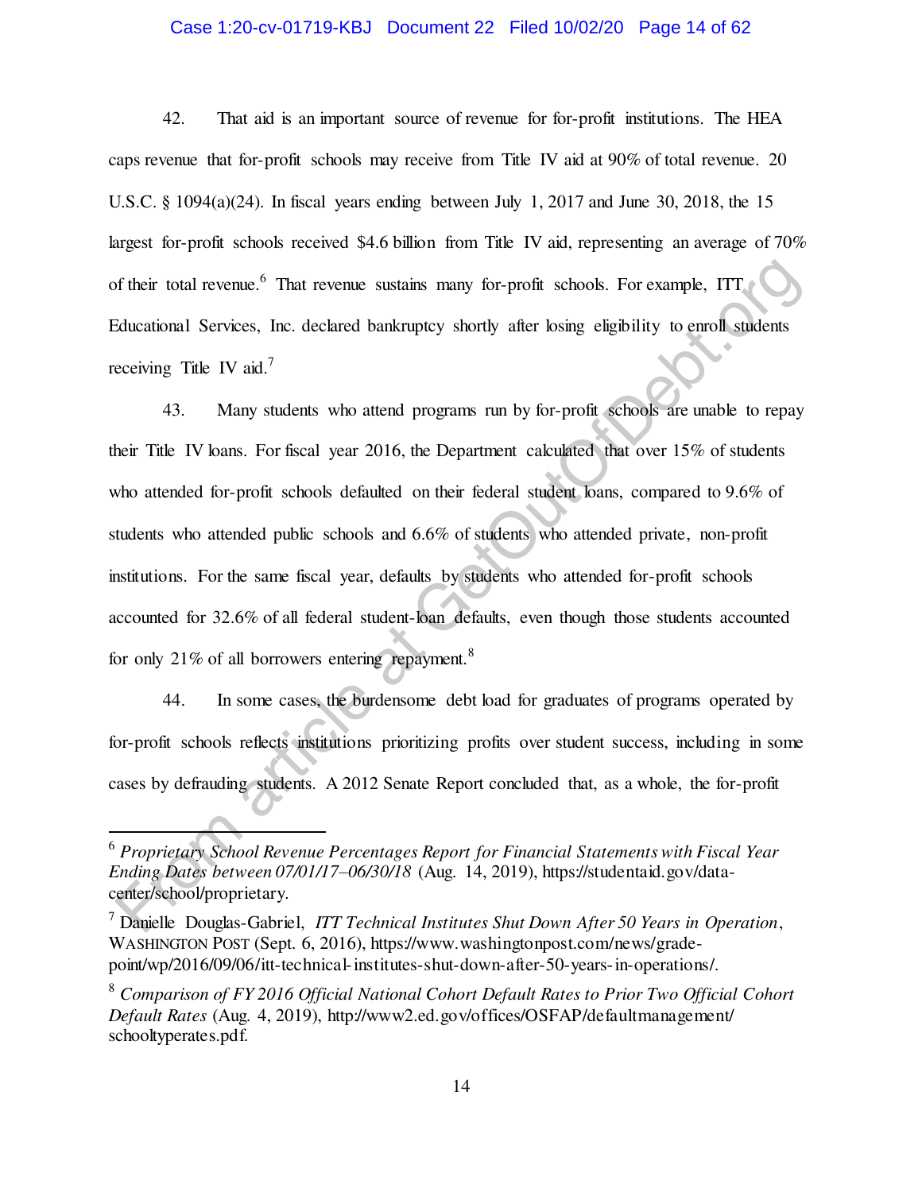42. That aid is an important source of revenue for for-profit institutions. The HEA caps revenue that for-profit schools may receive from Title IV aid at 90% of total revenue. 20 U.S.C. § 1094(a)(24). In fiscal years ending between July 1, 2017 and June 30, 2018, the 15 largest for-profit schools received $4.6 billion from Title IV aid, representing an average of 70% of their total revenue.[6] That revenue sustains many for-profit schools. For example, ITT Educational Services, Inc. declared bankruptcy shortly after losing eligibility to enroll students receiving Title IV aid.[7]

43. Many students who attend programs run by for-profit schools are unable to repay their Title IV loans. For fiscal year 2016, the Department calculated that over 15% of students who attended for-profit schools defaulted on their federal student loans, compared to 9.6% of students who attended public schools and 6.6% of students who attended private, non-profit institutions. For the same fiscal year, defaults by students who attended for-profit schools accounted for 32.6% of all federal student-loan defaults, even though those students accounted for only 21% of all borrowers entering repayment.[8]

44. In some cases, the burdensome debt load for graduates of programs operated by for-profit schools reflects institutions prioritizing profits over student success, including in some cases by defrauding students. A 2012 Senate Report concluded that, as a whole, the for-profit

---

[6] *Proprietary School Revenue Percentages Report for Financial Statements with Fiscal Year Ending Dates between 07/01/17–06/30/18* (Aug. 14, 2019), https://studentaid.gov/data-center/school/proprietary.

[7] Danielle Douglas-Gabriel, *ITT Technical Institutes Shut Down After 50 Years in Operation*, WASHINGTON POST (Sept. 6, 2016), https://www.washingtonpost.com/news/grade-point/wp/2016/09/06/itt-technical-institutes-shut-down-after-50-years-in-operations/.

[8] *Comparison of FY 2016 Official National Cohort Default Rates to Prior Two Official Cohort Default Rates* (Aug. 4, 2019), http://www2.ed.gov/offices/OSFAP/defaultmanagement/schooltyperates.pdf.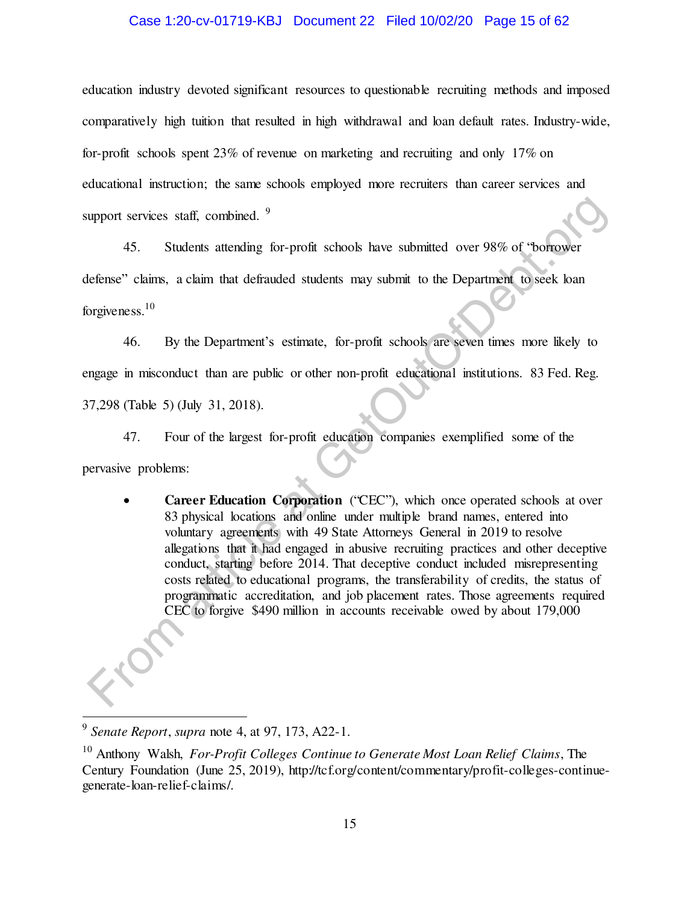education industry devoted significant resources to questionable recruiting methods and imposed comparatively high tuition that resulted in high withdrawal and loan default rates. Industry-wide, for-profit schools spent 23% of revenue on marketing and recruiting and only 17% on educational instruction; the same schools employed more recruiters than career services and support services staff, combined.[9]

45. Students attending for-profit schools have submitted over 98% of "borrower defense" claims, a claim that defrauded students may submit to the Department to seek loan forgiveness.[10]

46. By the Department's estimate, for-profit schools are seven times more likely to engage in misconduct than are public or other non-profit educational institutions. 83 Fed. Reg. 37,298 (Table 5) (July 31, 2018).

47. Four of the largest for-profit education companies exemplified some of the pervasive problems:

- **Career Education Corporation** ("CEC"), which once operated schools at over 83 physical locations and online under multiple brand names, entered into voluntary agreements with 49 State Attorneys General in 2019 to resolve allegations that it had engaged in abusive recruiting practices and other deceptive conduct, starting before 2014. That deceptive conduct included misrepresenting costs related to educational programs, the transferability of credits, the status of programmatic accreditation, and job placement rates. Those agreements required CEC to forgive $490 million in accounts receivable owed by about 179,000

---

[9] *Senate Report*, *supra* note 4, at 97, 173, A22-1.

[10] Anthony Walsh, *For-Profit Colleges Continue to Generate Most Loan Relief Claims*, The Century Foundation (June 25, 2019), http://tcf.org/content/commentary/profit-colleges-continue-generate-loan-relief-claims/.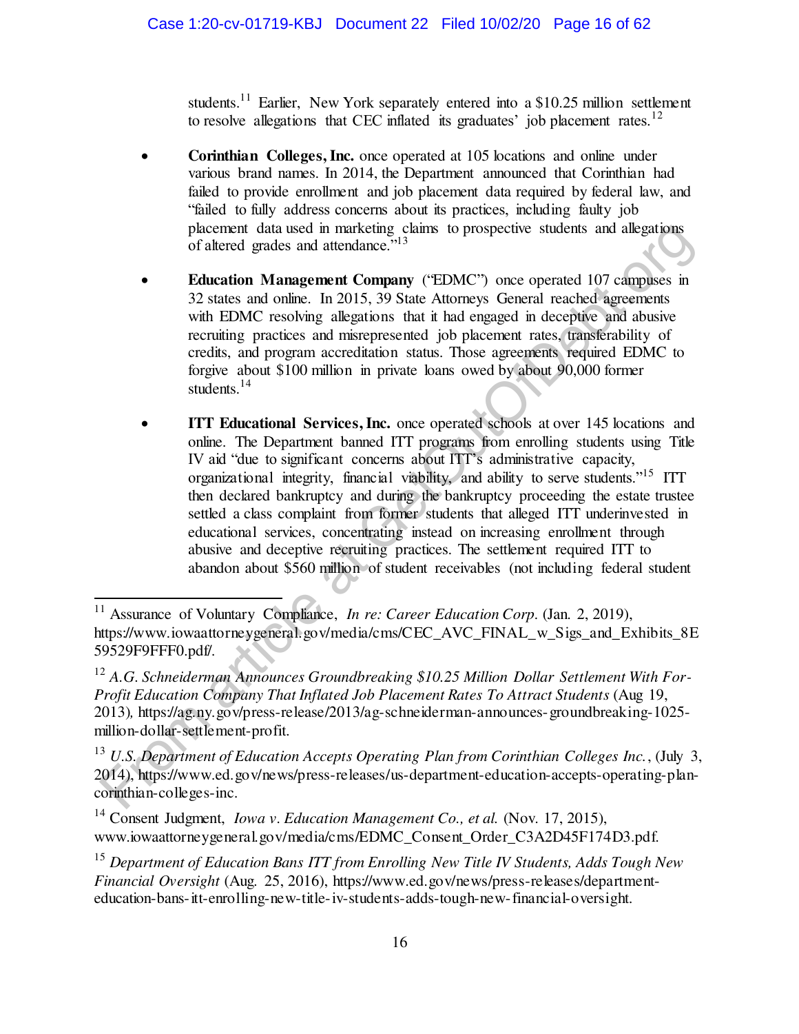students.[11] Earlier, New York separately entered into a $10.25 million settlement to resolve allegations that CEC inflated its graduates' job placement rates.[12]

- **Corinthian Colleges, Inc.** once operated at 105 locations and online under various brand names. In 2014, the Department announced that Corinthian had failed to provide enrollment and job placement data required by federal law, and "failed to fully address concerns about its practices, including faulty job placement data used in marketing claims to prospective students and allegations of altered grades and attendance."[13]

- **Education Management Company** ("EDMC") once operated 107 campuses in 32 states and online. In 2015, 39 State Attorneys General reached agreements with EDMC resolving allegations that it had engaged in deceptive and abusive recruiting practices and misrepresented job placement rates, transferability of credits, and program accreditation status. Those agreements required EDMC to forgive about $100 million in private loans owed by about 90,000 former students.[14]

- **ITT Educational Services, Inc.** once operated schools at over 145 locations and online. The Department banned ITT programs from enrolling students using Title IV aid "due to significant concerns about ITT's administrative capacity, organizational integrity, financial viability, and ability to serve students."[15] ITT then declared bankruptcy and during the bankruptcy proceeding the estate trustee settled a class complaint from former students that alleged ITT underinvested in educational services, concentrating instead on increasing enrollment through abusive and deceptive recruiting practices. The settlement required ITT to abandon about $560 million of student receivables (not including federal student

---

[11] Assurance of Voluntary Compliance, *In re: Career Education Corp.* (Jan. 2, 2019), https://www.iowaattorneygeneral.gov/media/cms/CEC_AVC_FINAL_w_Sigs_and_Exhibits_8E59529F9FFF0.pdf/.

[12] *A.G. Schneiderman Announces Groundbreaking $10.25 Million Dollar Settlement With For-Profit Education Company That Inflated Job Placement Rates To Attract Students* (Aug 19, 2013), https://ag.ny.gov/press-release/2013/ag-schneiderman-announces-groundbreaking-1025-million-dollar-settlement-profit.

[13] *U.S. Department of Education Accepts Operating Plan from Corinthian Colleges Inc.*, (July 3, 2014), https://www.ed.gov/news/press-releases/us-department-education-accepts-operating-plan-corinthian-colleges-inc.

[14] Consent Judgment, *Iowa v. Education Management Co., et al.* (Nov. 17, 2015), www.iowaattorneygeneral.gov/media/cms/EDMC_Consent_Order_C3A2D45F174D3.pdf.

[15] *Department of Education Bans ITT from Enrolling New Title IV Students, Adds Tough New Financial Oversight* (Aug. 25, 2016), https://www.ed.gov/news/press-releases/department-education-bans-itt-enrolling-new-title-iv-students-adds-tough-new-financial-oversight.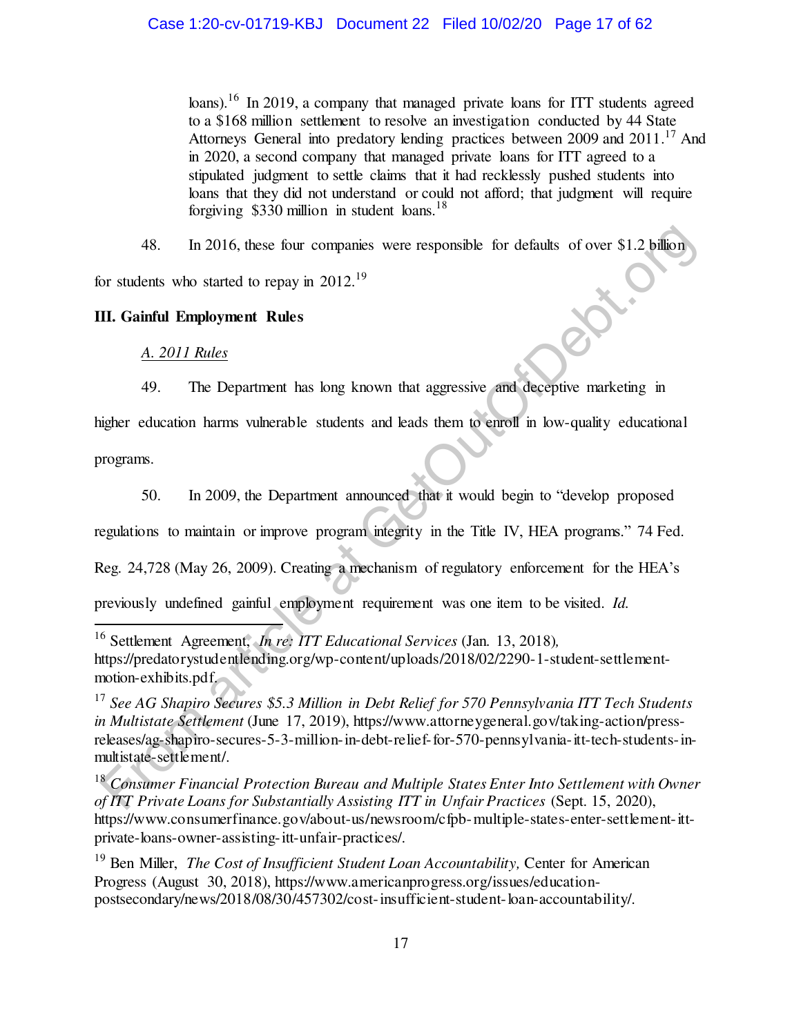loans).[16] In 2019, a company that managed private loans for ITT students agreed to a $168 million settlement to resolve an investigation conducted by 44 State Attorneys General into predatory lending practices between 2009 and 2011.[17] And in 2020, a second company that managed private loans for ITT agreed to a stipulated judgment to settle claims that it had recklessly pushed students into loans that they did not understand or could not afford; that judgment will require forgiving $330 million in student loans.[18]

48. In 2016, these four companies were responsible for defaults of over $1.2 billion for students who started to repay in 2012.[19]

## III. Gainful Employment Rules

### *A. 2011 Rules*

49. The Department has long known that aggressive and deceptive marketing in higher education harms vulnerable students and leads them to enroll in low-quality educational programs.

50. In 2009, the Department announced that it would begin to "develop proposed regulations to maintain or improve program integrity in the Title IV, HEA programs." 74 Fed. Reg. 24,728 (May 26, 2009). Creating a mechanism of regulatory enforcement for the HEA's previously undefined gainful employment requirement was one item to be visited. *Id.*

---

[16] Settlement Agreement, *In re: ITT Educational Services* (Jan. 13, 2018), https://predatorystudentlending.org/wp-content/uploads/2018/02/2290-1-student-settlement-motion-exhibits.pdf.

[17] *See AG Shapiro Secures $5.3 Million in Debt Relief for 570 Pennsylvania ITT Tech Students in Multistate Settlement* (June 17, 2019), https://www.attorneygeneral.gov/taking-action/press-releases/ag-shapiro-secures-5-3-million-in-debt-relief-for-570-pennsylvania-itt-tech-students-in-multistate-settlement/.

[18] *Consumer Financial Protection Bureau and Multiple States Enter Into Settlement with Owner of ITT Private Loans for Substantially Assisting ITT in Unfair Practices* (Sept. 15, 2020), https://www.consumerfinance.gov/about-us/newsroom/cfpb-multiple-states-enter-settlement-itt-private-loans-owner-assisting-itt-unfair-practices/.

[19] Ben Miller, *The Cost of Insufficient Student Loan Accountability,* Center for American Progress (August 30, 2018), https://www.americanprogress.org/issues/education-postsecondary/news/2018/08/30/457302/cost-insufficient-student-loan-accountability/.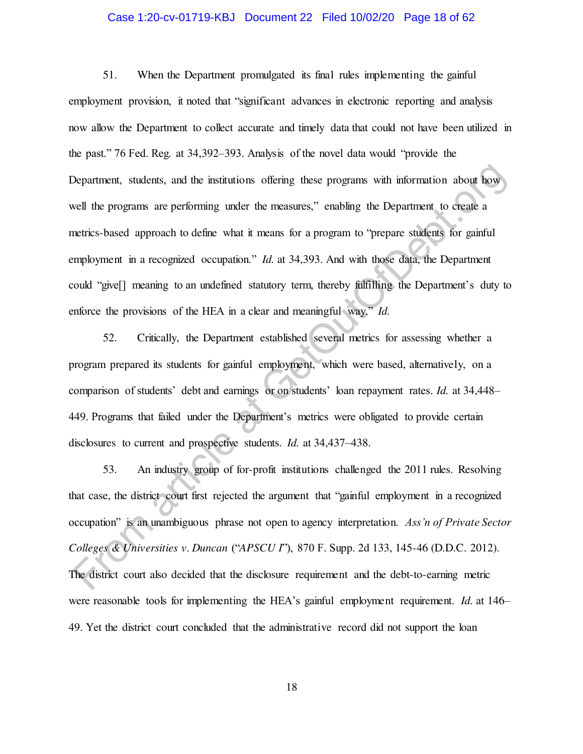51. When the Department promulgated its final rules implementing the gainful employment provision, it noted that "significant advances in electronic reporting and analysis now allow the Department to collect accurate and timely data that could not have been utilized in the past." 76 Fed. Reg. at 34,392–393. Analysis of the novel data would "provide the Department, students, and the institutions offering these programs with information about how well the programs are performing under the measures," enabling the Department to create a metrics-based approach to define what it means for a program to "prepare students for gainful employment in a recognized occupation." *Id.* at 34,393. And with those data, the Department could "give[] meaning to an undefined statutory term, thereby fulfilling the Department's duty to enforce the provisions of the HEA in a clear and meaningful way." *Id.*

52. Critically, the Department established several metrics for assessing whether a program prepared its students for gainful employment, which were based, alternatively, on a comparison of students' debt and earnings or on students' loan repayment rates. *Id.* at 34,448–449. Programs that failed under the Department's metrics were obligated to provide certain disclosures to current and prospective students. *Id.* at 34,437–438.

53. An industry group of for-profit institutions challenged the 2011 rules. Resolving that case, the district court first rejected the argument that "gainful employment in a recognized occupation" is an unambiguous phrase not open to agency interpretation. *Ass'n of Private Sector Colleges & Universities v. Duncan* ("*APSCU I*"), 870 F. Supp. 2d 133, 145-46 (D.D.C. 2012). The district court also decided that the disclosure requirement and the debt-to-earning metric were reasonable tools for implementing the HEA's gainful employment requirement. *Id.* at 146–49. Yet the district court concluded that the administrative record did not support the loan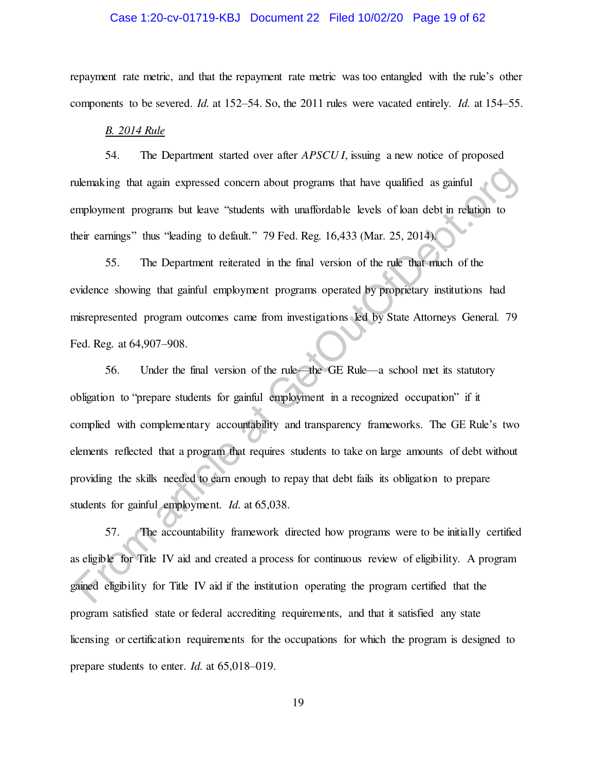repayment rate metric, and that the repayment rate metric was too entangled with the rule's other components to be severed. *Id.* at 152–54. So, the 2011 rules were vacated entirely. *Id.* at 154–55.

*B. 2014 Rule*

54. The Department started over after *APSCU I*, issuing a new notice of proposed rulemaking that again expressed concern about programs that have qualified as gainful employment programs but leave "students with unaffordable levels of loan debt in relation to their earnings" thus "leading to default." 79 Fed. Reg. 16,433 (Mar. 25, 2014).

55. The Department reiterated in the final version of the rule that much of the evidence showing that gainful employment programs operated by proprietary institutions had misrepresented program outcomes came from investigations led by State Attorneys General. 79 Fed. Reg. at 64,907–908.

56. Under the final version of the rule—the GE Rule—a school met its statutory obligation to "prepare students for gainful employment in a recognized occupation" if it complied with complementary accountability and transparency frameworks. The GE Rule's two elements reflected that a program that requires students to take on large amounts of debt without providing the skills needed to earn enough to repay that debt fails its obligation to prepare students for gainful employment. *Id.* at 65,038.

57. The accountability framework directed how programs were to be initially certified as eligible for Title IV aid and created a process for continuous review of eligibility. A program gained eligibility for Title IV aid if the institution operating the program certified that the program satisfied state or federal accrediting requirements, and that it satisfied any state licensing or certification requirements for the occupations for which the program is designed to prepare students to enter. *Id.* at 65,018–019.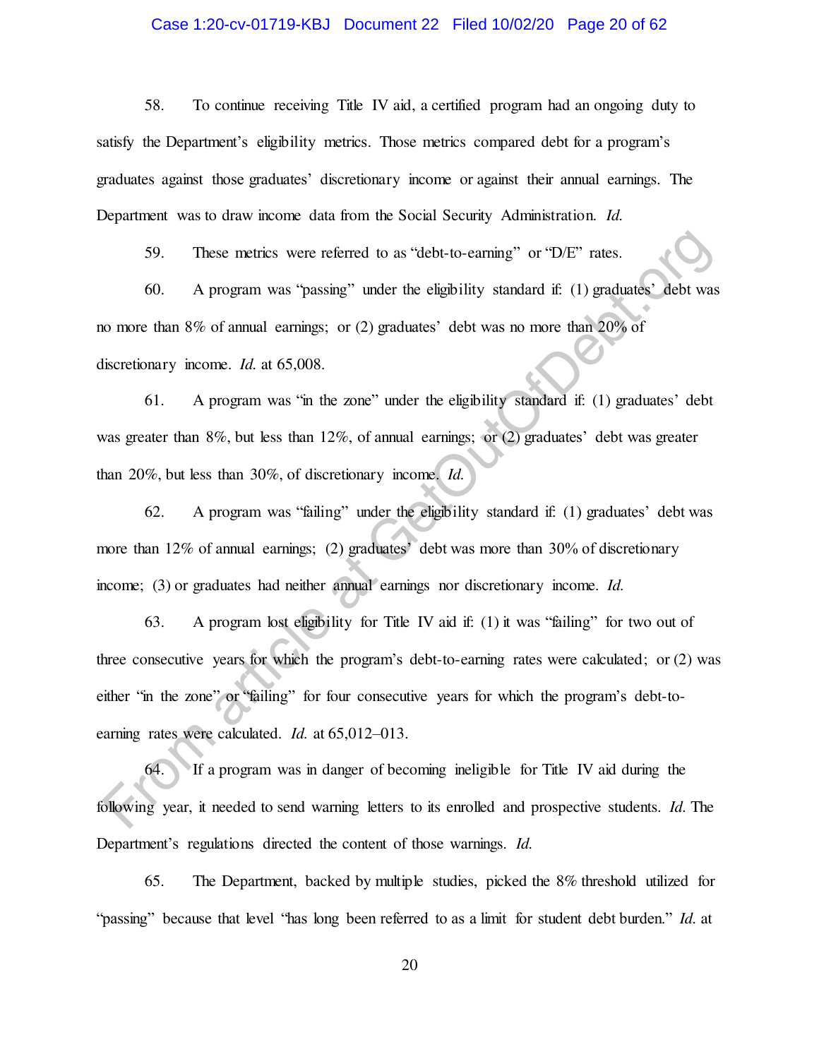58. To continue receiving Title IV aid, a certified program had an ongoing duty to satisfy the Department's eligibility metrics. Those metrics compared debt for a program's graduates against those graduates' discretionary income or against their annual earnings. The Department was to draw income data from the Social Security Administration. *Id.*

59. These metrics were referred to as "debt-to-earning" or "D/E" rates.

60. A program was "passing" under the eligibility standard if: (1) graduates' debt was no more than 8% of annual earnings; or (2) graduates' debt was no more than 20% of discretionary income. *Id.* at 65,008.

61. A program was "in the zone" under the eligibility standard if: (1) graduates' debt was greater than 8%, but less than 12%, of annual earnings; or (2) graduates' debt was greater than 20%, but less than 30%, of discretionary income. *Id.*

62. A program was "failing" under the eligibility standard if: (1) graduates' debt was more than 12% of annual earnings; (2) graduates' debt was more than 30% of discretionary income; (3) or graduates had neither annual earnings nor discretionary income. *Id.*

63. A program lost eligibility for Title IV aid if: (1) it was "failing" for two out of three consecutive years for which the program's debt-to-earning rates were calculated; or (2) was either "in the zone" or "failing" for four consecutive years for which the program's debt-to-earning rates were calculated. *Id.* at 65,012–013.

64. If a program was in danger of becoming ineligible for Title IV aid during the following year, it needed to send warning letters to its enrolled and prospective students. *Id.* The Department's regulations directed the content of those warnings. *Id.*

65. The Department, backed by multiple studies, picked the 8% threshold utilized for "passing" because that level "has long been referred to as a limit for student debt burden." *Id.* at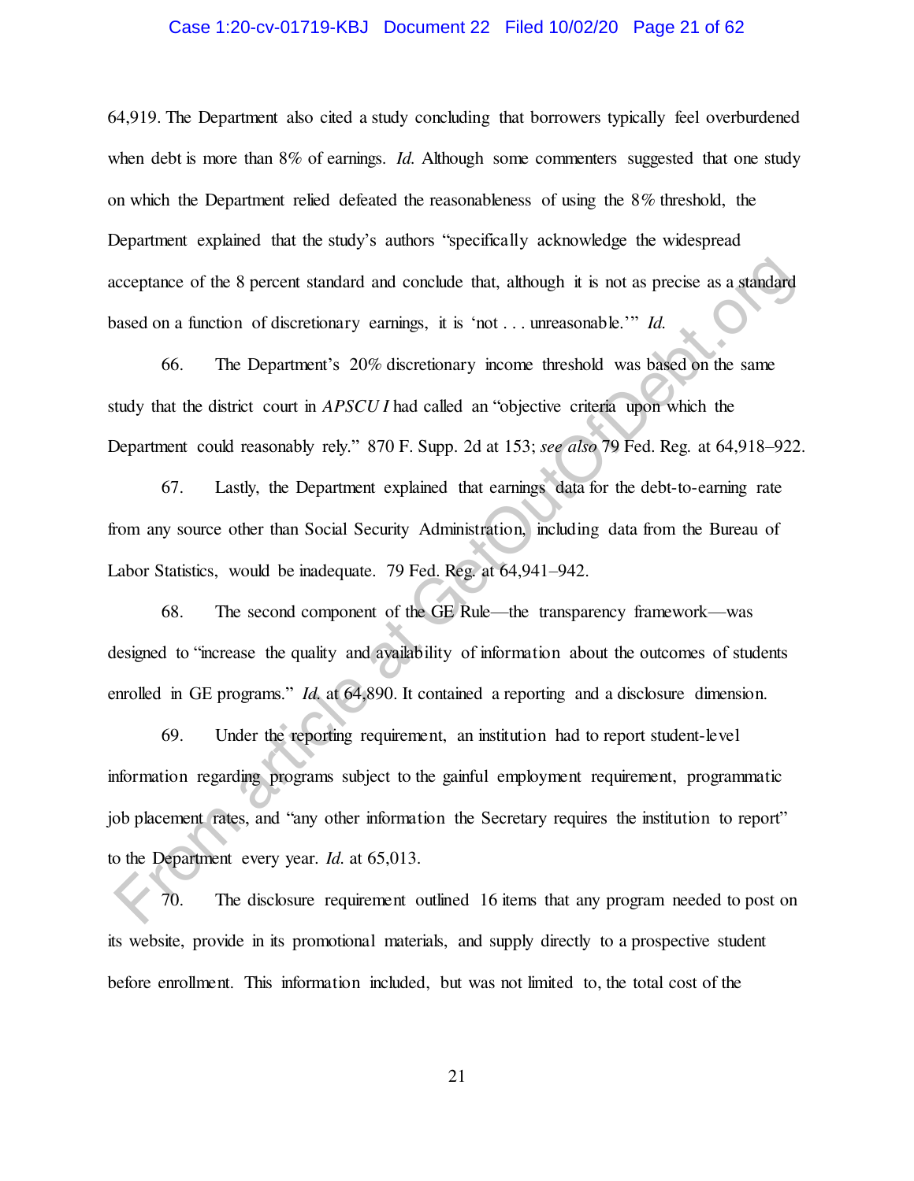64,919. The Department also cited a study concluding that borrowers typically feel overburdened when debt is more than 8% of earnings. *Id.* Although some commenters suggested that one study on which the Department relied defeated the reasonableness of using the 8% threshold, the Department explained that the study's authors "specifically acknowledge the widespread acceptance of the 8 percent standard and conclude that, although it is not as precise as a standard based on a function of discretionary earnings, it is 'not . . . unreasonable.'" *Id.*

66. The Department's 20% discretionary income threshold was based on the same study that the district court in *APSCU I* had called an "objective criteria upon which the Department could reasonably rely." 870 F. Supp. 2d at 153; *see also* 79 Fed. Reg. at 64,918–922.

67. Lastly, the Department explained that earnings data for the debt-to-earning rate from any source other than Social Security Administration, including data from the Bureau of Labor Statistics, would be inadequate. 79 Fed. Reg. at 64,941–942.

68. The second component of the GE Rule—the transparency framework—was designed to "increase the quality and availability of information about the outcomes of students enrolled in GE programs." *Id.* at 64,890. It contained a reporting and a disclosure dimension.

69. Under the reporting requirement, an institution had to report student-level information regarding programs subject to the gainful employment requirement, programmatic job placement rates, and "any other information the Secretary requires the institution to report" to the Department every year. *Id.* at 65,013.

70. The disclosure requirement outlined 16 items that any program needed to post on its website, provide in its promotional materials, and supply directly to a prospective student before enrollment. This information included, but was not limited to, the total cost of the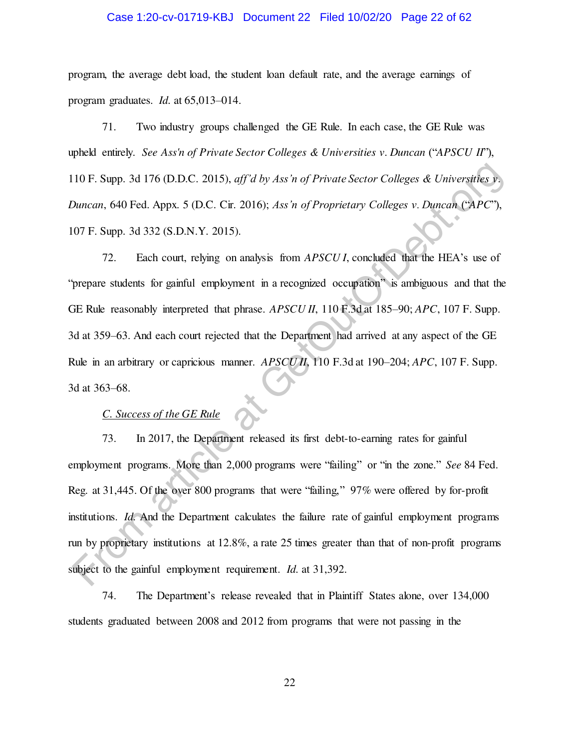program, the average debt load, the student loan default rate, and the average earnings of program graduates. *Id.* at 65,013–014.

71. Two industry groups challenged the GE Rule. In each case, the GE Rule was upheld entirely. *See Ass'n of Private Sector Colleges & Universities v. Duncan* ("*APSCU II*"), 110 F. Supp. 3d 176 (D.D.C. 2015), *aff'd by Ass'n of Private Sector Colleges & Universities v. Duncan*, 640 Fed. Appx. 5 (D.C. Cir. 2016); *Ass'n of Proprietary Colleges v. Duncan* ("*APC*"), 107 F. Supp. 3d 332 (S.D.N.Y. 2015).

72. Each court, relying on analysis from *APSCU I*, concluded that the HEA's use of "prepare students for gainful employment in a recognized occupation" is ambiguous and that the GE Rule reasonably interpreted that phrase. *APSCU II*, 110 F.3d at 185–90; *APC*, 107 F. Supp. 3d at 359–63. And each court rejected that the Department had arrived at any aspect of the GE Rule in an arbitrary or capricious manner. *APSCU II*, 110 F.3d at 190–204; *APC*, 107 F. Supp. 3d at 363–68.

*C. Success of the GE Rule*

73. In 2017, the Department released its first debt-to-earning rates for gainful employment programs. More than 2,000 programs were "failing" or "in the zone." *See* 84 Fed. Reg. at 31,445. Of the over 800 programs that were "failing," 97% were offered by for-profit institutions. *Id.* And the Department calculates the failure rate of gainful employment programs run by proprietary institutions at 12.8%, a rate 25 times greater than that of non-profit programs subject to the gainful employment requirement. *Id.* at 31,392.

74. The Department's release revealed that in Plaintiff States alone, over 134,000 students graduated between 2008 and 2012 from programs that were not passing in the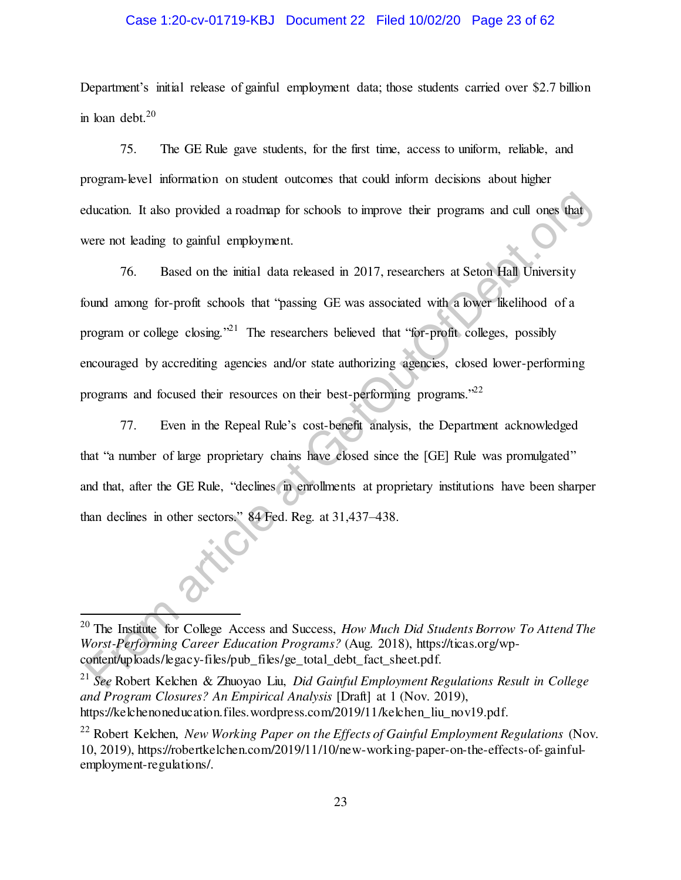Department's initial release of gainful employment data; those students carried over $2.7 billion in loan debt.[20]

75. The GE Rule gave students, for the first time, access to uniform, reliable, and program-level information on student outcomes that could inform decisions about higher education. It also provided a roadmap for schools to improve their programs and cull ones that were not leading to gainful employment.

76. Based on the initial data released in 2017, researchers at Seton Hall University found among for-profit schools that "passing GE was associated with a lower likelihood of a program or college closing."[21] The researchers believed that "for-profit colleges, possibly encouraged by accrediting agencies and/or state authorizing agencies, closed lower-performing programs and focused their resources on their best-performing programs."[22]

77. Even in the Repeal Rule's cost-benefit analysis, the Department acknowledged that "a number of large proprietary chains have closed since the [GE] Rule was promulgated" and that, after the GE Rule, "declines in enrollments at proprietary institutions have been sharper than declines in other sectors." 84 Fed. Reg. at 31,437–438.

---

[20] The Institute for College Access and Success, *How Much Did Students Borrow To Attend The Worst-Performing Career Education Programs?* (Aug. 2018), https://ticas.org/wp-content/uploads/legacy-files/pub_files/ge_total_debt_fact_sheet.pdf.

[21] *See* Robert Kelchen & Zhuoyao Liu, *Did Gainful Employment Regulations Result in College and Program Closures? An Empirical Analysis* [Draft] at 1 (Nov. 2019), https://kelchenoneducation.files.wordpress.com/2019/11/kelchen_liu_nov19.pdf.

[22] Robert Kelchen, *New Working Paper on the Effects of Gainful Employment Regulations* (Nov. 10, 2019), https://robertkelchen.com/2019/11/10/new-working-paper-on-the-effects-of-gainful-employment-regulations/.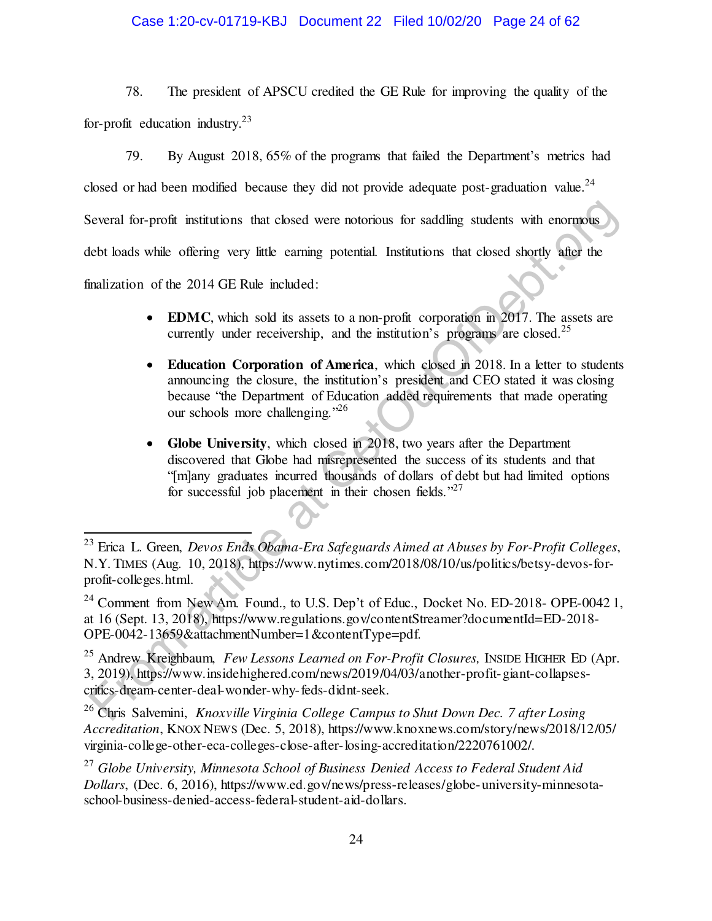78. The president of APSCU credited the GE Rule for improving the quality of the for-profit education industry.[23]

79. By August 2018, 65% of the programs that failed the Department's metrics had closed or had been modified because they did not provide adequate post-graduation value.[24] Several for-profit institutions that closed were notorious for saddling students with enormous debt loads while offering very little earning potential. Institutions that closed shortly after the finalization of the 2014 GE Rule included:

- **EDMC**, which sold its assets to a non-profit corporation in 2017. The assets are currently under receivership, and the institution's programs are closed.[25]
- **Education Corporation of America**, which closed in 2018. In a letter to students announcing the closure, the institution's president and CEO stated it was closing because "the Department of Education added requirements that made operating our schools more challenging."[26]
- **Globe University**, which closed in 2018, two years after the Department discovered that Globe had misrepresented the success of its students and that "[m]any graduates incurred thousands of dollars of debt but had limited options for successful job placement in their chosen fields."[27]

---

[23] Erica L. Green, *Devos Ends Obama-Era Safeguards Aimed at Abuses by For-Profit Colleges*, N.Y. TIMES (Aug. 10, 2018), https://www.nytimes.com/2018/08/10/us/politics/betsy-devos-for-profit-colleges.html.

[24] Comment from New Am. Found., to U.S. Dep't of Educ., Docket No. ED-2018- OPE-0042 1, at 16 (Sept. 13, 2018), https://www.regulations.gov/contentStreamer?documentId=ED-2018-OPE-0042-13659&attachmentNumber=1&contentType=pdf.

[25] Andrew Kreighbaum, *Few Lessons Learned on For-Profit Closures,* INSIDE HIGHER ED (Apr. 3, 2019), https://www.insidehighered.com/news/2019/04/03/another-profit-giant-collapses-critics-dream-center-deal-wonder-why-feds-didnt-seek.

[26] Chris Salvemini, *Knoxville Virginia College Campus to Shut Down Dec. 7 after Losing Accreditation*, KNOX NEWS (Dec. 5, 2018), https://www.knoxnews.com/story/news/2018/12/05/virginia-college-other-eca-colleges-close-after-losing-accreditation/2220761002/.

[27] *Globe University, Minnesota School of Business Denied Access to Federal Student Aid Dollars*, (Dec. 6, 2016), https://www.ed.gov/news/press-releases/globe-university-minnesota-school-business-denied-access-federal-student-aid-dollars.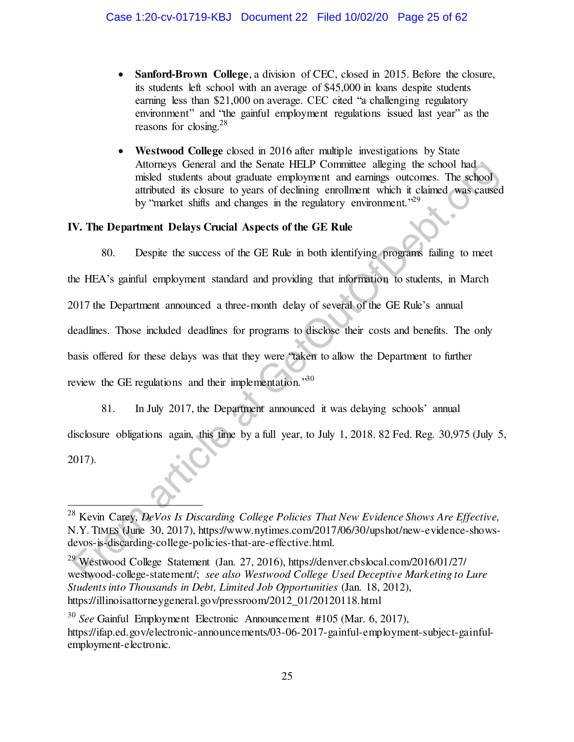- **Sanford-Brown College**, a division of CEC, closed in 2015. Before the closure, its students left school with an average of $45,000 in loans despite students earning less than $21,000 on average. CEC cited "a challenging regulatory environment" and "the gainful employment regulations issued last year" as the reasons for closing.[28]

- **Westwood College** closed in 2016 after multiple investigations by State Attorneys General and the Senate HELP Committee alleging the school had misled students about graduate employment and earnings outcomes. The school attributed its closure to years of declining enrollment which it claimed was caused by "market shifts and changes in the regulatory environment."[29]

## IV. The Department Delays Crucial Aspects of the GE Rule

80. Despite the success of the GE Rule in both identifying programs failing to meet the HEA's gainful employment standard and providing that information to students, in March 2017 the Department announced a three-month delay of several of the GE Rule's annual deadlines. Those included deadlines for programs to disclose their costs and benefits. The only basis offered for these delays was that they were "taken to allow the Department to further review the GE regulations and their implementation."[30]

81. In July 2017, the Department announced it was delaying schools' annual disclosure obligations again, this time by a full year, to July 1, 2018. 82 Fed. Reg. 30,975 (July 5, 2017).

---

[28] Kevin Carey, *DeVos Is Discarding College Policies That New Evidence Shows Are Effective,* N.Y. TIMES (June 30, 2017), https://www.nytimes.com/2017/06/30/upshot/new-evidence-shows-devos-is-discarding-college-policies-that-are-effective.html.

[29] Westwood College Statement (Jan. 27, 2016), https://denver.cbslocal.com/2016/01/27/westwood-college-statement/; *see also Westwood College Used Deceptive Marketing to Lure Students into Thousands in Debt, Limited Job Opportunities* (Jan. 18, 2012), https://illinoisattorneygeneral.gov/pressroom/2012_01/20120118.html

[30] *See* Gainful Employment Electronic Announcement #105 (Mar. 6, 2017), https://ifap.ed.gov/electronic-announcements/03-06-2017-gainful-employment-subject-gainful-employment-electronic.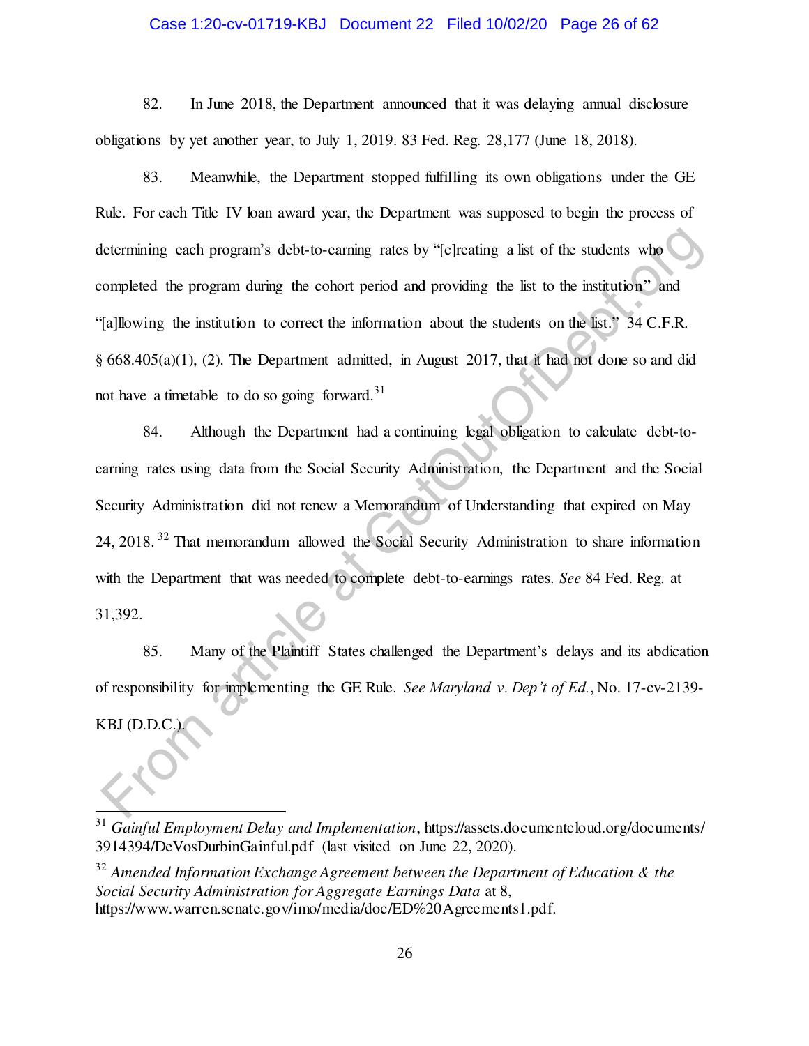82. In June 2018, the Department announced that it was delaying annual disclosure obligations by yet another year, to July 1, 2019. 83 Fed. Reg. 28,177 (June 18, 2018).

83. Meanwhile, the Department stopped fulfilling its own obligations under the GE Rule. For each Title IV loan award year, the Department was supposed to begin the process of determining each program's debt-to-earning rates by "[c]reating a list of the students who completed the program during the cohort period and providing the list to the institution" and "[a]llowing the institution to correct the information about the students on the list." 34 C.F.R. § 668.405(a)(1), (2). The Department admitted, in August 2017, that it had not done so and did not have a timetable to do so going forward.[31]

84. Although the Department had a continuing legal obligation to calculate debt-to-earning rates using data from the Social Security Administration, the Department and the Social Security Administration did not renew a Memorandum of Understanding that expired on May 24, 2018.[32] That memorandum allowed the Social Security Administration to share information with the Department that was needed to complete debt-to-earnings rates. *See* 84 Fed. Reg. at 31,392.

85. Many of the Plaintiff States challenged the Department's delays and its abdication of responsibility for implementing the GE Rule. *See Maryland v. Dep't of Ed.*, No. 17-cv-2139-KBJ (D.D.C.).

---

[31] *Gainful Employment Delay and Implementation*, https://assets.documentcloud.org/documents/3914394/DeVosDurbinGainful.pdf (last visited on June 22, 2020).

[32] *Amended Information Exchange Agreement between the Department of Education & the Social Security Administration for Aggregate Earnings Data* at 8, https://www.warren.senate.gov/imo/media/doc/ED%20Agreements1.pdf.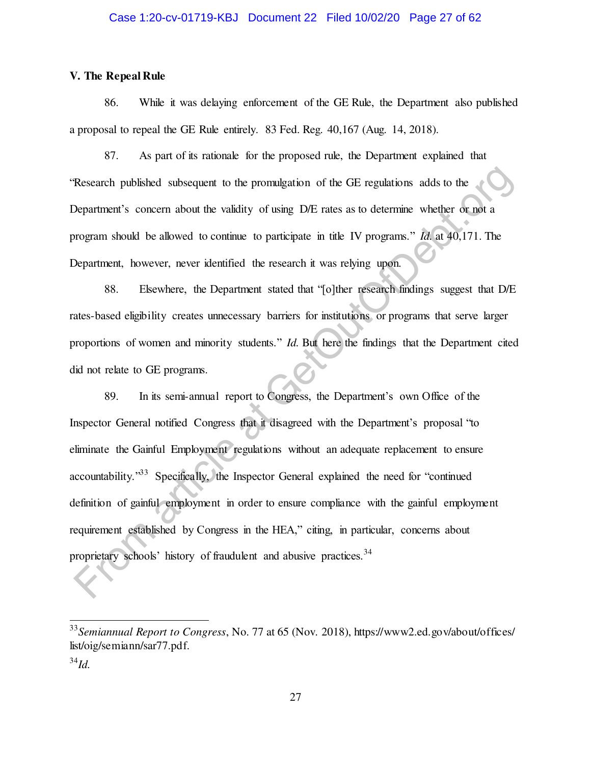### V. The Repeal Rule

86. While it was delaying enforcement of the GE Rule, the Department also published a proposal to repeal the GE Rule entirely. 83 Fed. Reg. 40,167 (Aug. 14, 2018).

87. As part of its rationale for the proposed rule, the Department explained that "Research published subsequent to the promulgation of the GE regulations adds to the Department's concern about the validity of using D/E rates as to determine whether or not a program should be allowed to continue to participate in title IV programs." *Id.* at 40,171. The Department, however, never identified the research it was relying upon.

88. Elsewhere, the Department stated that "[o]ther research findings suggest that D/E rates-based eligibility creates unnecessary barriers for institutions or programs that serve larger proportions of women and minority students." *Id.* But here the findings that the Department cited did not relate to GE programs.

89. In its semi-annual report to Congress, the Department's own Office of the Inspector General notified Congress that it disagreed with the Department's proposal "to eliminate the Gainful Employment regulations without an adequate replacement to ensure accountability."[33] Specifically, the Inspector General explained the need for "continued definition of gainful employment in order to ensure compliance with the gainful employment requirement established by Congress in the HEA," citing, in particular, concerns about proprietary schools' history of fraudulent and abusive practices.[34]

---

[33] *Semiannual Report to Congress*, No. 77 at 65 (Nov. 2018), https://www2.ed.gov/about/offices/list/oig/semiann/sar77.pdf.

[34] *Id.*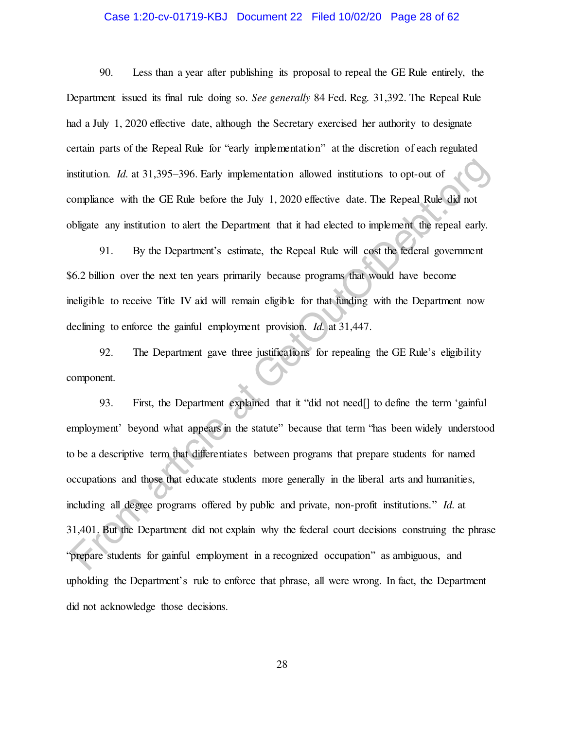90. Less than a year after publishing its proposal to repeal the GE Rule entirely, the Department issued its final rule doing so. *See generally* 84 Fed. Reg. 31,392. The Repeal Rule had a July 1, 2020 effective date, although the Secretary exercised her authority to designate certain parts of the Repeal Rule for "early implementation" at the discretion of each regulated institution. *Id.* at 31,395–396. Early implementation allowed institutions to opt-out of compliance with the GE Rule before the July 1, 2020 effective date. The Repeal Rule did not obligate any institution to alert the Department that it had elected to implement the repeal early.

91. By the Department's estimate, the Repeal Rule will cost the federal government $6.2 billion over the next ten years primarily because programs that would have become ineligible to receive Title IV aid will remain eligible for that funding with the Department now declining to enforce the gainful employment provision. *Id.* at 31,447.

92. The Department gave three justifications for repealing the GE Rule's eligibility component.

93. First, the Department explained that it "did not need[] to define the term 'gainful employment' beyond what appears in the statute" because that term "has been widely understood to be a descriptive term that differentiates between programs that prepare students for named occupations and those that educate students more generally in the liberal arts and humanities, including all degree programs offered by public and private, non-profit institutions." *Id.* at 31,401. But the Department did not explain why the federal court decisions construing the phrase "prepare students for gainful employment in a recognized occupation" as ambiguous, and upholding the Department's rule to enforce that phrase, all were wrong. In fact, the Department did not acknowledge those decisions.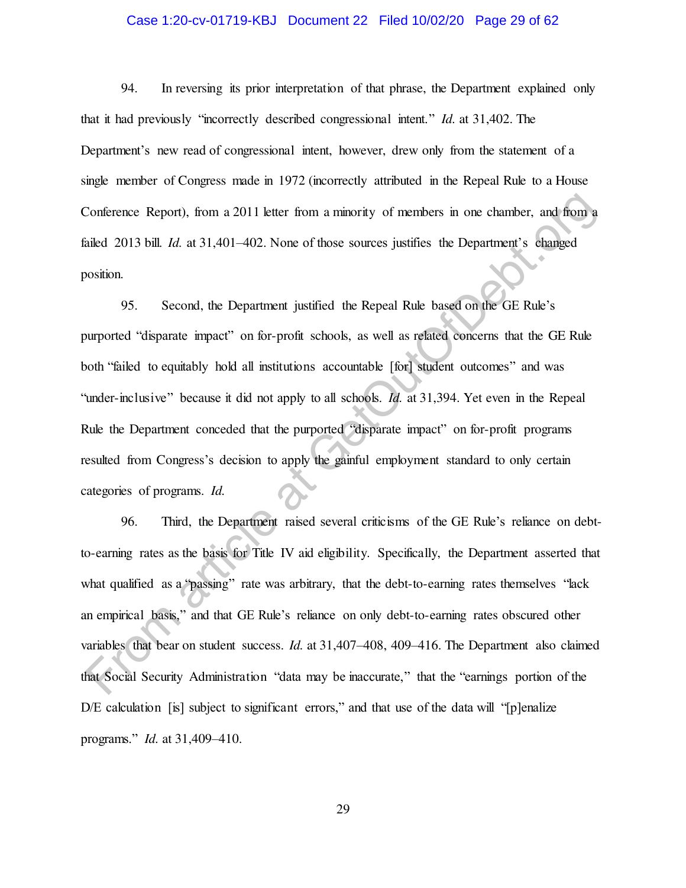94. In reversing its prior interpretation of that phrase, the Department explained only that it had previously "incorrectly described congressional intent." *Id.* at 31,402. The Department's new read of congressional intent, however, drew only from the statement of a single member of Congress made in 1972 (incorrectly attributed in the Repeal Rule to a House Conference Report), from a 2011 letter from a minority of members in one chamber, and from a failed 2013 bill. *Id.* at 31,401–402. None of those sources justifies the Department's changed position.

95. Second, the Department justified the Repeal Rule based on the GE Rule's purported "disparate impact" on for-profit schools, as well as related concerns that the GE Rule both "failed to equitably hold all institutions accountable [for] student outcomes" and was "under-inclusive" because it did not apply to all schools. *Id.* at 31,394. Yet even in the Repeal Rule the Department conceded that the purported "disparate impact" on for-profit programs resulted from Congress's decision to apply the gainful employment standard to only certain categories of programs. *Id.*

96. Third, the Department raised several criticisms of the GE Rule's reliance on debt-to-earning rates as the basis for Title IV aid eligibility. Specifically, the Department asserted that what qualified as a "passing" rate was arbitrary, that the debt-to-earning rates themselves "lack an empirical basis," and that GE Rule's reliance on only debt-to-earning rates obscured other variables that bear on student success. *Id.* at 31,407–408, 409–416. The Department also claimed that Social Security Administration "data may be inaccurate," that the "earnings portion of the D/E calculation [is] subject to significant errors," and that use of the data will "[p]enalize programs." *Id.* at 31,409–410.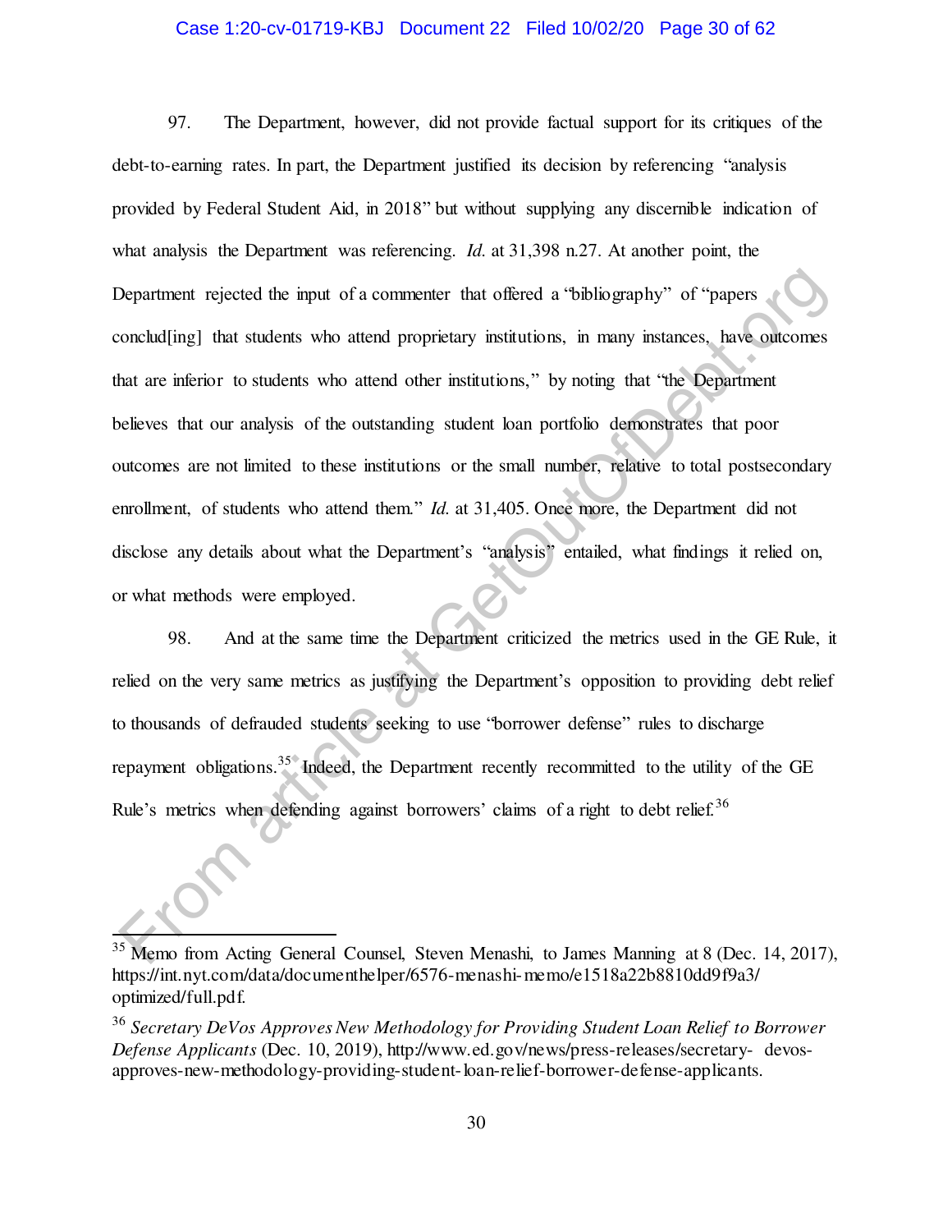97. The Department, however, did not provide factual support for its critiques of the debt-to-earning rates. In part, the Department justified its decision by referencing "analysis provided by Federal Student Aid, in 2018" but without supplying any discernible indication of what analysis the Department was referencing. *Id.* at 31,398 n.27. At another point, the Department rejected the input of a commenter that offered a "bibliography" of "papers conclud[ing] that students who attend proprietary institutions, in many instances, have outcomes that are inferior to students who attend other institutions," by noting that "the Department believes that our analysis of the outstanding student loan portfolio demonstrates that poor outcomes are not limited to these institutions or the small number, relative to total postsecondary enrollment, of students who attend them." *Id.* at 31,405. Once more, the Department did not disclose any details about what the Department's "analysis" entailed, what findings it relied on, or what methods were employed.

98. And at the same time the Department criticized the metrics used in the GE Rule, it relied on the very same metrics as justifying the Department's opposition to providing debt relief to thousands of defrauded students seeking to use "borrower defense" rules to discharge repayment obligations.[35] Indeed, the Department recently recommitted to the utility of the GE Rule's metrics when defending against borrowers' claims of a right to debt relief.[36]

---

[35] Memo from Acting General Counsel, Steven Menashi, to James Manning at 8 (Dec. 14, 2017), https://int.nyt.com/data/documenthelper/6576-menashi-memo/e1518a22b8810dd9f9a3/optimized/full.pdf.

[36] *Secretary DeVos Approves New Methodology for Providing Student Loan Relief to Borrower Defense Applicants* (Dec. 10, 2019), http://www.ed.gov/news/press-releases/secretary- devos-approves-new-methodology-providing-student-loan-relief-borrower-defense-applicants.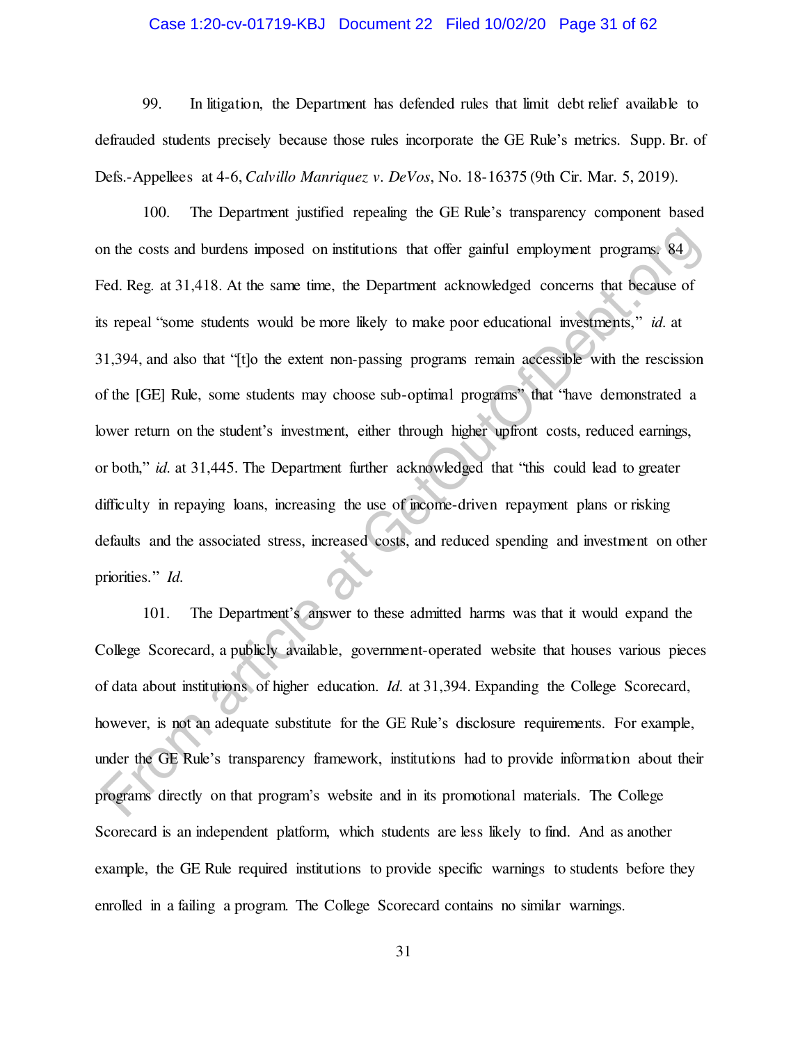99. In litigation, the Department has defended rules that limit debt relief available to defrauded students precisely because those rules incorporate the GE Rule's metrics. Supp. Br. of Defs.-Appellees at 4-6, *Calvillo Manriquez v. DeVos*, No. 18-16375 (9th Cir. Mar. 5, 2019).

100. The Department justified repealing the GE Rule's transparency component based on the costs and burdens imposed on institutions that offer gainful employment programs. 84 Fed. Reg. at 31,418. At the same time, the Department acknowledged concerns that because of its repeal "some students would be more likely to make poor educational investments," *id.* at 31,394, and also that "[t]o the extent non-passing programs remain accessible with the rescission of the [GE] Rule, some students may choose sub-optimal programs" that "have demonstrated a lower return on the student's investment, either through higher upfront costs, reduced earnings, or both," *id.* at 31,445. The Department further acknowledged that "this could lead to greater difficulty in repaying loans, increasing the use of income-driven repayment plans or risking defaults and the associated stress, increased costs, and reduced spending and investment on other priorities." *Id.*

101. The Department's answer to these admitted harms was that it would expand the College Scorecard, a publicly available, government-operated website that houses various pieces of data about institutions of higher education. *Id.* at 31,394. Expanding the College Scorecard, however, is not an adequate substitute for the GE Rule's disclosure requirements. For example, under the GE Rule's transparency framework, institutions had to provide information about their programs directly on that program's website and in its promotional materials. The College Scorecard is an independent platform, which students are less likely to find. And as another example, the GE Rule required institutions to provide specific warnings to students before they enrolled in a failing a program. The College Scorecard contains no similar warnings.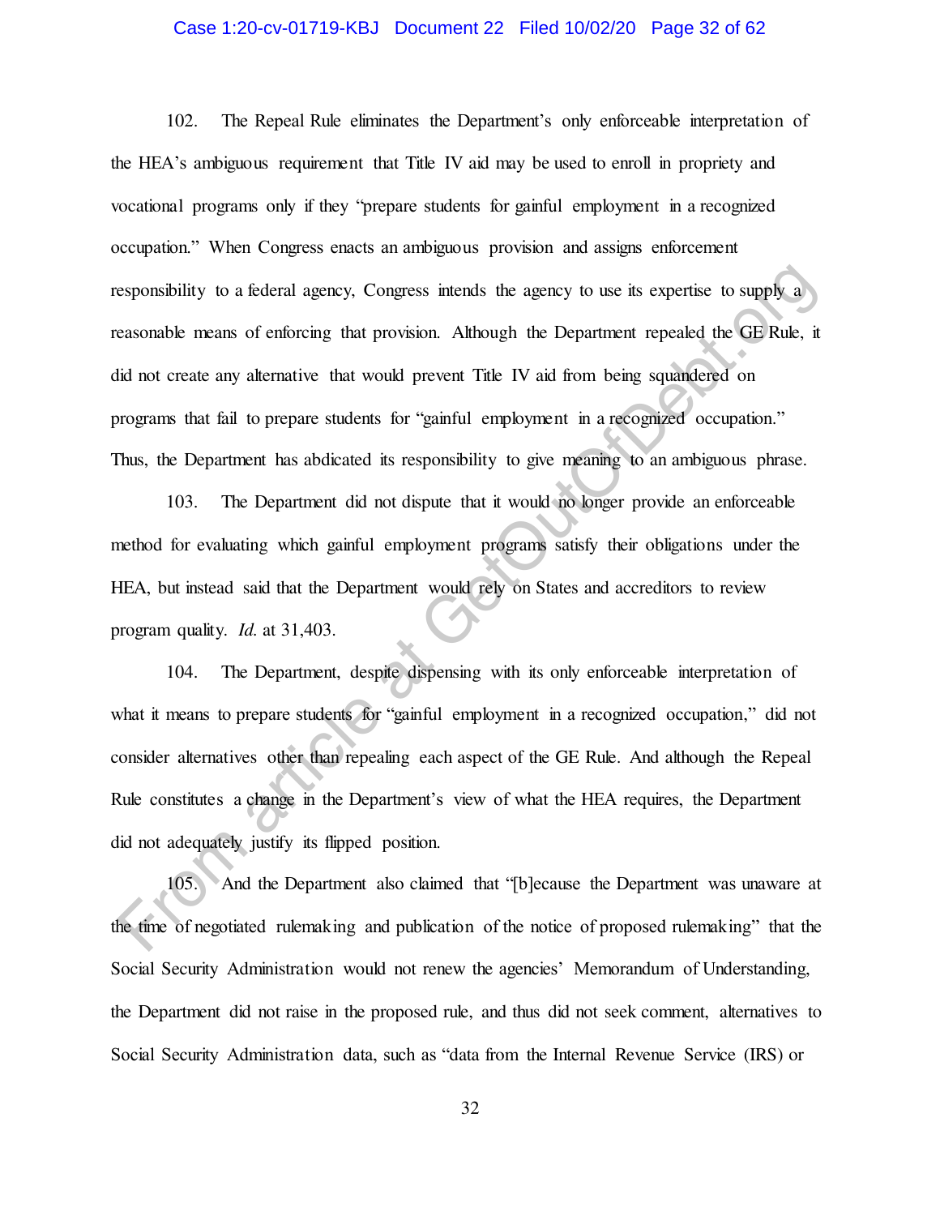102. The Repeal Rule eliminates the Department's only enforceable interpretation of the HEA's ambiguous requirement that Title IV aid may be used to enroll in propriety and vocational programs only if they "prepare students for gainful employment in a recognized occupation." When Congress enacts an ambiguous provision and assigns enforcement responsibility to a federal agency, Congress intends the agency to use its expertise to supply a reasonable means of enforcing that provision. Although the Department repealed the GE Rule, it did not create any alternative that would prevent Title IV aid from being squandered on programs that fail to prepare students for "gainful employment in a recognized occupation." Thus, the Department has abdicated its responsibility to give meaning to an ambiguous phrase.

103. The Department did not dispute that it would no longer provide an enforceable method for evaluating which gainful employment programs satisfy their obligations under the HEA, but instead said that the Department would rely on States and accreditors to review program quality. *Id.* at 31,403.

104. The Department, despite dispensing with its only enforceable interpretation of what it means to prepare students for "gainful employment in a recognized occupation," did not consider alternatives other than repealing each aspect of the GE Rule. And although the Repeal Rule constitutes a change in the Department's view of what the HEA requires, the Department did not adequately justify its flipped position.

105. And the Department also claimed that "[b]ecause the Department was unaware at the time of negotiated rulemaking and publication of the notice of proposed rulemaking" that the Social Security Administration would not renew the agencies' Memorandum of Understanding, the Department did not raise in the proposed rule, and thus did not seek comment, alternatives to Social Security Administration data, such as "data from the Internal Revenue Service (IRS) or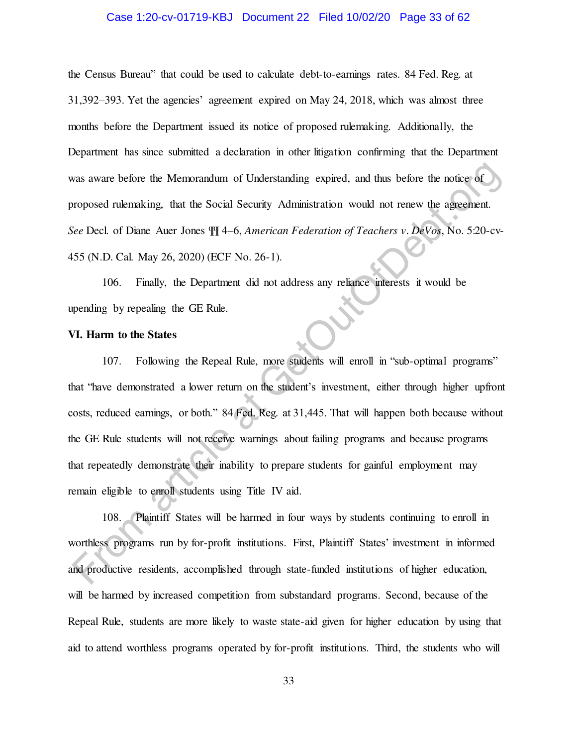the Census Bureau" that could be used to calculate debt-to-earnings rates. 84 Fed. Reg. at 31,392–393. Yet the agencies' agreement expired on May 24, 2018, which was almost three months before the Department issued its notice of proposed rulemaking. Additionally, the Department has since submitted a declaration in other litigation confirming that the Department was aware before the Memorandum of Understanding expired, and thus before the notice of proposed rulemaking, that the Social Security Administration would not renew the agreement. *See* Decl. of Diane Auer Jones ¶¶ 4–6, *American Federation of Teachers v. DeVos*, No. 5:20-cv-455 (N.D. Cal. May 26, 2020) (ECF No. 26-1).

106. Finally, the Department did not address any reliance interests it would be upending by repealing the GE Rule.

**VI. Harm to the States**

107. Following the Repeal Rule, more students will enroll in "sub-optimal programs" that "have demonstrated a lower return on the student's investment, either through higher upfront costs, reduced earnings, or both." 84 Fed. Reg. at 31,445. That will happen both because without the GE Rule students will not receive warnings about failing programs and because programs that repeatedly demonstrate their inability to prepare students for gainful employment may remain eligible to enroll students using Title IV aid.

108. Plaintiff States will be harmed in four ways by students continuing to enroll in worthless programs run by for-profit institutions. First, Plaintiff States' investment in informed and productive residents, accomplished through state-funded institutions of higher education, will be harmed by increased competition from substandard programs. Second, because of the Repeal Rule, students are more likely to waste state-aid given for higher education by using that aid to attend worthless programs operated by for-profit institutions. Third, the students who will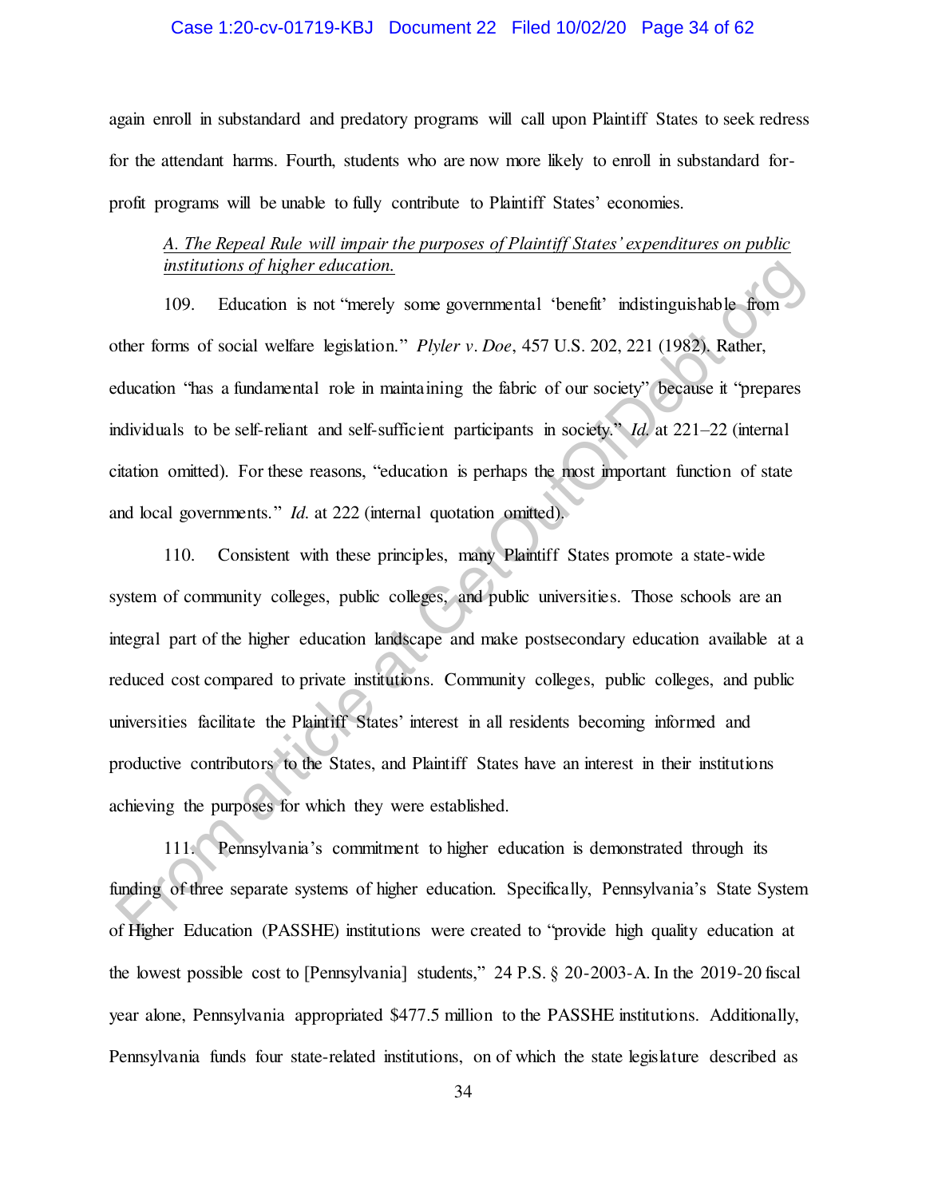again enroll in substandard and predatory programs will call upon Plaintiff States to seek redress for the attendant harms. Fourth, students who are now more likely to enroll in substandard for-profit programs will be unable to fully contribute to Plaintiff States' economies.

*A. The Repeal Rule will impair the purposes of Plaintiff States' expenditures on public institutions of higher education.*

109. Education is not "merely some governmental 'benefit' indistinguishable from other forms of social welfare legislation." *Plyler v. Doe*, 457 U.S. 202, 221 (1982). Rather, education "has a fundamental role in maintaining the fabric of our society" because it "prepares individuals to be self-reliant and self-sufficient participants in society." *Id.* at 221–22 (internal citation omitted). For these reasons, "education is perhaps the most important function of state and local governments." *Id.* at 222 (internal quotation omitted).

110. Consistent with these principles, many Plaintiff States promote a state-wide system of community colleges, public colleges, and public universities. Those schools are an integral part of the higher education landscape and make postsecondary education available at a reduced cost compared to private institutions. Community colleges, public colleges, and public universities facilitate the Plaintiff States' interest in all residents becoming informed and productive contributors to the States, and Plaintiff States have an interest in their institutions achieving the purposes for which they were established.

111. Pennsylvania's commitment to higher education is demonstrated through its funding of three separate systems of higher education. Specifically, Pennsylvania's State System of Higher Education (PASSHE) institutions were created to "provide high quality education at the lowest possible cost to [Pennsylvania] students," 24 P.S. § 20-2003-A. In the 2019-20 fiscal year alone, Pennsylvania appropriated $477.5 million to the PASSHE institutions. Additionally, Pennsylvania funds four state-related institutions, on of which the state legislature described as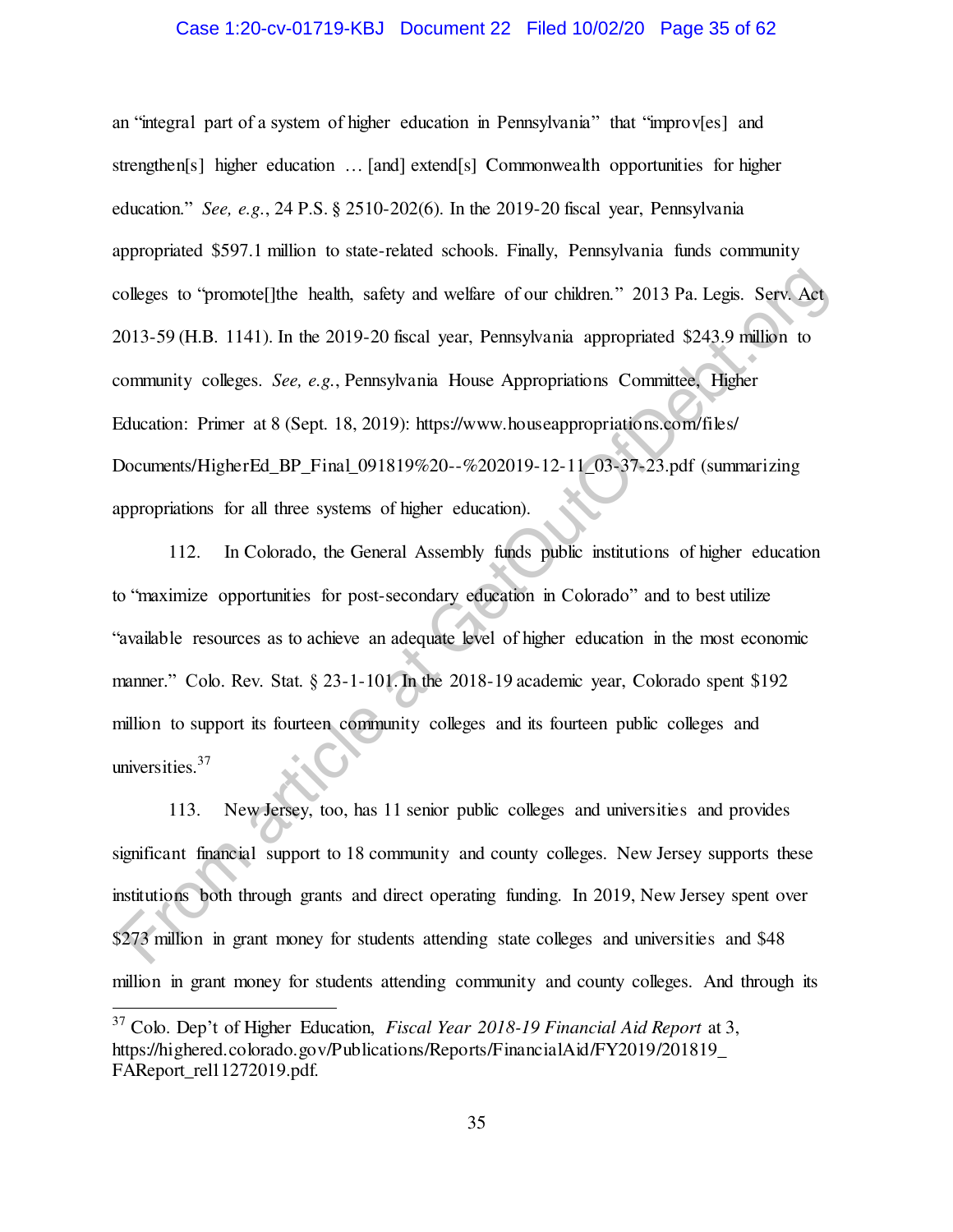an "integral part of a system of higher education in Pennsylvania" that "improv[es] and strengthen[s] higher education … [and] extend[s] Commonwealth opportunities for higher education." *See, e.g.*, 24 P.S. § 2510-202(6). In the 2019-20 fiscal year, Pennsylvania appropriated $597.1 million to state-related schools. Finally, Pennsylvania funds community colleges to "promote[]the health, safety and welfare of our children." 2013 Pa. Legis. Serv. Act 2013-59 (H.B. 1141). In the 2019-20 fiscal year, Pennsylvania appropriated $243.9 million to community colleges. *See, e.g.*, Pennsylvania House Appropriations Committee, Higher Education: Primer at 8 (Sept. 18, 2019): https://www.houseappropriations.com/files/Documents/HigherEd_BP_Final_091819%20--%202019-12-11_03-37-23.pdf (summarizing appropriations for all three systems of higher education).

112. In Colorado, the General Assembly funds public institutions of higher education to "maximize opportunities for post-secondary education in Colorado" and to best utilize "available resources as to achieve an adequate level of higher education in the most economic manner." Colo. Rev. Stat. § 23-1-101. In the 2018-19 academic year, Colorado spent $192 million to support its fourteen community colleges and its fourteen public colleges and universities.[37]

113. New Jersey, too, has 11 senior public colleges and universities and provides significant financial support to 18 community and county colleges. New Jersey supports these institutions both through grants and direct operating funding. In 2019, New Jersey spent over $273 million in grant money for students attending state colleges and universities and $48 million in grant money for students attending community and county colleges. And through its

---

[37] Colo. Dep't of Higher Education, *Fiscal Year 2018-19 Financial Aid Report* at 3, https://highered.colorado.gov/Publications/Reports/FinancialAid/FY2019/201819_FAReport_rel11272019.pdf.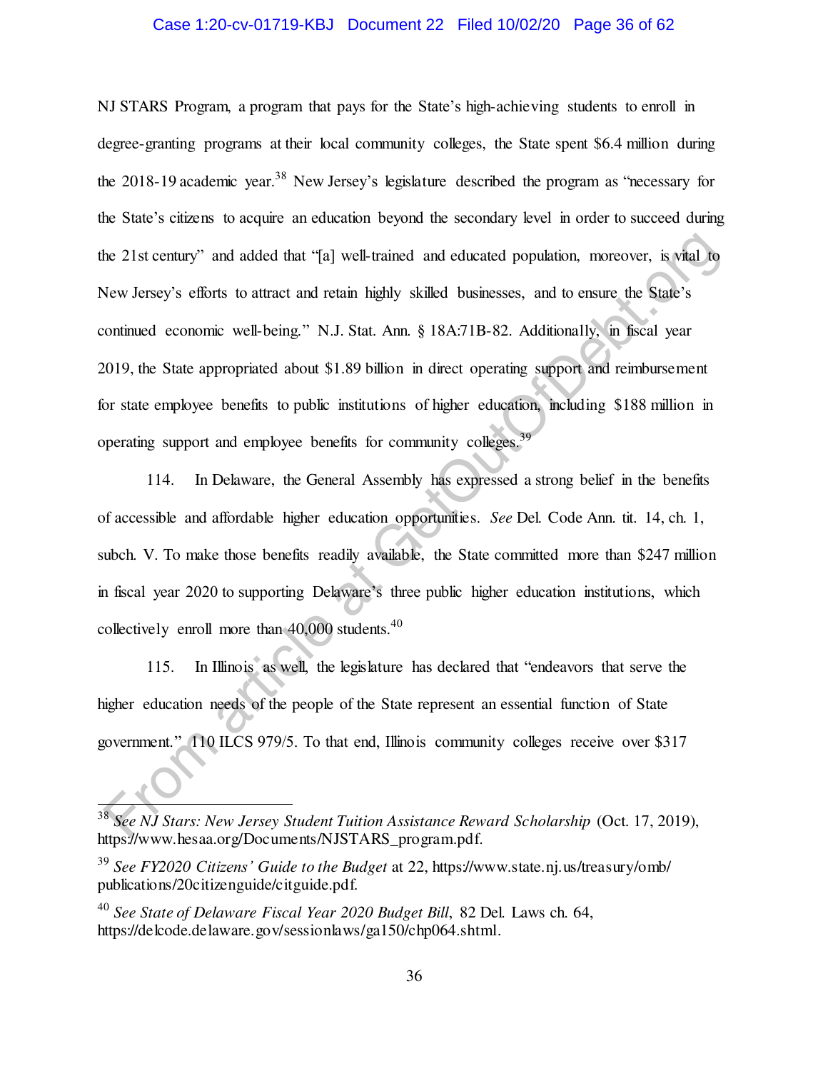NJ STARS Program, a program that pays for the State's high-achieving students to enroll in degree-granting programs at their local community colleges, the State spent $6.4 million during the 2018-19 academic year.[38] New Jersey's legislature described the program as "necessary for the State's citizens to acquire an education beyond the secondary level in order to succeed during the 21st century" and added that "[a] well-trained and educated population, moreover, is vital to New Jersey's efforts to attract and retain highly skilled businesses, and to ensure the State's continued economic well-being." N.J. Stat. Ann. § 18A:71B-82. Additionally, in fiscal year 2019, the State appropriated about $1.89 billion in direct operating support and reimbursement for state employee benefits to public institutions of higher education, including $188 million in operating support and employee benefits for community colleges.[39]

114. In Delaware, the General Assembly has expressed a strong belief in the benefits of accessible and affordable higher education opportunities. *See* Del. Code Ann. tit. 14, ch. 1, subch. V. To make those benefits readily available, the State committed more than $247 million in fiscal year 2020 to supporting Delaware's three public higher education institutions, which collectively enroll more than 40,000 students.[40]

115. In Illinois as well, the legislature has declared that "endeavors that serve the higher education needs of the people of the State represent an essential function of State government." 110 ILCS 979/5. To that end, Illinois community colleges receive over $317

---

[38] *See NJ Stars: New Jersey Student Tuition Assistance Reward Scholarship* (Oct. 17, 2019), https://www.hesaa.org/Documents/NJSTARS_program.pdf.

[39] *See FY2020 Citizens' Guide to the Budget* at 22, https://www.state.nj.us/treasury/omb/publications/20citizenguide/citguide.pdf.

[40] *See State of Delaware Fiscal Year 2020 Budget Bill*, 82 Del. Laws ch. 64, https://delcode.delaware.gov/sessionlaws/ga150/chp064.shtml.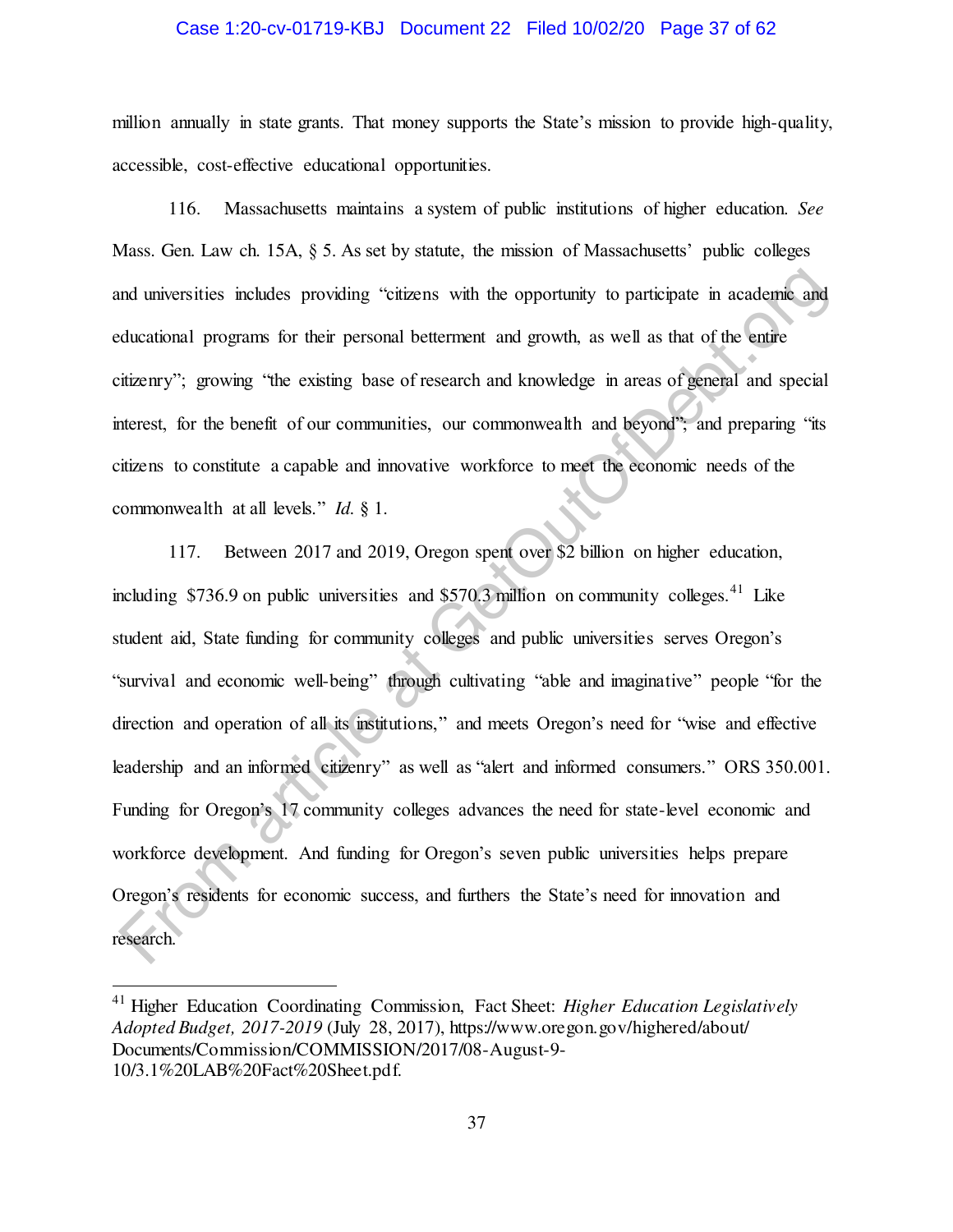million annually in state grants. That money supports the State's mission to provide high-quality, accessible, cost-effective educational opportunities.

116. Massachusetts maintains a system of public institutions of higher education. *See* Mass. Gen. Law ch. 15A, § 5. As set by statute, the mission of Massachusetts' public colleges and universities includes providing "citizens with the opportunity to participate in academic and educational programs for their personal betterment and growth, as well as that of the entire citizenry"; growing "the existing base of research and knowledge in areas of general and special interest, for the benefit of our communities, our commonwealth and beyond"; and preparing "its citizens to constitute a capable and innovative workforce to meet the economic needs of the commonwealth at all levels." *Id.* § 1.

117. Between 2017 and 2019, Oregon spent over $2 billion on higher education, including $736.9 on public universities and $570.3 million on community colleges.[41] Like student aid, State funding for community colleges and public universities serves Oregon's "survival and economic well-being" through cultivating "able and imaginative" people "for the direction and operation of all its institutions," and meets Oregon's need for "wise and effective leadership and an informed citizenry" as well as "alert and informed consumers." ORS 350.001. Funding for Oregon's 17 community colleges advances the need for state-level economic and workforce development. And funding for Oregon's seven public universities helps prepare Oregon's residents for economic success, and furthers the State's need for innovation and research.

---

[41] Higher Education Coordinating Commission, Fact Sheet: *Higher Education Legislatively Adopted Budget, 2017-2019* (July 28, 2017), https://www.oregon.gov/highered/about/Documents/Commission/COMMISSION/2017/08-August-9-10/3.1%20LAB%20Fact%20Sheet.pdf.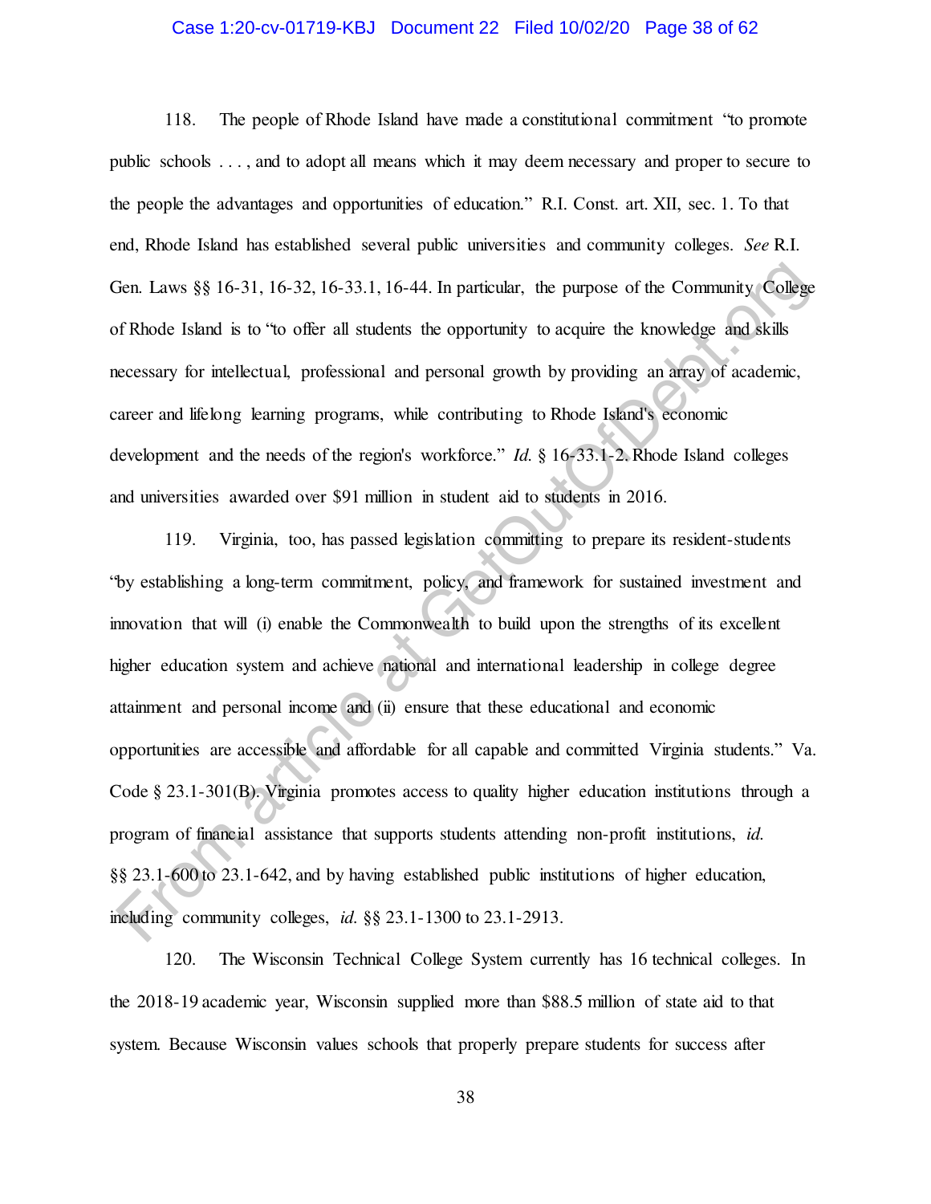118. The people of Rhode Island have made a constitutional commitment "to promote public schools . . . , and to adopt all means which it may deem necessary and proper to secure to the people the advantages and opportunities of education." R.I. Const. art. XII, sec. 1. To that end, Rhode Island has established several public universities and community colleges. *See* R.I. Gen. Laws §§ 16-31, 16-32, 16-33.1, 16-44. In particular, the purpose of the Community College of Rhode Island is to "to offer all students the opportunity to acquire the knowledge and skills necessary for intellectual, professional and personal growth by providing an array of academic, career and lifelong learning programs, while contributing to Rhode Island's economic development and the needs of the region's workforce." *Id.* § 16-33.1-2. Rhode Island colleges and universities awarded over $91 million in student aid to students in 2016.

119. Virginia, too, has passed legislation committing to prepare its resident-students "by establishing a long-term commitment, policy, and framework for sustained investment and innovation that will (i) enable the Commonwealth to build upon the strengths of its excellent higher education system and achieve national and international leadership in college degree attainment and personal income and (ii) ensure that these educational and economic opportunities are accessible and affordable for all capable and committed Virginia students." Va. Code § 23.1-301(B). Virginia promotes access to quality higher education institutions through a program of financial assistance that supports students attending non-profit institutions, *id.* §§ 23.1-600 to 23.1-642, and by having established public institutions of higher education, including community colleges, *id.* §§ 23.1-1300 to 23.1-2913.

120. The Wisconsin Technical College System currently has 16 technical colleges. In the 2018-19 academic year, Wisconsin supplied more than $88.5 million of state aid to that system. Because Wisconsin values schools that properly prepare students for success after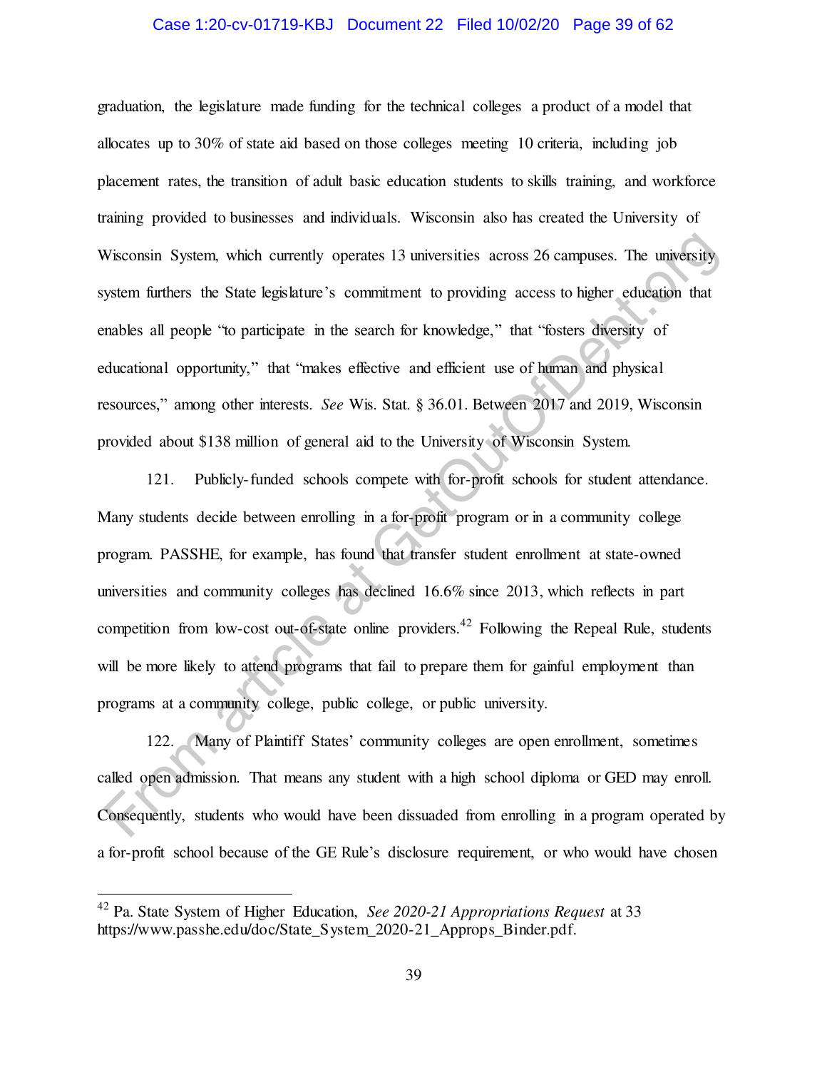graduation, the legislature made funding for the technical colleges a product of a model that allocates up to 30% of state aid based on those colleges meeting 10 criteria, including job placement rates, the transition of adult basic education students to skills training, and workforce training provided to businesses and individuals. Wisconsin also has created the University of Wisconsin System, which currently operates 13 universities across 26 campuses. The university system furthers the State legislature's commitment to providing access to higher education that enables all people "to participate in the search for knowledge," that "fosters diversity of educational opportunity," that "makes effective and efficient use of human and physical resources," among other interests. *See* Wis. Stat. § 36.01. Between 2017 and 2019, Wisconsin provided about $138 million of general aid to the University of Wisconsin System.

121. Publicly-funded schools compete with for-profit schools for student attendance. Many students decide between enrolling in a for-profit program or in a community college program. PASSHE, for example, has found that transfer student enrollment at state-owned universities and community colleges has declined 16.6% since 2013, which reflects in part competition from low-cost out-of-state online providers.[42] Following the Repeal Rule, students will be more likely to attend programs that fail to prepare them for gainful employment than programs at a community college, public college, or public university.

122. Many of Plaintiff States' community colleges are open enrollment, sometimes called open admission. That means any student with a high school diploma or GED may enroll. Consequently, students who would have been dissuaded from enrolling in a program operated by a for-profit school because of the GE Rule's disclosure requirement, or who would have chosen

---

[42] Pa. State System of Higher Education, *See 2020-21 Appropriations Request* at 33 https://www.passhe.edu/doc/State_System_2020-21_Approps_Binder.pdf.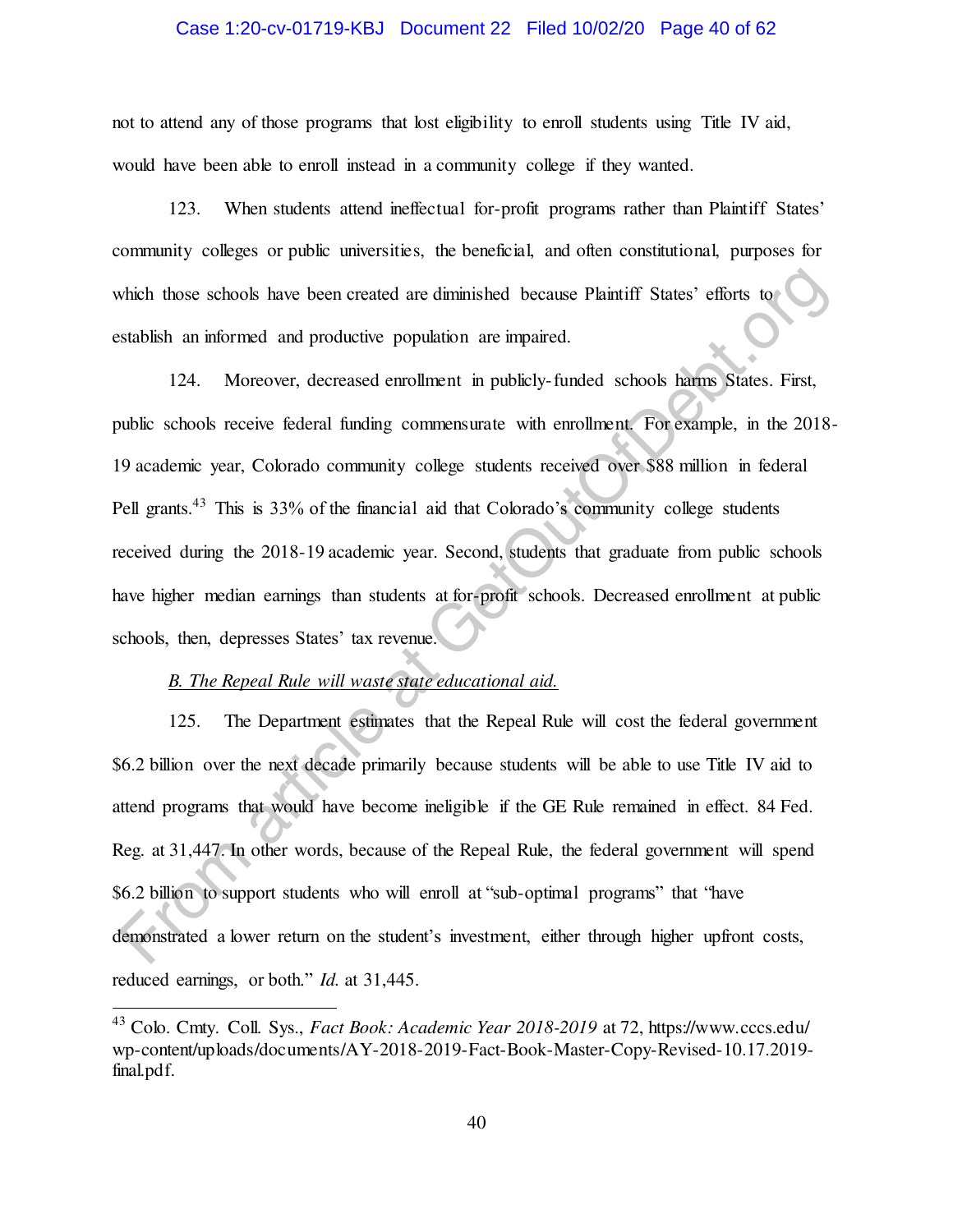not to attend any of those programs that lost eligibility to enroll students using Title IV aid, would have been able to enroll instead in a community college if they wanted.

123. When students attend ineffectual for-profit programs rather than Plaintiff States' community colleges or public universities, the beneficial, and often constitutional, purposes for which those schools have been created are diminished because Plaintiff States' efforts to establish an informed and productive population are impaired.

124. Moreover, decreased enrollment in publicly-funded schools harms States. First, public schools receive federal funding commensurate with enrollment. For example, in the 2018-19 academic year, Colorado community college students received over $88 million in federal Pell grants.[43] This is 33% of the financial aid that Colorado's community college students received during the 2018-19 academic year. Second, students that graduate from public schools have higher median earnings than students at for-profit schools. Decreased enrollment at public schools, then, depresses States' tax revenue.

*B. The Repeal Rule will waste state educational aid.*

125. The Department estimates that the Repeal Rule will cost the federal government $6.2 billion over the next decade primarily because students will be able to use Title IV aid to attend programs that would have become ineligible if the GE Rule remained in effect. 84 Fed. Reg. at 31,447. In other words, because of the Repeal Rule, the federal government will spend $6.2 billion to support students who will enroll at "sub-optimal programs" that "have demonstrated a lower return on the student's investment, either through higher upfront costs, reduced earnings, or both." *Id.* at 31,445.

---

[43] Colo. Cmty. Coll. Sys., *Fact Book: Academic Year 2018-2019* at 72, https://www.cccs.edu/wp-content/uploads/documents/AY-2018-2019-Fact-Book-Master-Copy-Revised-10.17.2019-final.pdf.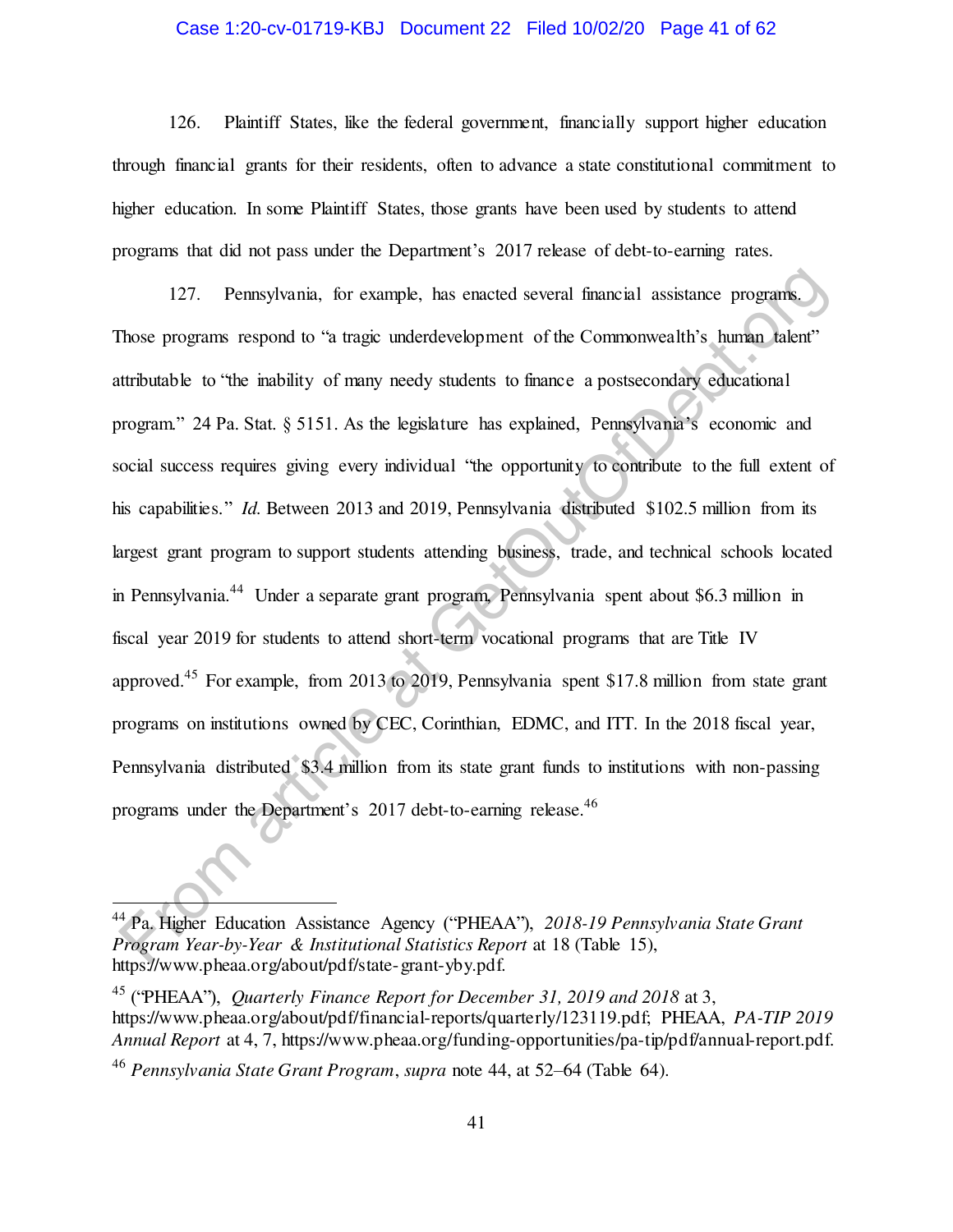126. Plaintiff States, like the federal government, financially support higher education through financial grants for their residents, often to advance a state constitutional commitment to higher education. In some Plaintiff States, those grants have been used by students to attend programs that did not pass under the Department's 2017 release of debt-to-earning rates.

127. Pennsylvania, for example, has enacted several financial assistance programs. Those programs respond to "a tragic underdevelopment of the Commonwealth's human talent" attributable to "the inability of many needy students to finance a postsecondary educational program." 24 Pa. Stat. § 5151. As the legislature has explained, Pennsylvania's economic and social success requires giving every individual "the opportunity to contribute to the full extent of his capabilities." *Id.* Between 2013 and 2019, Pennsylvania distributed $102.5 million from its largest grant program to support students attending business, trade, and technical schools located in Pennsylvania.[44] Under a separate grant program, Pennsylvania spent about $6.3 million in fiscal year 2019 for students to attend short-term vocational programs that are Title IV approved.[45] For example, from 2013 to 2019, Pennsylvania spent $17.8 million from state grant programs on institutions owned by CEC, Corinthian, EDMC, and ITT. In the 2018 fiscal year, Pennsylvania distributed $3.4 million from its state grant funds to institutions with non-passing programs under the Department's 2017 debt-to-earning release.[46]

---

[44] Pa. Higher Education Assistance Agency ("PHEAA"), *2018-19 Pennsylvania State Grant Program Year-by-Year & Institutional Statistics Report* at 18 (Table 15), https://www.pheaa.org/about/pdf/state-grant-yby.pdf.

[45] ("PHEAA"), *Quarterly Finance Report for December 31, 2019 and 2018* at 3, https://www.pheaa.org/about/pdf/financial-reports/quarterly/123119.pdf; PHEAA, *PA-TIP 2019 Annual Report* at 4, 7, https://www.pheaa.org/funding-opportunities/pa-tip/pdf/annual-report.pdf.

[46] *Pennsylvania State Grant Program*, *supra* note 44, at 52–64 (Table 64).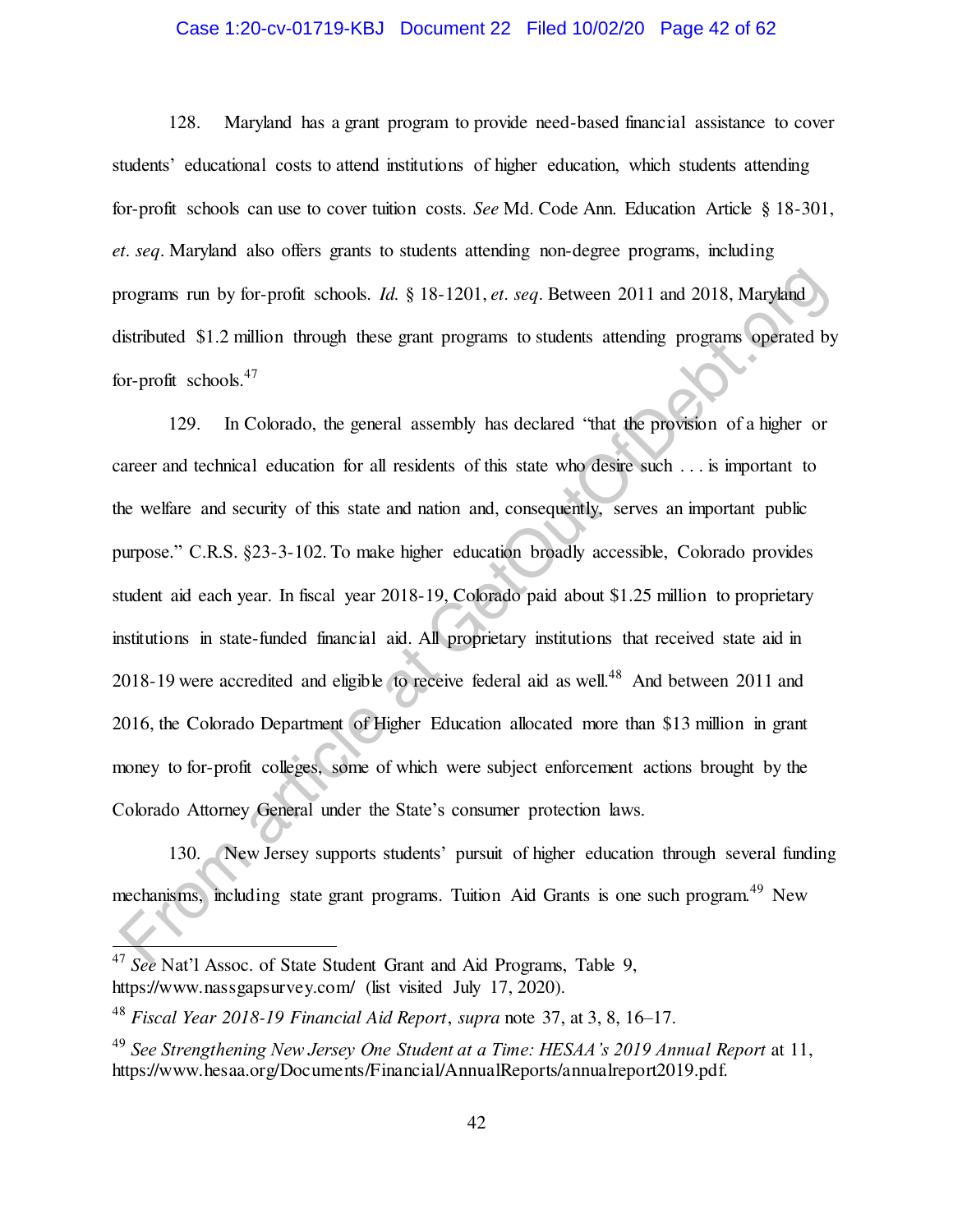128. Maryland has a grant program to provide need-based financial assistance to cover students' educational costs to attend institutions of higher education, which students attending for-profit schools can use to cover tuition costs. *See* Md. Code Ann. Education Article § 18-301, *et. seq*. Maryland also offers grants to students attending non-degree programs, including programs run by for-profit schools. *Id.* § 18-1201, *et. seq*. Between 2011 and 2018, Maryland distributed $1.2 million through these grant programs to students attending programs operated by for-profit schools.[47]

129. In Colorado, the general assembly has declared "that the provision of a higher or career and technical education for all residents of this state who desire such . . . is important to the welfare and security of this state and nation and, consequently, serves an important public purpose." C.R.S. §23-3-102. To make higher education broadly accessible, Colorado provides student aid each year. In fiscal year 2018-19, Colorado paid about $1.25 million to proprietary institutions in state-funded financial aid. All proprietary institutions that received state aid in 2018-19 were accredited and eligible to receive federal aid as well.[48] And between 2011 and 2016, the Colorado Department of Higher Education allocated more than $13 million in grant money to for-profit colleges, some of which were subject enforcement actions brought by the Colorado Attorney General under the State's consumer protection laws.

130. New Jersey supports students' pursuit of higher education through several funding mechanisms, including state grant programs. Tuition Aid Grants is one such program.[49] New

---

[47] *See* Nat'l Assoc. of State Student Grant and Aid Programs, Table 9, https://www.nassgapsurvey.com/ (list visited July 17, 2020).

[48] *Fiscal Year 2018-19 Financial Aid Report*, *supra* note 37, at 3, 8, 16–17.

[49] *See Strengthening New Jersey One Student at a Time: HESAA's 2019 Annual Report* at 11, https://www.hesaa.org/Documents/Financial/AnnualReports/annualreport2019.pdf.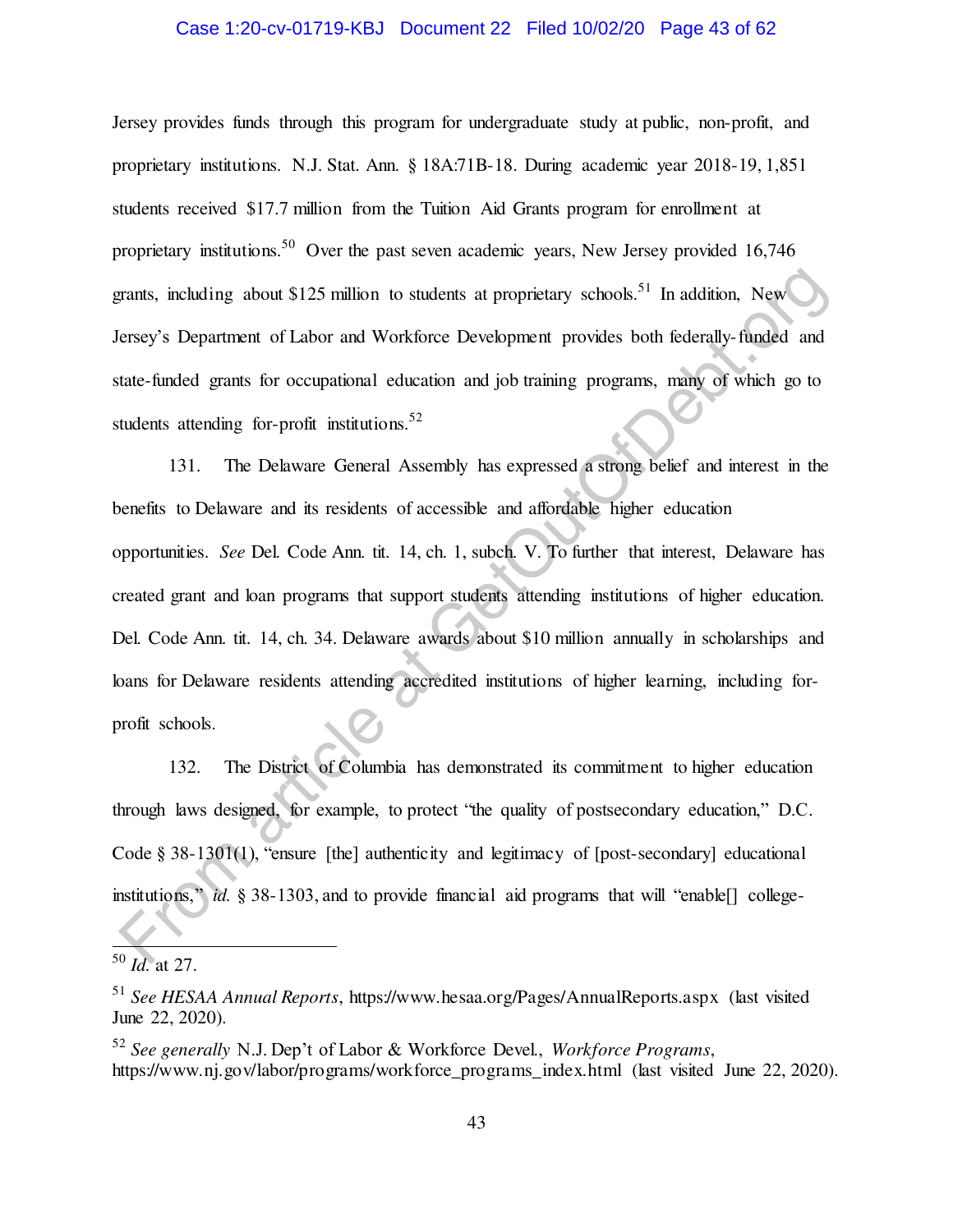Jersey provides funds through this program for undergraduate study at public, non-profit, and proprietary institutions. N.J. Stat. Ann. § 18A:71B-18. During academic year 2018-19, 1,851 students received $17.7 million from the Tuition Aid Grants program for enrollment at proprietary institutions.[50] Over the past seven academic years, New Jersey provided 16,746 grants, including about $125 million to students at proprietary schools.[51] In addition, New Jersey's Department of Labor and Workforce Development provides both federally-funded and state-funded grants for occupational education and job training programs, many of which go to students attending for-profit institutions.[52]

131. The Delaware General Assembly has expressed a strong belief and interest in the benefits to Delaware and its residents of accessible and affordable higher education opportunities. *See* Del. Code Ann. tit. 14, ch. 1, subch. V. To further that interest, Delaware has created grant and loan programs that support students attending institutions of higher education. Del. Code Ann. tit. 14, ch. 34. Delaware awards about $10 million annually in scholarships and loans for Delaware residents attending accredited institutions of higher learning, including for-profit schools.

132. The District of Columbia has demonstrated its commitment to higher education through laws designed, for example, to protect "the quality of postsecondary education," D.C. Code § 38-1301(1), "ensure [the] authenticity and legitimacy of [post-secondary] educational institutions," *id.* § 38-1303, and to provide financial aid programs that will "enable[] college-

---

[50] *Id.* at 27.

[51] *See HESAA Annual Reports*, https://www.hesaa.org/Pages/AnnualReports.aspx (last visited June 22, 2020).

[52] *See generally* N.J. Dep't of Labor & Workforce Devel., *Workforce Programs*, https://www.nj.gov/labor/programs/workforce_programs_index.html (last visited June 22, 2020).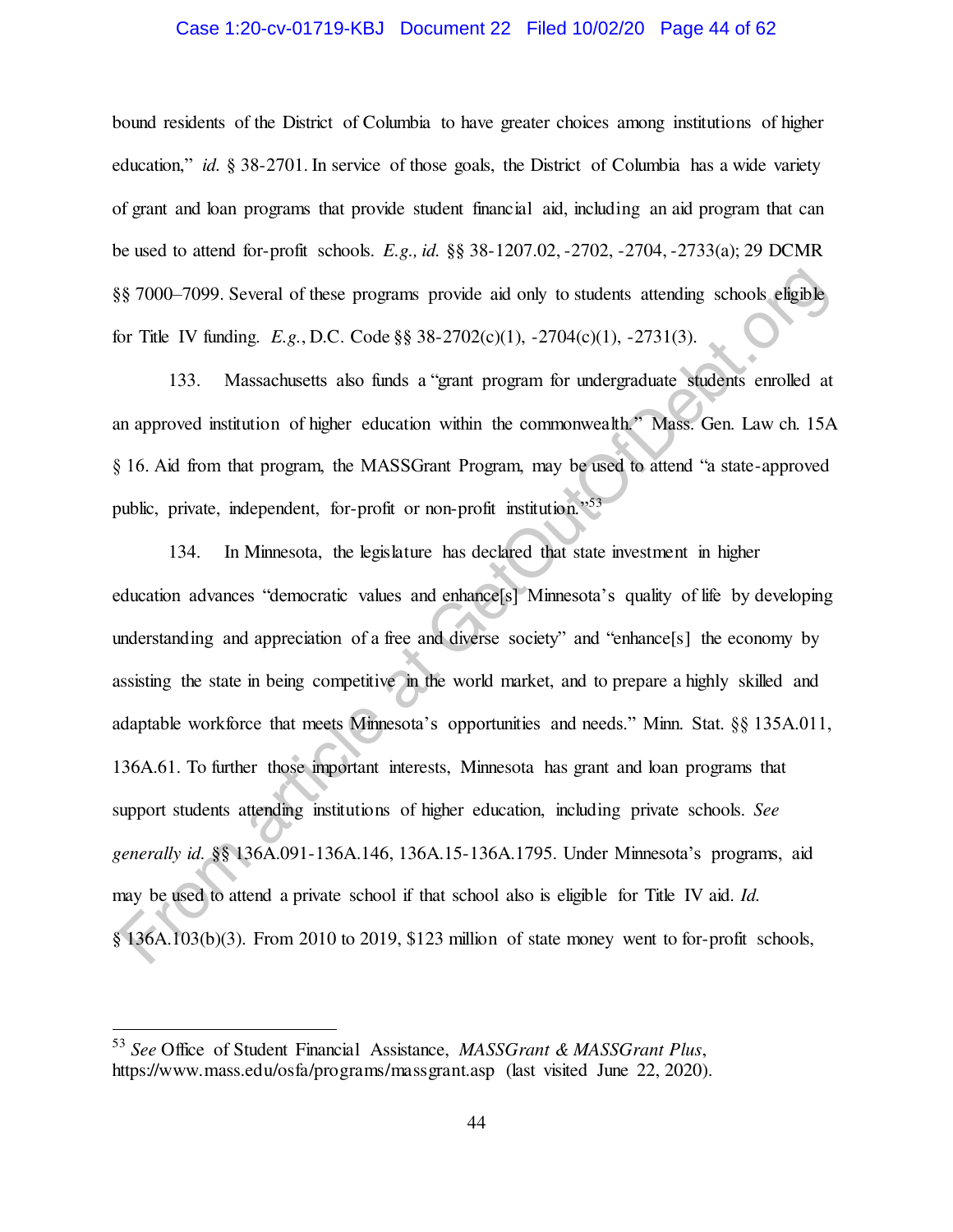bound residents of the District of Columbia to have greater choices among institutions of higher education," *id.* § 38-2701. In service of those goals, the District of Columbia has a wide variety of grant and loan programs that provide student financial aid, including an aid program that can be used to attend for-profit schools. *E.g., id.* §§ 38-1207.02, -2702, -2704, -2733(a); 29 DCMR §§ 7000–7099. Several of these programs provide aid only to students attending schools eligible for Title IV funding. *E.g.*, D.C. Code §§ 38-2702(c)(1), -2704(c)(1), -2731(3).

133. Massachusetts also funds a "grant program for undergraduate students enrolled at an approved institution of higher education within the commonwealth." Mass. Gen. Law ch. 15A § 16. Aid from that program, the MASSGrant Program, may be used to attend "a state-approved public, private, independent, for-profit or non-profit institution."[53]

134. In Minnesota, the legislature has declared that state investment in higher education advances "democratic values and enhance[s] Minnesota's quality of life by developing understanding and appreciation of a free and diverse society" and "enhance[s] the economy by assisting the state in being competitive in the world market, and to prepare a highly skilled and adaptable workforce that meets Minnesota's opportunities and needs." Minn. Stat. §§ 135A.011, 136A.61. To further those important interests, Minnesota has grant and loan programs that support students attending institutions of higher education, including private schools. *See generally id.* §§ 136A.091-136A.146, 136A.15-136A.1795. Under Minnesota's programs, aid may be used to attend a private school if that school also is eligible for Title IV aid. *Id.* § 136A.103(b)(3). From 2010 to 2019, $123 million of state money went to for-profit schools,

---

[53] *See* Office of Student Financial Assistance, *MASSGrant & MASSGrant Plus*, https://www.mass.edu/osfa/programs/massgrant.asp (last visited June 22, 2020).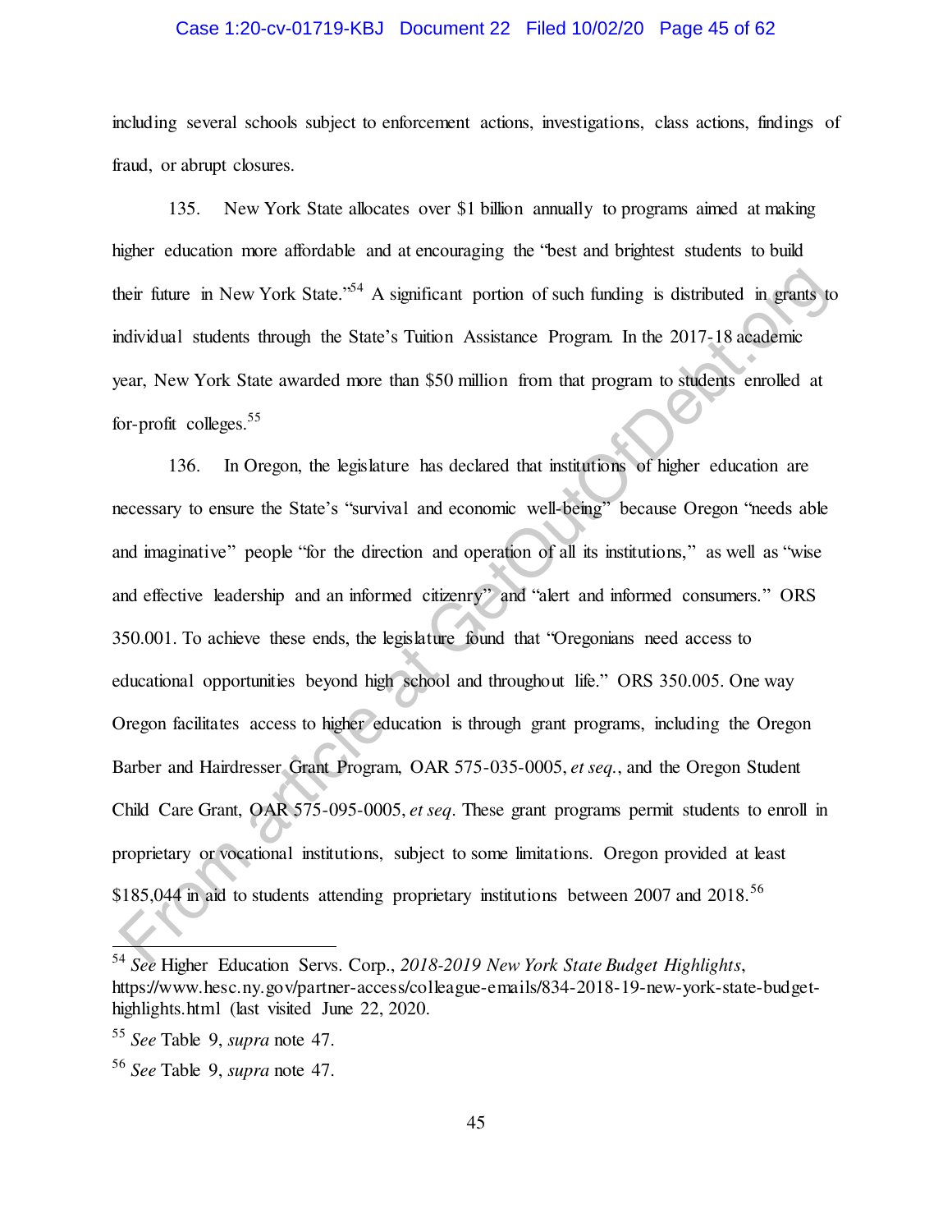including several schools subject to enforcement actions, investigations, class actions, findings of fraud, or abrupt closures.

135. New York State allocates over $1 billion annually to programs aimed at making higher education more affordable and at encouraging the "best and brightest students to build their future in New York State."[54] A significant portion of such funding is distributed in grants to individual students through the State's Tuition Assistance Program. In the 2017-18 academic year, New York State awarded more than $50 million from that program to students enrolled at for-profit colleges.[55]

136. In Oregon, the legislature has declared that institutions of higher education are necessary to ensure the State's "survival and economic well-being" because Oregon "needs able and imaginative" people "for the direction and operation of all its institutions," as well as "wise and effective leadership and an informed citizenry" and "alert and informed consumers." ORS 350.001. To achieve these ends, the legislature found that "Oregonians need access to educational opportunities beyond high school and throughout life." ORS 350.005. One way Oregon facilitates access to higher education is through grant programs, including the Oregon Barber and Hairdresser Grant Program, OAR 575-035-0005, *et seq.*, and the Oregon Student Child Care Grant, OAR 575-095-0005, *et seq*. These grant programs permit students to enroll in proprietary or vocational institutions, subject to some limitations. Oregon provided at least $185,044 in aid to students attending proprietary institutions between 2007 and 2018.[56]

---

[54] *See* Higher Education Servs. Corp., *2018-2019 New York State Budget Highlights*, https://www.hesc.ny.gov/partner-access/colleague-emails/834-2018-19-new-york-state-budget-highlights.html (last visited June 22, 2020.

[55] *See* Table 9, *supra* note 47.

[56] *See* Table 9, *supra* note 47.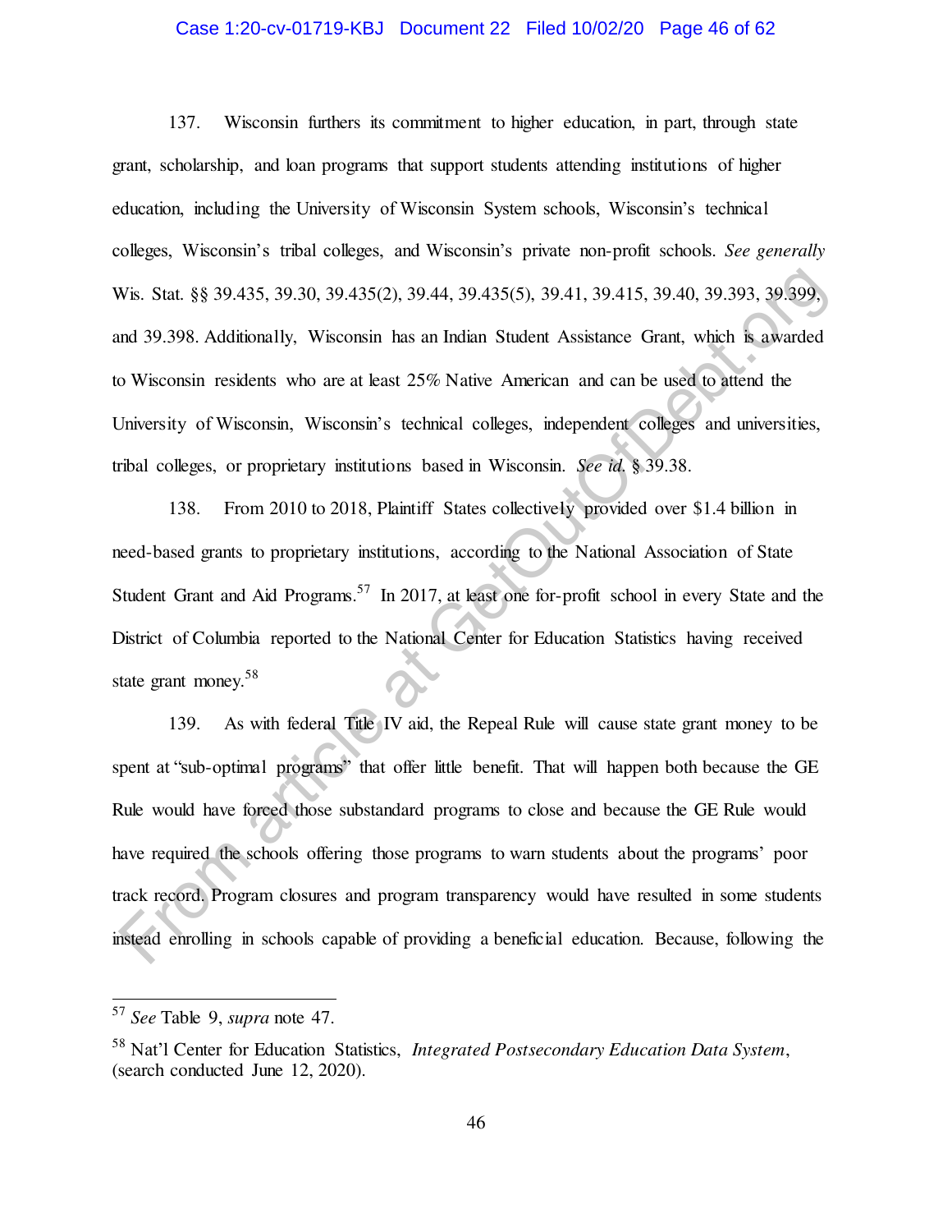137. Wisconsin furthers its commitment to higher education, in part, through state grant, scholarship, and loan programs that support students attending institutions of higher education, including the University of Wisconsin System schools, Wisconsin's technical colleges, Wisconsin's tribal colleges, and Wisconsin's private non-profit schools. *See generally* Wis. Stat. §§ 39.435, 39.30, 39.435(2), 39.44, 39.435(5), 39.41, 39.415, 39.40, 39.393, 39.399, and 39.398. Additionally, Wisconsin has an Indian Student Assistance Grant, which is awarded to Wisconsin residents who are at least 25% Native American and can be used to attend the University of Wisconsin, Wisconsin's technical colleges, independent colleges and universities, tribal colleges, or proprietary institutions based in Wisconsin. *See id.* § 39.38.

138. From 2010 to 2018, Plaintiff States collectively provided over $1.4 billion in need-based grants to proprietary institutions, according to the National Association of State Student Grant and Aid Programs.[57] In 2017, at least one for-profit school in every State and the District of Columbia reported to the National Center for Education Statistics having received state grant money.[58]

139. As with federal Title IV aid, the Repeal Rule will cause state grant money to be spent at "sub-optimal programs" that offer little benefit. That will happen both because the GE Rule would have forced those substandard programs to close and because the GE Rule would have required the schools offering those programs to warn students about the programs' poor track record. Program closures and program transparency would have resulted in some students instead enrolling in schools capable of providing a beneficial education. Because, following the

---

[57] *See* Table 9, *supra* note 47.

[58] Nat'l Center for Education Statistics, *Integrated Postsecondary Education Data System*, (search conducted June 12, 2020).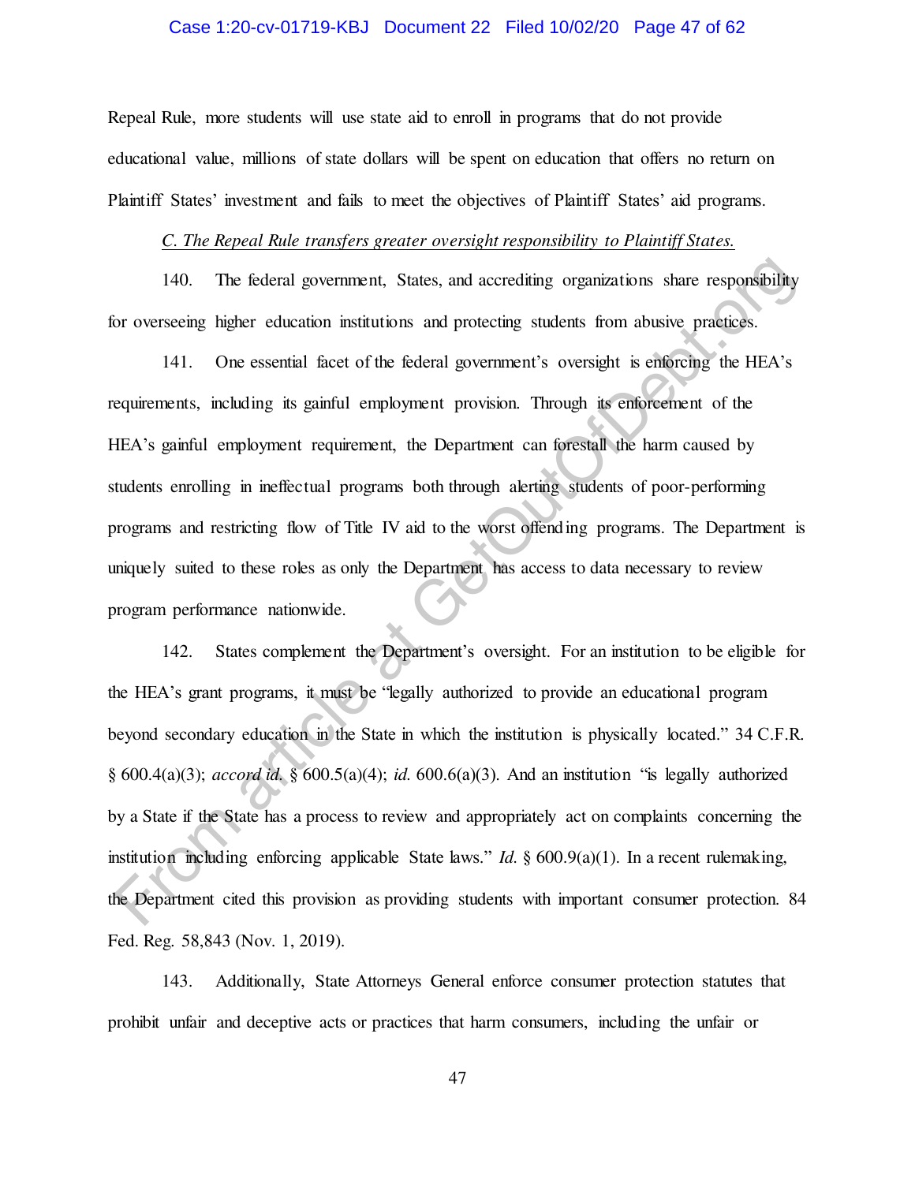Repeal Rule, more students will use state aid to enroll in programs that do not provide educational value, millions of state dollars will be spent on education that offers no return on Plaintiff States' investment and fails to meet the objectives of Plaintiff States' aid programs.

*C. The Repeal Rule transfers greater oversight responsibility to Plaintiff States.*

140. The federal government, States, and accrediting organizations share responsibility for overseeing higher education institutions and protecting students from abusive practices.

141. One essential facet of the federal government's oversight is enforcing the HEA's requirements, including its gainful employment provision. Through its enforcement of the HEA's gainful employment requirement, the Department can forestall the harm caused by students enrolling in ineffectual programs both through alerting students of poor-performing programs and restricting flow of Title IV aid to the worst offending programs. The Department is uniquely suited to these roles as only the Department has access to data necessary to review program performance nationwide.

142. States complement the Department's oversight. For an institution to be eligible for the HEA's grant programs, it must be "legally authorized to provide an educational program beyond secondary education in the State in which the institution is physically located." 34 C.F.R. § 600.4(a)(3); *accord id.* § 600.5(a)(4); *id.* 600.6(a)(3). And an institution "is legally authorized by a State if the State has a process to review and appropriately act on complaints concerning the institution including enforcing applicable State laws." *Id.* § 600.9(a)(1). In a recent rulemaking, the Department cited this provision as providing students with important consumer protection. 84 Fed. Reg. 58,843 (Nov. 1, 2019).

143. Additionally, State Attorneys General enforce consumer protection statutes that prohibit unfair and deceptive acts or practices that harm consumers, including the unfair or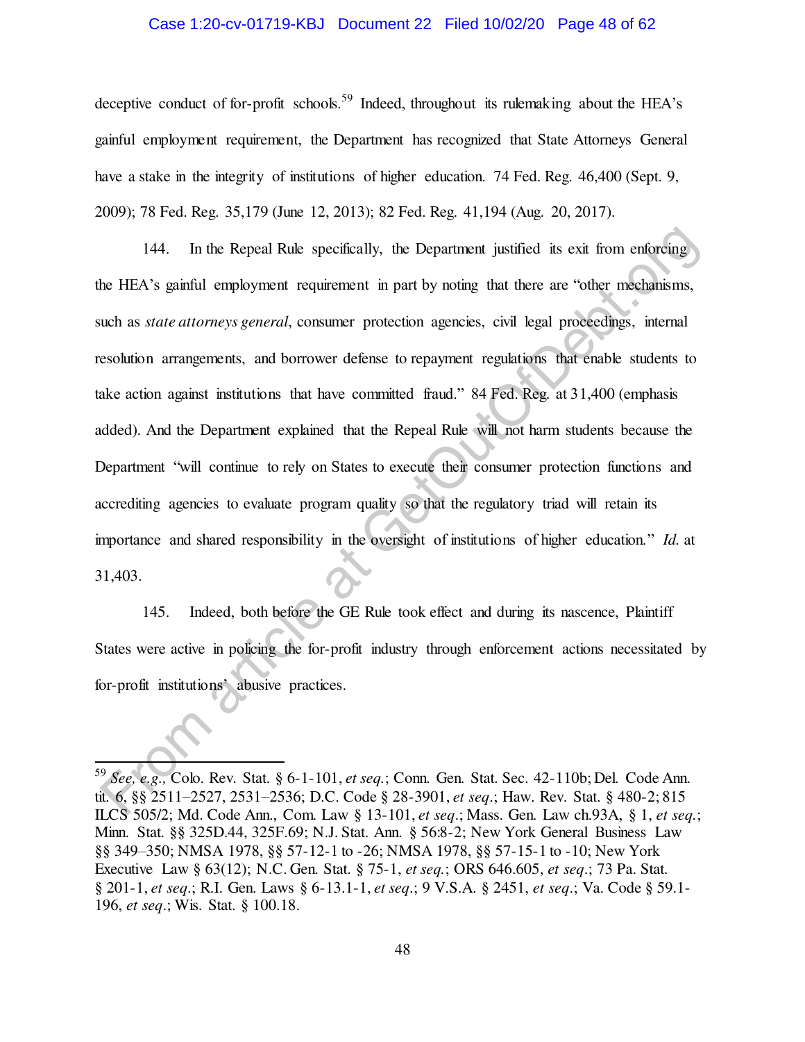deceptive conduct of for-profit schools.[59] Indeed, throughout its rulemaking about the HEA's gainful employment requirement, the Department has recognized that State Attorneys General have a stake in the integrity of institutions of higher education. 74 Fed. Reg. 46,400 (Sept. 9, 2009); 78 Fed. Reg. 35,179 (June 12, 2013); 82 Fed. Reg. 41,194 (Aug. 20, 2017).

144. In the Repeal Rule specifically, the Department justified its exit from enforcing the HEA's gainful employment requirement in part by noting that there are "other mechanisms, such as *state attorneys general*, consumer protection agencies, civil legal proceedings, internal resolution arrangements, and borrower defense to repayment regulations that enable students to take action against institutions that have committed fraud." 84 Fed. Reg. at 31,400 (emphasis added). And the Department explained that the Repeal Rule will not harm students because the Department "will continue to rely on States to execute their consumer protection functions and accrediting agencies to evaluate program quality so that the regulatory triad will retain its importance and shared responsibility in the oversight of institutions of higher education." *Id.* at 31,403.

145. Indeed, both before the GE Rule took effect and during its nascence, Plaintiff States were active in policing the for-profit industry through enforcement actions necessitated by for-profit institutions' abusive practices.

---

[59] *See, e.g.,* Colo. Rev. Stat. § 6-1-101, *et seq.*; Conn. Gen. Stat. Sec. 42-110b; Del. Code Ann. tit. 6, §§ 2511–2527, 2531–2536; D.C. Code § 28-3901, *et seq.*; Haw. Rev. Stat. § 480-2; 815 ILCS 505/2; Md. Code Ann., Com. Law § 13-101, *et seq.*; Mass. Gen. Law ch.93A, § 1, *et seq.*; Minn. Stat. §§ 325D.44, 325F.69; N.J. Stat. Ann. § 56:8-2; New York General Business Law §§ 349–350; NMSA 1978, §§ 57-12-1 to -26; NMSA 1978, §§ 57-15-1 to -10; New York Executive Law § 63(12); N.C. Gen. Stat. § 75-1, *et seq.*; ORS 646.605, *et seq.*; 73 Pa. Stat. § 201-1, *et seq.*; R.I. Gen. Laws § 6-13.1-1, *et seq.*; 9 V.S.A. § 2451, *et seq.*; Va. Code § 59.1-196, *et seq.*; Wis. Stat. § 100.18.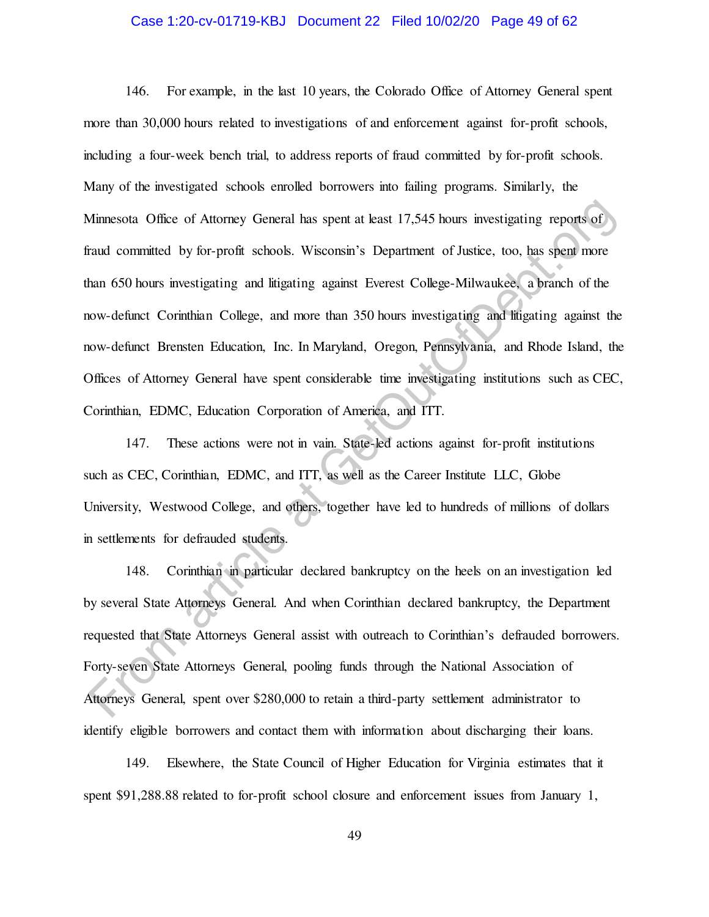146. For example, in the last 10 years, the Colorado Office of Attorney General spent more than 30,000 hours related to investigations of and enforcement against for-profit schools, including a four-week bench trial, to address reports of fraud committed by for-profit schools. Many of the investigated schools enrolled borrowers into failing programs. Similarly, the Minnesota Office of Attorney General has spent at least 17,545 hours investigating reports of fraud committed by for-profit schools. Wisconsin's Department of Justice, too, has spent more than 650 hours investigating and litigating against Everest College-Milwaukee, a branch of the now-defunct Corinthian College, and more than 350 hours investigating and litigating against the now-defunct Brensten Education, Inc. In Maryland, Oregon, Pennsylvania, and Rhode Island, the Offices of Attorney General have spent considerable time investigating institutions such as CEC, Corinthian, EDMC, Education Corporation of America, and ITT.

147. These actions were not in vain. State-led actions against for-profit institutions such as CEC, Corinthian, EDMC, and ITT, as well as the Career Institute LLC, Globe University, Westwood College, and others, together have led to hundreds of millions of dollars in settlements for defrauded students.

148. Corinthian in particular declared bankruptcy on the heels on an investigation led by several State Attorneys General. And when Corinthian declared bankruptcy, the Department requested that State Attorneys General assist with outreach to Corinthian's defrauded borrowers. Forty-seven State Attorneys General, pooling funds through the National Association of Attorneys General, spent over $280,000 to retain a third-party settlement administrator to identify eligible borrowers and contact them with information about discharging their loans.

149. Elsewhere, the State Council of Higher Education for Virginia estimates that it spent $91,288.88 related to for-profit school closure and enforcement issues from January 1,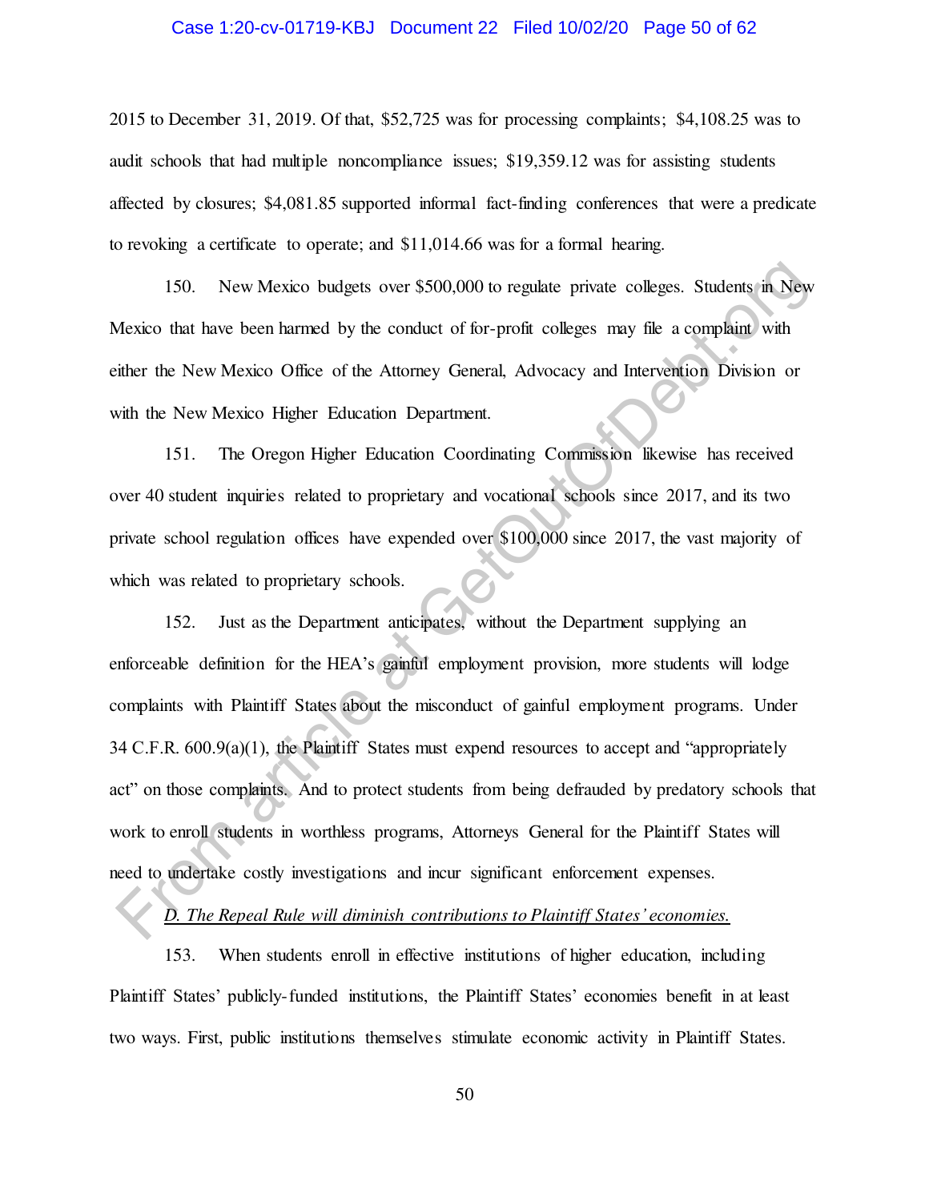2015 to December 31, 2019. Of that, $52,725 was for processing complaints; $4,108.25 was to audit schools that had multiple noncompliance issues; $19,359.12 was for assisting students affected by closures; $4,081.85 supported informal fact-finding conferences that were a predicate to revoking a certificate to operate; and $11,014.66 was for a formal hearing.

150. New Mexico budgets over $500,000 to regulate private colleges. Students in New Mexico that have been harmed by the conduct of for-profit colleges may file a complaint with either the New Mexico Office of the Attorney General, Advocacy and Intervention Division or with the New Mexico Higher Education Department.

151. The Oregon Higher Education Coordinating Commission likewise has received over 40 student inquiries related to proprietary and vocational schools since 2017, and its two private school regulation offices have expended over $100,000 since 2017, the vast majority of which was related to proprietary schools.

152. Just as the Department anticipates, without the Department supplying an enforceable definition for the HEA's gainful employment provision, more students will lodge complaints with Plaintiff States about the misconduct of gainful employment programs. Under 34 C.F.R. 600.9(a)(1), the Plaintiff States must expend resources to accept and "appropriately act" on those complaints. And to protect students from being defrauded by predatory schools that work to enroll students in worthless programs, Attorneys General for the Plaintiff States will need to undertake costly investigations and incur significant enforcement expenses.

*D. The Repeal Rule will diminish contributions to Plaintiff States' economies.*

153. When students enroll in effective institutions of higher education, including Plaintiff States' publicly-funded institutions, the Plaintiff States' economies benefit in at least two ways. First, public institutions themselves stimulate economic activity in Plaintiff States.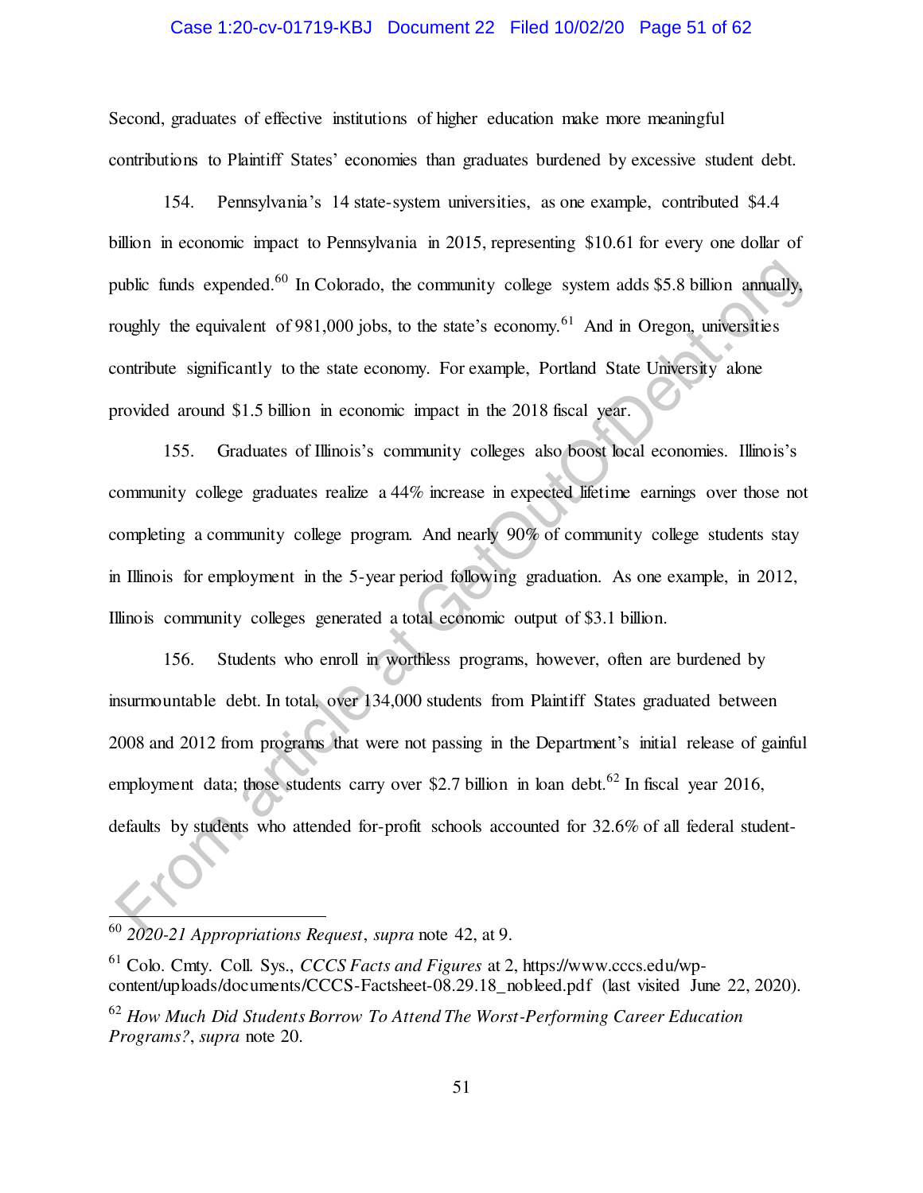Second, graduates of effective institutions of higher education make more meaningful contributions to Plaintiff States' economies than graduates burdened by excessive student debt.

154. Pennsylvania's 14 state-system universities, as one example, contributed $4.4 billion in economic impact to Pennsylvania in 2015, representing $10.61 for every one dollar of public funds expended.[60] In Colorado, the community college system adds $5.8 billion annually, roughly the equivalent of 981,000 jobs, to the state's economy.[61] And in Oregon, universities contribute significantly to the state economy. For example, Portland State University alone provided around $1.5 billion in economic impact in the 2018 fiscal year.

155. Graduates of Illinois's community colleges also boost local economies. Illinois's community college graduates realize a 44% increase in expected lifetime earnings over those not completing a community college program. And nearly 90% of community college students stay in Illinois for employment in the 5-year period following graduation. As one example, in 2012, Illinois community colleges generated a total economic output of $3.1 billion.

156. Students who enroll in worthless programs, however, often are burdened by insurmountable debt. In total, over 134,000 students from Plaintiff States graduated between 2008 and 2012 from programs that were not passing in the Department's initial release of gainful employment data; those students carry over $2.7 billion in loan debt.[62] In fiscal year 2016, defaults by students who attended for-profit schools accounted for 32.6% of all federal student-

---

[60] *2020-21 Appropriations Request*, *supra* note 42, at 9.

[61] Colo. Cmty. Coll. Sys., *CCCS Facts and Figures* at 2, https://www.cccs.edu/wp-content/uploads/documents/CCCS-Factsheet-08.29.18_nobleed.pdf (last visited June 22, 2020).

[62] *How Much Did Students Borrow To Attend The Worst-Performing Career Education Programs?*, *supra* note 20.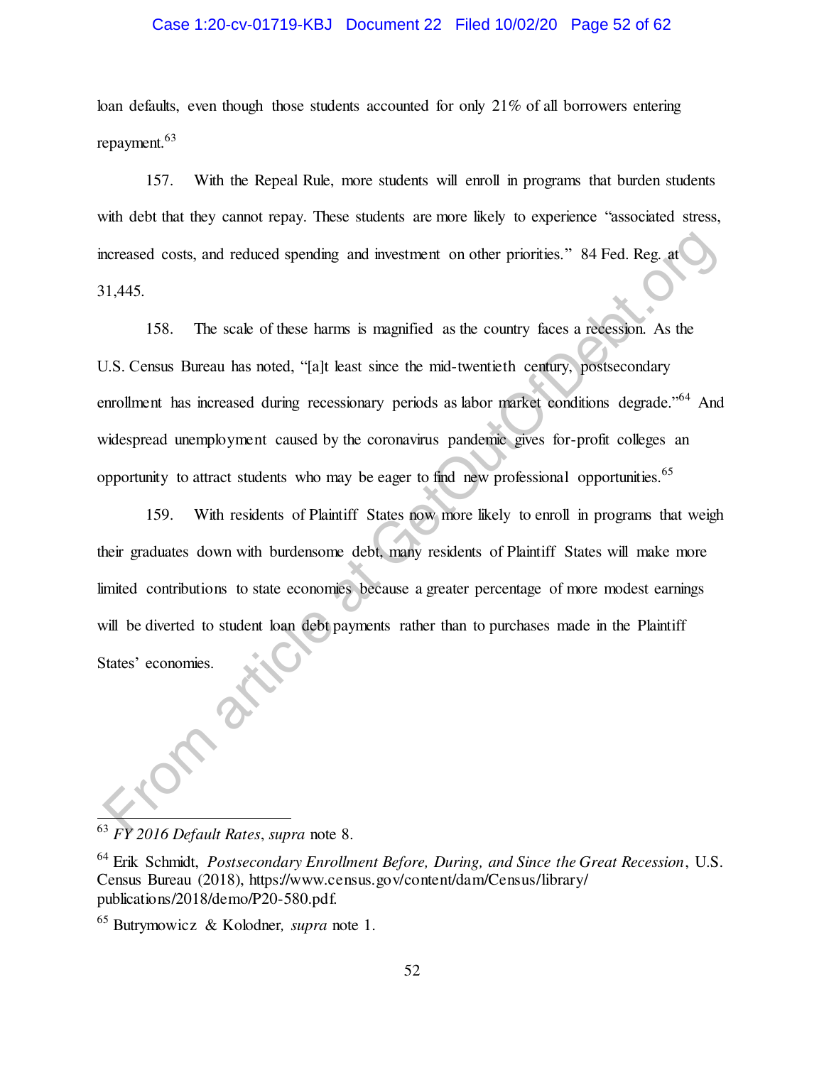loan defaults, even though those students accounted for only 21% of all borrowers entering repayment.[63]

157. With the Repeal Rule, more students will enroll in programs that burden students with debt that they cannot repay. These students are more likely to experience "associated stress, increased costs, and reduced spending and investment on other priorities." 84 Fed. Reg. at 31,445.

158. The scale of these harms is magnified as the country faces a recession. As the U.S. Census Bureau has noted, "[a]t least since the mid-twentieth century, postsecondary enrollment has increased during recessionary periods as labor market conditions degrade."[64] And widespread unemployment caused by the coronavirus pandemic gives for-profit colleges an opportunity to attract students who may be eager to find new professional opportunities.[65]

159. With residents of Plaintiff States now more likely to enroll in programs that weigh their graduates down with burdensome debt, many residents of Plaintiff States will make more limited contributions to state economies because a greater percentage of more modest earnings will be diverted to student loan debt payments rather than to purchases made in the Plaintiff States' economies.

---

[63] *FY 2016 Default Rates*, *supra* note 8.

[64] Erik Schmidt, *Postsecondary Enrollment Before, During, and Since the Great Recession*, U.S. Census Bureau (2018), https://www.census.gov/content/dam/Census/library/publications/2018/demo/P20-580.pdf.

[65] Butrymowicz & Kolodner, *supra* note 1.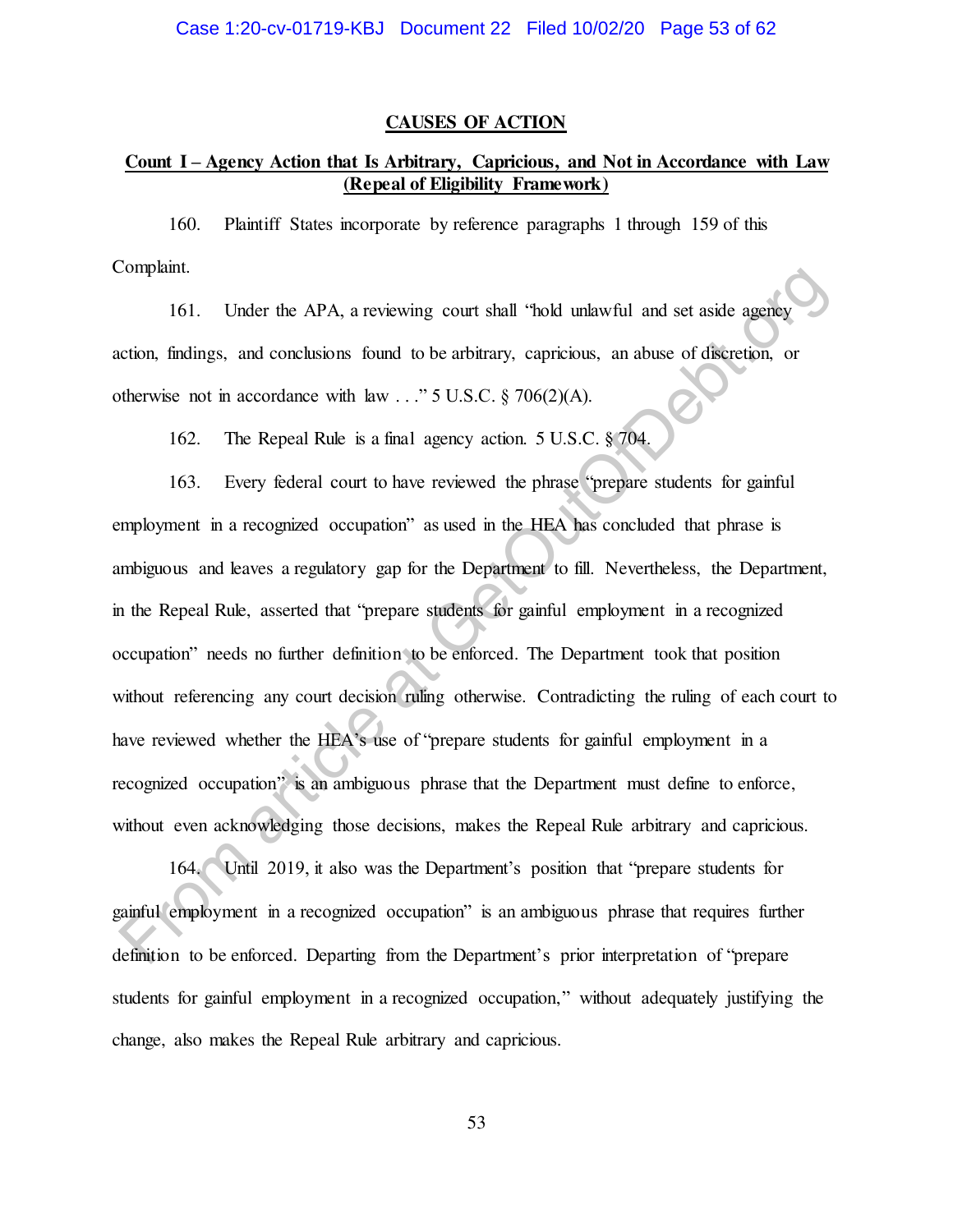## CAUSES OF ACTION

### Count I – Agency Action that Is Arbitrary, Capricious, and Not in Accordance with Law (Repeal of Eligibility Framework)

160. Plaintiff States incorporate by reference paragraphs 1 through 159 of this Complaint.

161. Under the APA, a reviewing court shall "hold unlawful and set aside agency action, findings, and conclusions found to be arbitrary, capricious, an abuse of discretion, or otherwise not in accordance with law . . ." 5 U.S.C. § 706(2)(A).

162. The Repeal Rule is a final agency action. 5 U.S.C. § 704.

163. Every federal court to have reviewed the phrase "prepare students for gainful employment in a recognized occupation" as used in the HEA has concluded that phrase is ambiguous and leaves a regulatory gap for the Department to fill. Nevertheless, the Department, in the Repeal Rule, asserted that "prepare students for gainful employment in a recognized occupation" needs no further definition to be enforced. The Department took that position without referencing any court decision ruling otherwise. Contradicting the ruling of each court to have reviewed whether the HEA's use of "prepare students for gainful employment in a recognized occupation" is an ambiguous phrase that the Department must define to enforce, without even acknowledging those decisions, makes the Repeal Rule arbitrary and capricious.

164. Until 2019, it also was the Department's position that "prepare students for gainful employment in a recognized occupation" is an ambiguous phrase that requires further definition to be enforced. Departing from the Department's prior interpretation of "prepare students for gainful employment in a recognized occupation," without adequately justifying the change, also makes the Repeal Rule arbitrary and capricious.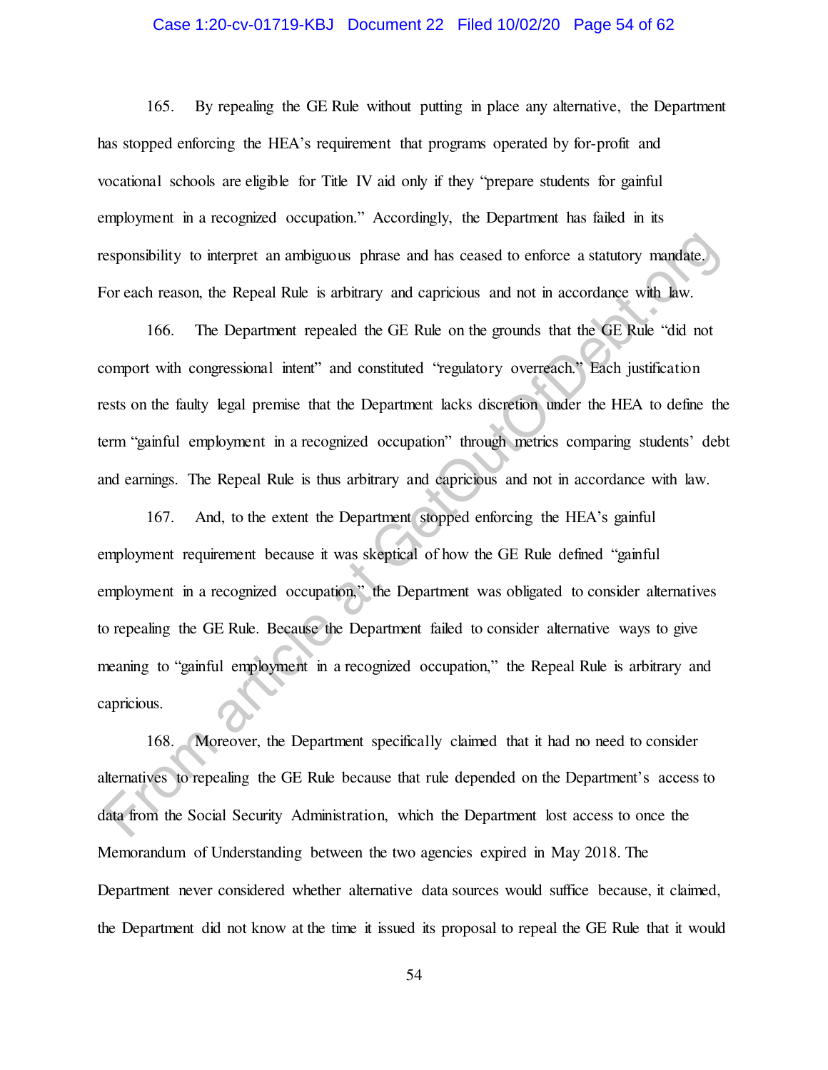165. By repealing the GE Rule without putting in place any alternative, the Department has stopped enforcing the HEA's requirement that programs operated by for-profit and vocational schools are eligible for Title IV aid only if they "prepare students for gainful employment in a recognized occupation." Accordingly, the Department has failed in its responsibility to interpret an ambiguous phrase and has ceased to enforce a statutory mandate. For each reason, the Repeal Rule is arbitrary and capricious and not in accordance with law.

166. The Department repealed the GE Rule on the grounds that the GE Rule "did not comport with congressional intent" and constituted "regulatory overreach." Each justification rests on the faulty legal premise that the Department lacks discretion under the HEA to define the term "gainful employment in a recognized occupation" through metrics comparing students' debt and earnings. The Repeal Rule is thus arbitrary and capricious and not in accordance with law.

167. And, to the extent the Department stopped enforcing the HEA's gainful employment requirement because it was skeptical of how the GE Rule defined "gainful employment in a recognized occupation," the Department was obligated to consider alternatives to repealing the GE Rule. Because the Department failed to consider alternative ways to give meaning to "gainful employment in a recognized occupation," the Repeal Rule is arbitrary and capricious.

168. Moreover, the Department specifically claimed that it had no need to consider alternatives to repealing the GE Rule because that rule depended on the Department's access to data from the Social Security Administration, which the Department lost access to once the Memorandum of Understanding between the two agencies expired in May 2018. The Department never considered whether alternative data sources would suffice because, it claimed, the Department did not know at the time it issued its proposal to repeal the GE Rule that it would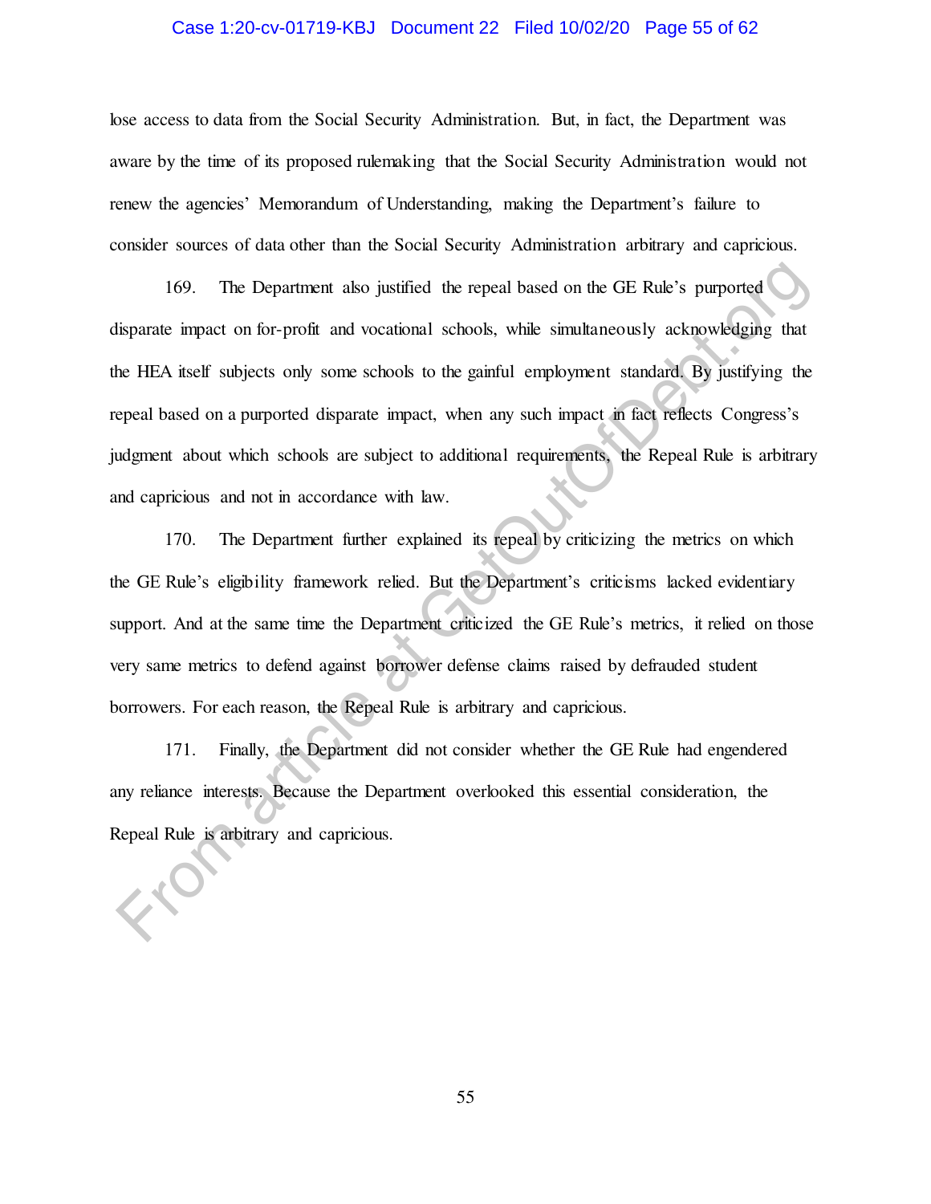lose access to data from the Social Security Administration. But, in fact, the Department was aware by the time of its proposed rulemaking that the Social Security Administration would not renew the agencies' Memorandum of Understanding, making the Department's failure to consider sources of data other than the Social Security Administration arbitrary and capricious.

169. The Department also justified the repeal based on the GE Rule's purported disparate impact on for-profit and vocational schools, while simultaneously acknowledging that the HEA itself subjects only some schools to the gainful employment standard. By justifying the repeal based on a purported disparate impact, when any such impact in fact reflects Congress's judgment about which schools are subject to additional requirements, the Repeal Rule is arbitrary and capricious and not in accordance with law.

170. The Department further explained its repeal by criticizing the metrics on which the GE Rule's eligibility framework relied. But the Department's criticisms lacked evidentiary support. And at the same time the Department criticized the GE Rule's metrics, it relied on those very same metrics to defend against borrower defense claims raised by defrauded student borrowers. For each reason, the Repeal Rule is arbitrary and capricious.

171. Finally, the Department did not consider whether the GE Rule had engendered any reliance interests. Because the Department overlooked this essential consideration, the Repeal Rule is arbitrary and capricious.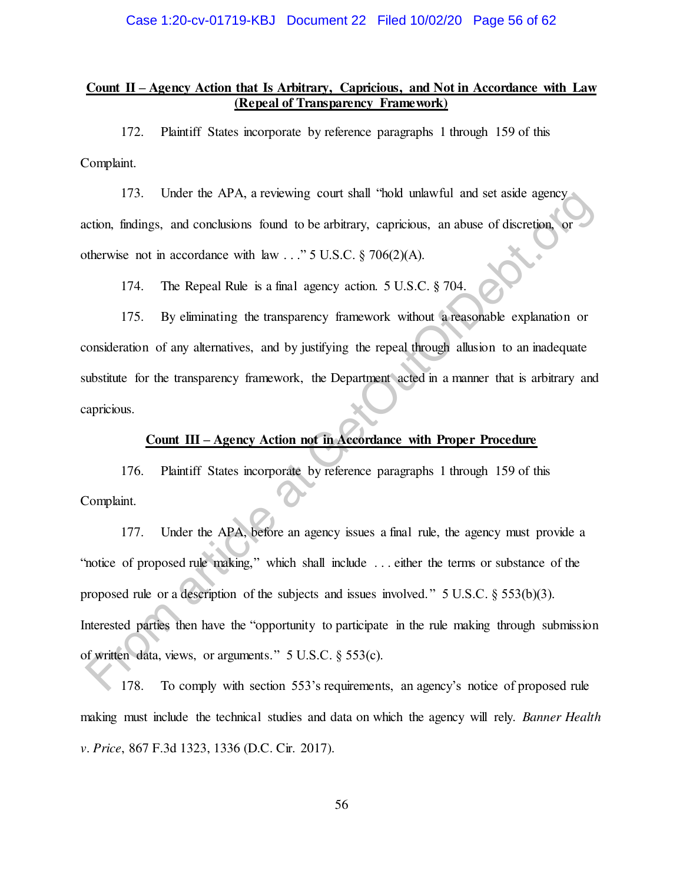**Count II – Agency Action that Is Arbitrary, Capricious, and Not in Accordance with Law (Repeal of Transparency Framework)**

172. Plaintiff States incorporate by reference paragraphs 1 through 159 of this Complaint.

173. Under the APA, a reviewing court shall "hold unlawful and set aside agency action, findings, and conclusions found to be arbitrary, capricious, an abuse of discretion, or otherwise not in accordance with law . . ." 5 U.S.C. § 706(2)(A).

174. The Repeal Rule is a final agency action. 5 U.S.C. § 704.

175. By eliminating the transparency framework without a reasonable explanation or consideration of any alternatives, and by justifying the repeal through allusion to an inadequate substitute for the transparency framework, the Department acted in a manner that is arbitrary and capricious.

**Count III – Agency Action not in Accordance with Proper Procedure**

176. Plaintiff States incorporate by reference paragraphs 1 through 159 of this Complaint.

177. Under the APA, before an agency issues a final rule, the agency must provide a "notice of proposed rule making," which shall include . . . either the terms or substance of the proposed rule or a description of the subjects and issues involved." 5 U.S.C. § 553(b)(3). Interested parties then have the "opportunity to participate in the rule making through submission of written data, views, or arguments." 5 U.S.C. § 553(c).

178. To comply with section 553's requirements, an agency's notice of proposed rule making must include the technical studies and data on which the agency will rely. *Banner Health v. Price*, 867 F.3d 1323, 1336 (D.C. Cir. 2017).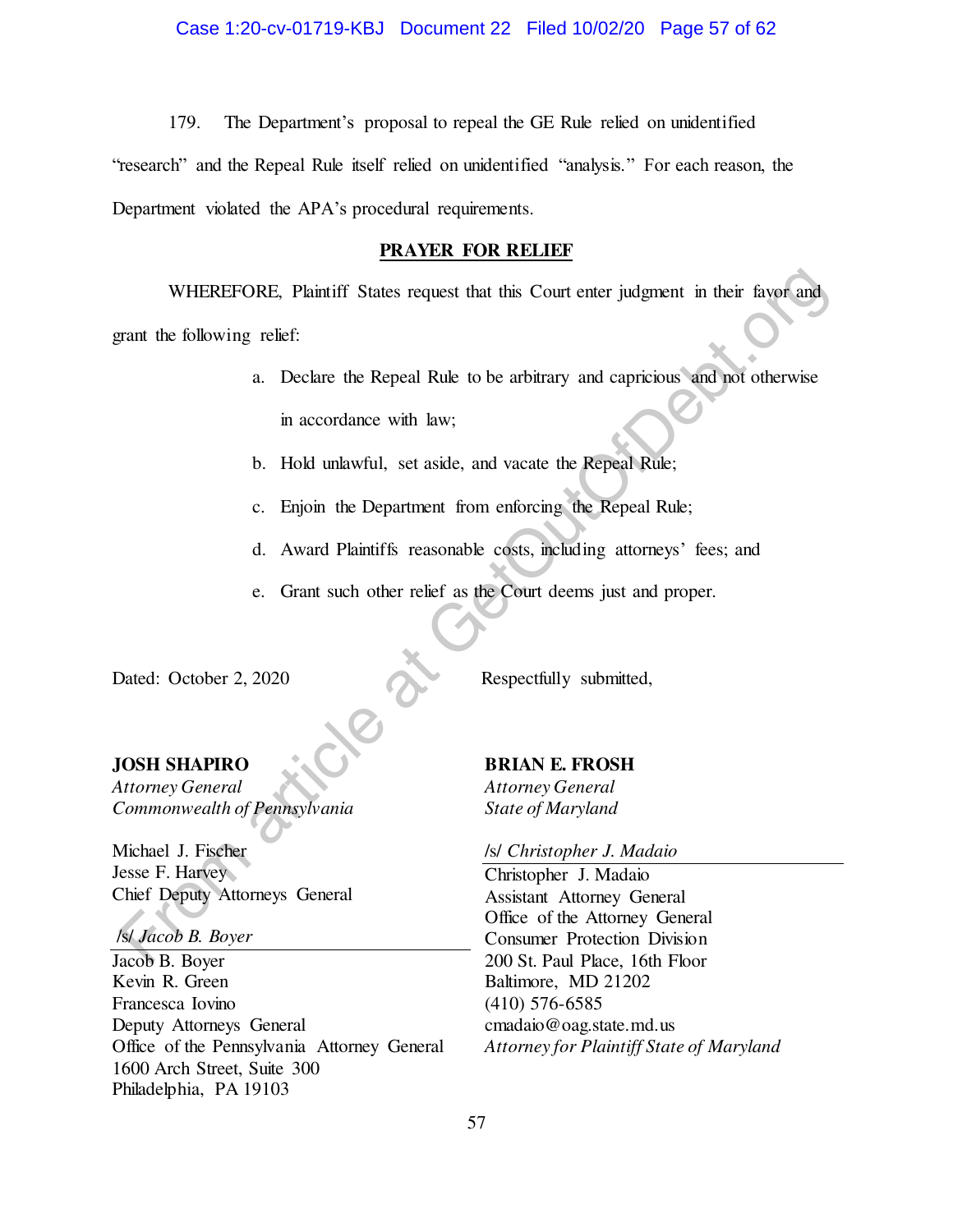179. The Department's proposal to repeal the GE Rule relied on unidentified "research" and the Repeal Rule itself relied on unidentified "analysis." For each reason, the Department violated the APA's procedural requirements.

## PRAYER FOR RELIEF

WHEREFORE, Plaintiff States request that this Court enter judgment in their favor and grant the following relief:

a. Declare the Repeal Rule to be arbitrary and capricious and not otherwise in accordance with law;

b. Hold unlawful, set aside, and vacate the Repeal Rule;

c. Enjoin the Department from enforcing the Repeal Rule;

d. Award Plaintiffs reasonable costs, including attorneys' fees; and

e. Grant such other relief as the Court deems just and proper.

Dated: October 2, 2020

Respectfully submitted,

**JOSH SHAPIRO**
*Attorney General*
*Commonwealth of Pennsylvania*

Michael J. Fischer
Jesse F. Harvey
Chief Deputy Attorneys General

/s/ *Jacob B. Boyer*
Jacob B. Boyer
Kevin R. Green
Francesca Iovino
Deputy Attorneys General
Office of the Pennsylvania Attorney General
1600 Arch Street, Suite 300
Philadelphia, PA 19103

**BRIAN E. FROSH**
*Attorney General*
*State of Maryland*

/s/ *Christopher J. Madaio*
Christopher J. Madaio
Assistant Attorney General
Office of the Attorney General
Consumer Protection Division
200 St. Paul Place, 16th Floor
Baltimore, MD 21202
(410) 576-6585
cmadaio@oag.state.md.us
*Attorney for Plaintiff State of Maryland*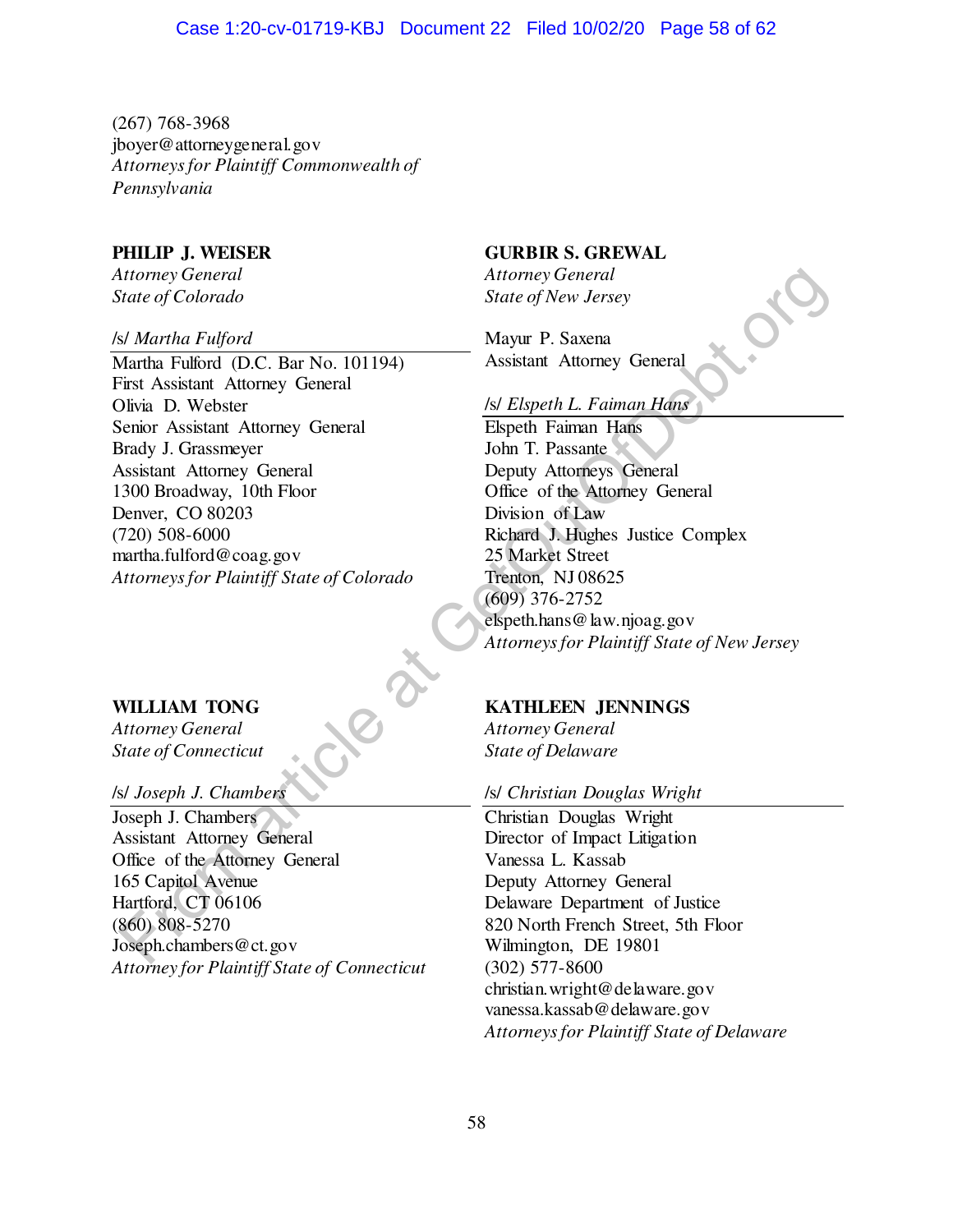(267) 768-3968
jboyer@attorneygeneral.gov
*Attorneys for Plaintiff Commonwealth of Pennsylvania*

**PHILIP J. WEISER**
*Attorney General*
*State of Colorado*

/s/ *Martha Fulford*
Martha Fulford (D.C. Bar No. 101194)
First Assistant Attorney General
Olivia D. Webster
Senior Assistant Attorney General
Brady J. Grassmeyer
Assistant Attorney General
1300 Broadway, 10th Floor
Denver, CO 80203
(720) 508-6000
martha.fulford@coag.gov
*Attorneys for Plaintiff State of Colorado*

**GURBIR S. GREWAL**
*Attorney General*
*State of New Jersey*

Mayur P. Saxena
Assistant Attorney General

/s/ *Elspeth L. Faiman Hans*
Elspeth Faiman Hans
John T. Passante
Deputy Attorneys General
Office of the Attorney General
Division of Law
Richard J. Hughes Justice Complex
25 Market Street
Trenton, NJ 08625
(609) 376-2752
elspeth.hans@law.njoag.gov
*Attorneys for Plaintiff State of New Jersey*

**WILLIAM TONG**
*Attorney General*
*State of Connecticut*

/s/ *Joseph J. Chambers*
Joseph J. Chambers
Assistant Attorney General
Office of the Attorney General
165 Capitol Avenue
Hartford, CT 06106
(860) 808-5270
Joseph.chambers@ct.gov
*Attorney for Plaintiff State of Connecticut*

**KATHLEEN JENNINGS**
*Attorney General*
*State of Delaware*

/s/ *Christian Douglas Wright*
Christian Douglas Wright
Director of Impact Litigation
Vanessa L. Kassab
Deputy Attorney General
Delaware Department of Justice
820 North French Street, 5th Floor
Wilmington, DE 19801
(302) 577-8600
christian.wright@delaware.gov
vanessa.kassab@delaware.gov
*Attorneys for Plaintiff State of Delaware*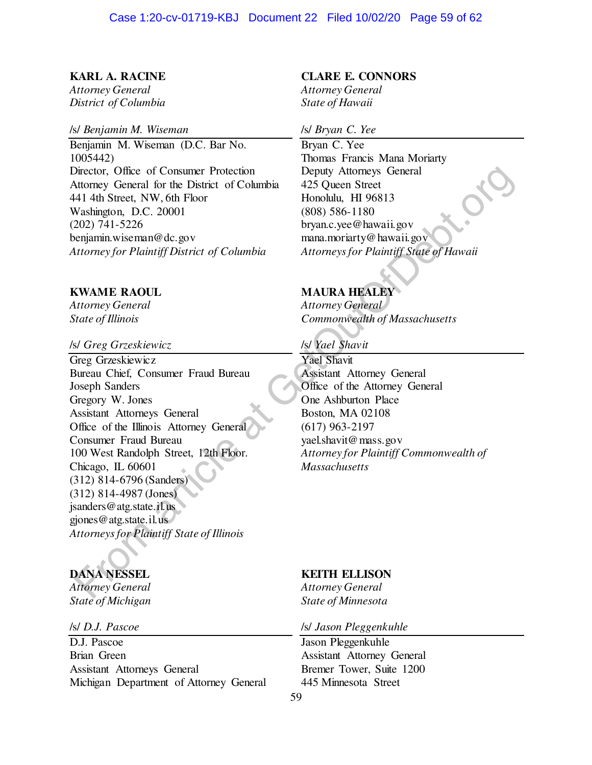**KARL A. RACINE**
*Attorney General*
*District of Columbia*

/s/ *Benjamin M. Wiseman*

Benjamin M. Wiseman (D.C. Bar No. 1005442)
Director, Office of Consumer Protection
Attorney General for the District of Columbia
441 4th Street, NW, 6th Floor
Washington, D.C. 20001
(202) 741-5226
benjamin.wiseman@dc.gov
*Attorney for Plaintiff District of Columbia*

**CLARE E. CONNORS**
*Attorney General*
*State of Hawaii*

/s/ *Bryan C. Yee*

Bryan C. Yee
Thomas Francis Mana Moriarty
Deputy Attorneys General
425 Queen Street
Honolulu, HI 96813
(808) 586-1180
bryan.c.yee@hawaii.gov
mana.moriarty@hawaii.gov
*Attorneys for Plaintiff State of Hawaii*

**KWAME RAOUL**
*Attorney General*
*State of Illinois*

/s/ *Greg Grzeskiewicz*

Greg Grzeskiewicz
Bureau Chief, Consumer Fraud Bureau
Joseph Sanders
Gregory W. Jones
Assistant Attorneys General
Office of the Illinois Attorney General
Consumer Fraud Bureau
100 West Randolph Street, 12th Floor.
Chicago, IL 60601
(312) 814-6796 (Sanders)
(312) 814-4987 (Jones)
jsanders@atg.state.il.us
gjones@atg.state.il.us
*Attorneys for Plaintiff State of Illinois*

**MAURA HEALEY**
*Attorney General*
*Commonwealth of Massachusetts*

/s/ *Yael Shavit*

Yael Shavit
Assistant Attorney General
Office of the Attorney General
One Ashburton Place
Boston, MA 02108
(617) 963-2197
yael.shavit@mass.gov
*Attorney for Plaintiff Commonwealth of Massachusetts*

**DANA NESSEL**
*Attorney General*
*State of Michigan*

/s/ *D.J. Pascoe*

D.J. Pascoe
Brian Green
Assistant Attorneys General
Michigan Department of Attorney General

**KEITH ELLISON**
*Attorney General*
*State of Minnesota*

/s/ *Jason Pleggenkuhle*

Jason Pleggenkuhle
Assistant Attorney General
Bremer Tower, Suite 1200
445 Minnesota Street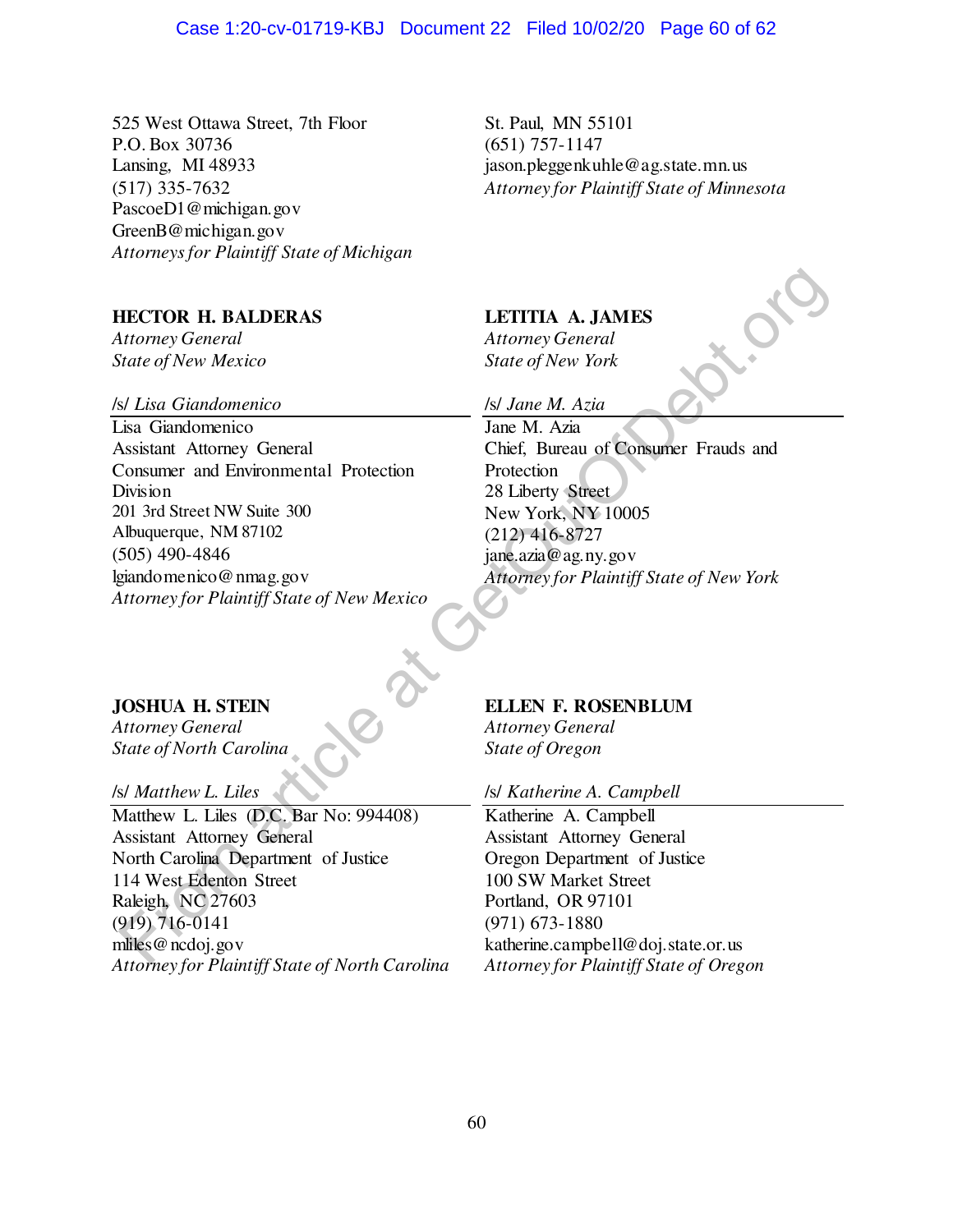525 West Ottawa Street, 7th Floor
P.O. Box 30736
Lansing, MI 48933
(517) 335-7632
PascoeD1@michigan.gov
GreenB@michigan.gov
*Attorneys for Plaintiff State of Michigan*

St. Paul, MN 55101
(651) 757-1147
jason.pleggenkuhle@ag.state.mn.us
*Attorney for Plaintiff State of Minnesota*

**HECTOR H. BALDERAS**
*Attorney General*
*State of New Mexico*

/s/ *Lisa Giandomenico*
Lisa Giandomenico
Assistant Attorney General
Consumer and Environmental Protection Division
201 3rd Street NW Suite 300
Albuquerque, NM 87102
(505) 490-4846
lgiandomenico@nmag.gov
*Attorney for Plaintiff State of New Mexico*

**LETITIA A. JAMES**
*Attorney General*
*State of New York*

/s/ *Jane M. Azia*
Jane M. Azia
Chief, Bureau of Consumer Frauds and Protection
28 Liberty Street
New York, NY 10005
(212) 416-8727
jane.azia@ag.ny.gov
*Attorney for Plaintiff State of New York*

**JOSHUA H. STEIN**
*Attorney General*
*State of North Carolina*

/s/ *Matthew L. Liles*
Matthew L. Liles (D.C. Bar No: 994408)
Assistant Attorney General
North Carolina Department of Justice
114 West Edenton Street
Raleigh, NC 27603
(919) 716-0141
mliles@ncdoj.gov
*Attorney for Plaintiff State of North Carolina*

**ELLEN F. ROSENBLUM**
*Attorney General*
*State of Oregon*

/s/ *Katherine A. Campbell*
Katherine A. Campbell
Assistant Attorney General
Oregon Department of Justice
100 SW Market Street
Portland, OR 97101
(971) 673-1880
katherine.campbell@doj.state.or.us
*Attorney for Plaintiff State of Oregon*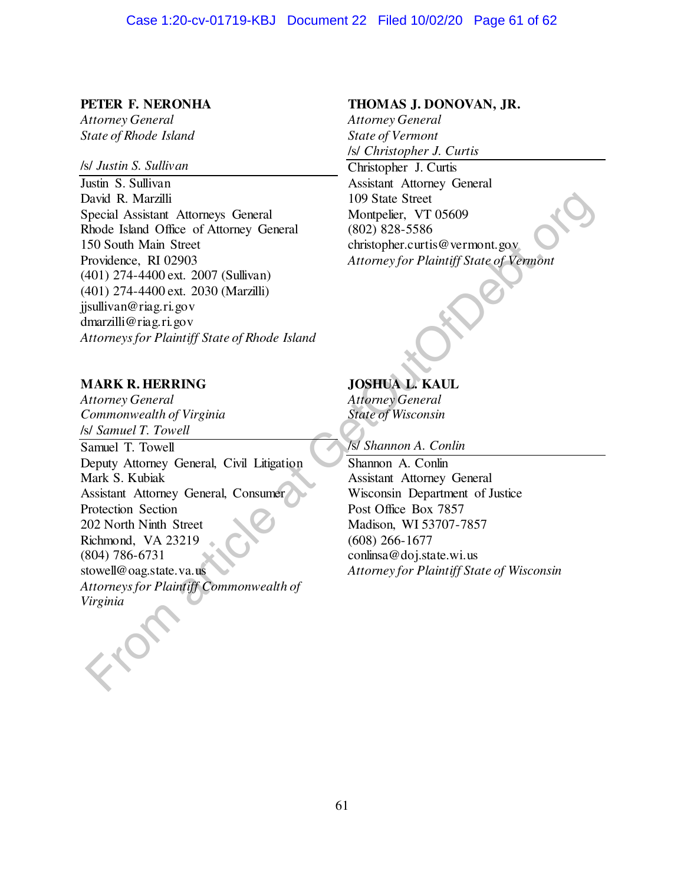**PETER F. NERONHA**
*Attorney General*
*State of Rhode Island*

/s/ *Justin S. Sullivan*

Justin S. Sullivan
David R. Marzilli
Special Assistant Attorneys General
Rhode Island Office of Attorney General
150 South Main Street
Providence, RI 02903
(401) 274-4400 ext. 2007 (Sullivan)
(401) 274-4400 ext. 2030 (Marzilli)
jjsullivan@riag.ri.gov
dmarzilli@riag.ri.gov
*Attorneys for Plaintiff State of Rhode Island*

**THOMAS J. DONOVAN, JR.**
*Attorney General*
*State of Vermont*
/s/ *Christopher J. Curtis*

Christopher J. Curtis
Assistant Attorney General
109 State Street
Montpelier, VT 05609
(802) 828-5586
christopher.curtis@vermont.gov
*Attorney for Plaintiff State of Vermont*

**MARK R. HERRING**
*Attorney General*
*Commonwealth of Virginia*
/s/ *Samuel T. Towell*

Samuel T. Towell
Deputy Attorney General, Civil Litigation
Mark S. Kubiak
Assistant Attorney General, Consumer Protection Section
202 North Ninth Street
Richmond, VA 23219
(804) 786-6731
stowell@oag.state.va.us
*Attorneys for Plaintiff Commonwealth of Virginia*

**JOSHUA L. KAUL**
*Attorney General*
*State of Wisconsin*

/s/ *Shannon A. Conlin*

Shannon A. Conlin
Assistant Attorney General
Wisconsin Department of Justice
Post Office Box 7857
Madison, WI 53707-7857
(608) 266-1677
conlinsa@doj.state.wi.us
*Attorney for Plaintiff State of Wisconsin*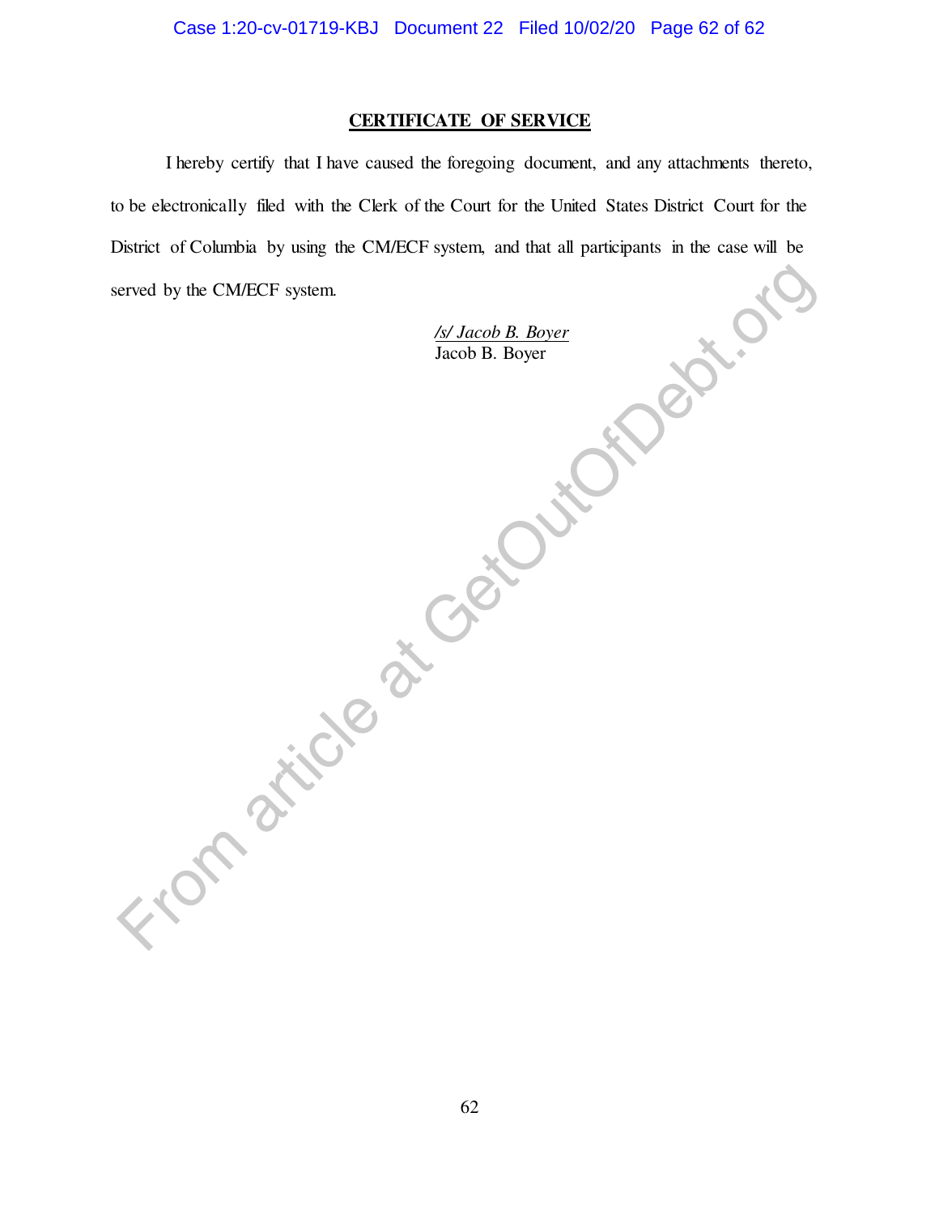## CERTIFICATE OF SERVICE

I hereby certify that I have caused the foregoing document, and any attachments thereto, to be electronically filed with the Clerk of the Court for the United States District Court for the District of Columbia by using the CM/ECF system, and that all participants in the case will be served by the CM/ECF system.

*/s/ Jacob B. Boyer*
Jacob B. Boyer